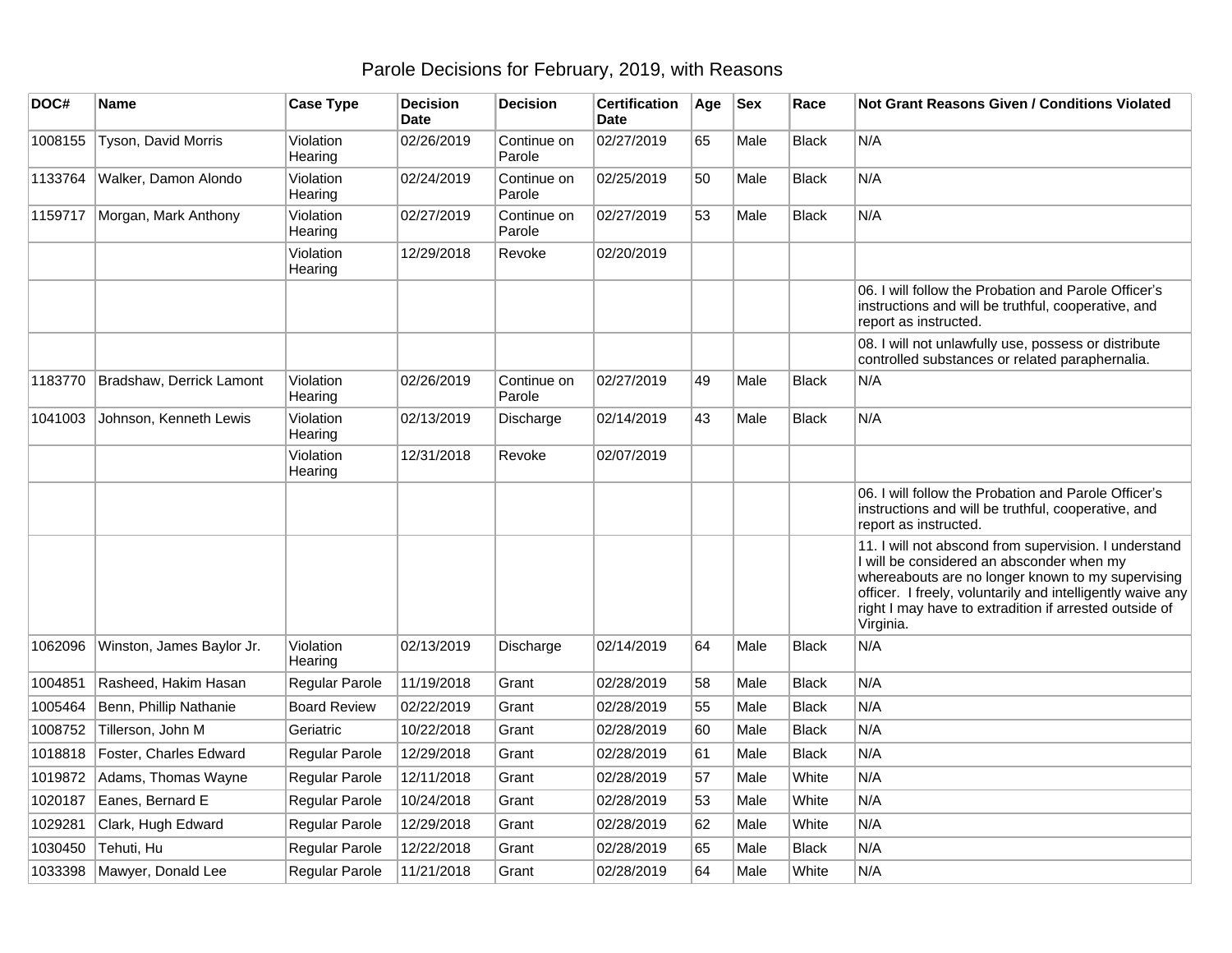# Parole Decisions for February, 2019, with Reasons

| DOC# | Name | Case Type | Decision Date | Decision | Certification Date | Age | Sex | Race | Not Grant Reasons Given / Conditions Violated |
|---|---|---|---|---|---|---|---|---|---|
| 1008155 | Tyson, David Morris | Violation Hearing | 02/26/2019 | Continue on Parole | 02/27/2019 | 65 | Male | Black | N/A |
| 1133764 | Walker, Damon Alondo | Violation Hearing | 02/24/2019 | Continue on Parole | 02/25/2019 | 50 | Male | Black | N/A |
| 1159717 | Morgan, Mark Anthony | Violation Hearing | 02/27/2019 | Continue on Parole | 02/27/2019 | 53 | Male | Black | N/A |
| | | Violation Hearing | 12/29/2018 | Revoke | 02/20/2019 | | | | |
| | | | | | | | | | 06. I will follow the Probation and Parole Officer's instructions and will be truthful, cooperative, and report as instructed. |
| | | | | | | | | | 08. I will not unlawfully use, possess or distribute controlled substances or related paraphernalia. |
| 1183770 | Bradshaw, Derrick Lamont | Violation Hearing | 02/26/2019 | Continue on Parole | 02/27/2019 | 49 | Male | Black | N/A |
| 1041003 | Johnson, Kenneth Lewis | Violation Hearing | 02/13/2019 | Discharge | 02/14/2019 | 43 | Male | Black | N/A |
| | | Violation Hearing | 12/31/2018 | Revoke | 02/07/2019 | | | | |
| | | | | | | | | | 06. I will follow the Probation and Parole Officer's instructions and will be truthful, cooperative, and report as instructed. |
| | | | | | | | | | 11. I will not abscond from supervision. I understand I will be considered an absconder when my whereabouts are no longer known to my supervising officer. I freely, voluntarily and intelligently waive any right I may have to extradition if arrested outside of Virginia. |
| 1062096 | Winston, James Baylor Jr. | Violation Hearing | 02/13/2019 | Discharge | 02/14/2019 | 64 | Male | Black | N/A |
| 1004851 | Rasheed, Hakim Hasan | Regular Parole | 11/19/2018 | Grant | 02/28/2019 | 58 | Male | Black | N/A |
| 1005464 | Benn, Phillip Nathanie | Board Review | 02/22/2019 | Grant | 02/28/2019 | 55 | Male | Black | N/A |
| 1008752 | Tillerson, John M | Geriatric | 10/22/2018 | Grant | 02/28/2019 | 60 | Male | Black | N/A |
| 1018818 | Foster, Charles Edward | Regular Parole | 12/29/2018 | Grant | 02/28/2019 | 61 | Male | Black | N/A |
| 1019872 | Adams, Thomas Wayne | Regular Parole | 12/11/2018 | Grant | 02/28/2019 | 57 | Male | White | N/A |
| 1020187 | Eanes, Bernard E | Regular Parole | 10/24/2018 | Grant | 02/28/2019 | 53 | Male | White | N/A |
| 1029281 | Clark, Hugh Edward | Regular Parole | 12/29/2018 | Grant | 02/28/2019 | 62 | Male | White | N/A |
| 1030450 | Tehuti, Hu | Regular Parole | 12/22/2018 | Grant | 02/28/2019 | 65 | Male | Black | N/A |
| 1033398 | Mawyer, Donald Lee | Regular Parole | 11/21/2018 | Grant | 02/28/2019 | 64 | Male | White | N/A |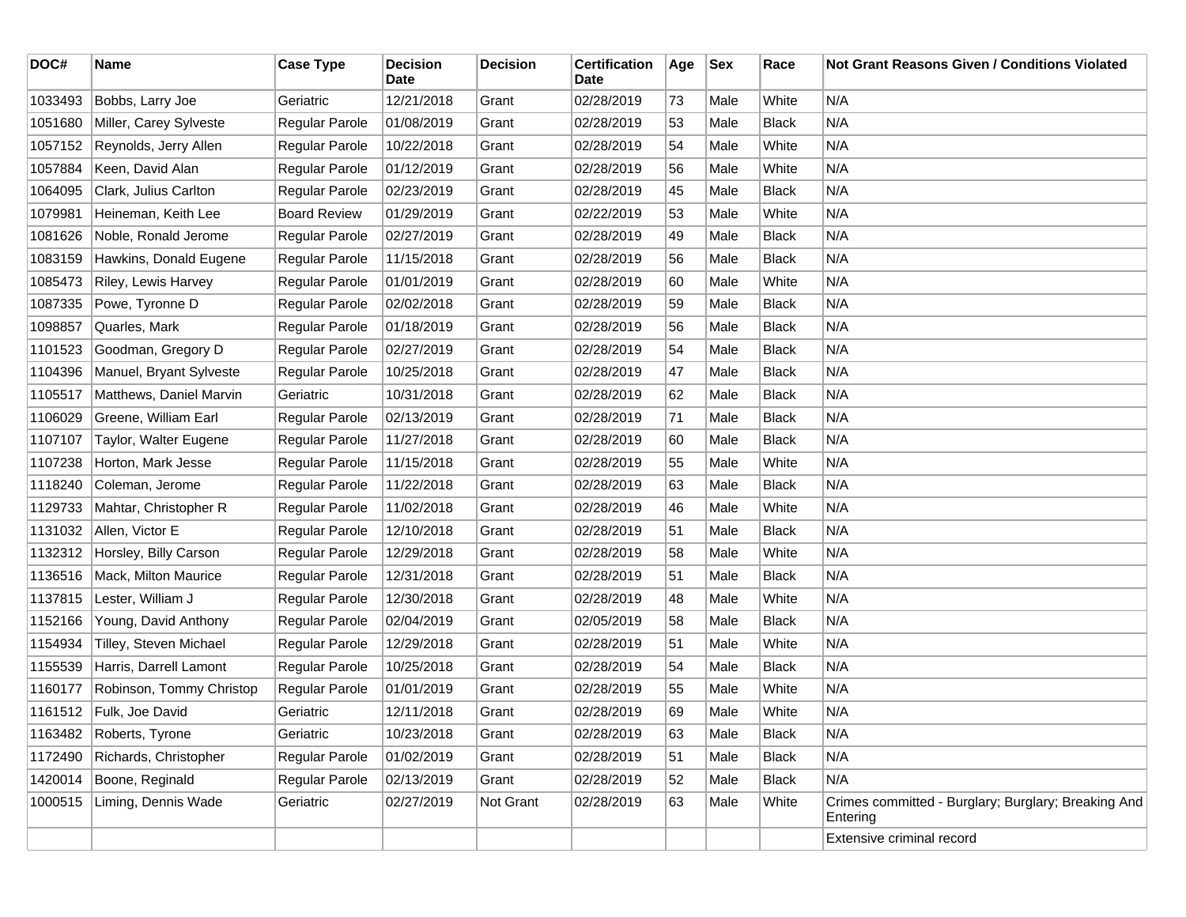| DOC# | Name | Case Type | Decision Date | Decision | Certification Date | Age | Sex | Race | Not Grant Reasons Given / Conditions Violated |
|---|---|---|---|---|---|---|---|---|---|
| 1033493 | Bobbs, Larry Joe | Geriatric | 12/21/2018 | Grant | 02/28/2019 | 73 | Male | White | N/A |
| 1051680 | Miller, Carey Sylveste | Regular Parole | 01/08/2019 | Grant | 02/28/2019 | 53 | Male | Black | N/A |
| 1057152 | Reynolds, Jerry Allen | Regular Parole | 10/22/2018 | Grant | 02/28/2019 | 54 | Male | White | N/A |
| 1057884 | Keen, David Alan | Regular Parole | 01/12/2019 | Grant | 02/28/2019 | 56 | Male | White | N/A |
| 1064095 | Clark, Julius Carlton | Regular Parole | 02/23/2019 | Grant | 02/28/2019 | 45 | Male | Black | N/A |
| 1079981 | Heineman, Keith Lee | Board Review | 01/29/2019 | Grant | 02/22/2019 | 53 | Male | White | N/A |
| 1081626 | Noble, Ronald Jerome | Regular Parole | 02/27/2019 | Grant | 02/28/2019 | 49 | Male | Black | N/A |
| 1083159 | Hawkins, Donald Eugene | Regular Parole | 11/15/2018 | Grant | 02/28/2019 | 56 | Male | Black | N/A |
| 1085473 | Riley, Lewis Harvey | Regular Parole | 01/01/2019 | Grant | 02/28/2019 | 60 | Male | White | N/A |
| 1087335 | Powe, Tyronne D | Regular Parole | 02/02/2018 | Grant | 02/28/2019 | 59 | Male | Black | N/A |
| 1098857 | Quarles, Mark | Regular Parole | 01/18/2019 | Grant | 02/28/2019 | 56 | Male | Black | N/A |
| 1101523 | Goodman, Gregory D | Regular Parole | 02/27/2019 | Grant | 02/28/2019 | 54 | Male | Black | N/A |
| 1104396 | Manuel, Bryant Sylveste | Regular Parole | 10/25/2018 | Grant | 02/28/2019 | 47 | Male | Black | N/A |
| 1105517 | Matthews, Daniel Marvin | Geriatric | 10/31/2018 | Grant | 02/28/2019 | 62 | Male | Black | N/A |
| 1106029 | Greene, William Earl | Regular Parole | 02/13/2019 | Grant | 02/28/2019 | 71 | Male | Black | N/A |
| 1107107 | Taylor, Walter Eugene | Regular Parole | 11/27/2018 | Grant | 02/28/2019 | 60 | Male | Black | N/A |
| 1107238 | Horton, Mark Jesse | Regular Parole | 11/15/2018 | Grant | 02/28/2019 | 55 | Male | White | N/A |
| 1118240 | Coleman, Jerome | Regular Parole | 11/22/2018 | Grant | 02/28/2019 | 63 | Male | Black | N/A |
| 1129733 | Mahtar, Christopher R | Regular Parole | 11/02/2018 | Grant | 02/28/2019 | 46 | Male | White | N/A |
| 1131032 | Allen, Victor E | Regular Parole | 12/10/2018 | Grant | 02/28/2019 | 51 | Male | Black | N/A |
| 1132312 | Horsley, Billy Carson | Regular Parole | 12/29/2018 | Grant | 02/28/2019 | 58 | Male | White | N/A |
| 1136516 | Mack, Milton Maurice | Regular Parole | 12/31/2018 | Grant | 02/28/2019 | 51 | Male | Black | N/A |
| 1137815 | Lester, William J | Regular Parole | 12/30/2018 | Grant | 02/28/2019 | 48 | Male | White | N/A |
| 1152166 | Young, David Anthony | Regular Parole | 02/04/2019 | Grant | 02/05/2019 | 58 | Male | Black | N/A |
| 1154934 | Tilley, Steven Michael | Regular Parole | 12/29/2018 | Grant | 02/28/2019 | 51 | Male | White | N/A |
| 1155539 | Harris, Darrell Lamont | Regular Parole | 10/25/2018 | Grant | 02/28/2019 | 54 | Male | Black | N/A |
| 1160177 | Robinson, Tommy Christop | Regular Parole | 01/01/2019 | Grant | 02/28/2019 | 55 | Male | White | N/A |
| 1161512 | Fulk, Joe David | Geriatric | 12/11/2018 | Grant | 02/28/2019 | 69 | Male | White | N/A |
| 1163482 | Roberts, Tyrone | Geriatric | 10/23/2018 | Grant | 02/28/2019 | 63 | Male | Black | N/A |
| 1172490 | Richards, Christopher | Regular Parole | 01/02/2019 | Grant | 02/28/2019 | 51 | Male | Black | N/A |
| 1420014 | Boone, Reginald | Regular Parole | 02/13/2019 | Grant | 02/28/2019 | 52 | Male | Black | N/A |
| 1000515 | Liming, Dennis Wade | Geriatric | 02/27/2019 | Not Grant | 02/28/2019 | 63 | Male | White | Crimes committed - Burglary; Burglary; Breaking And Entering |
| | | | | | | | | | Extensive criminal record |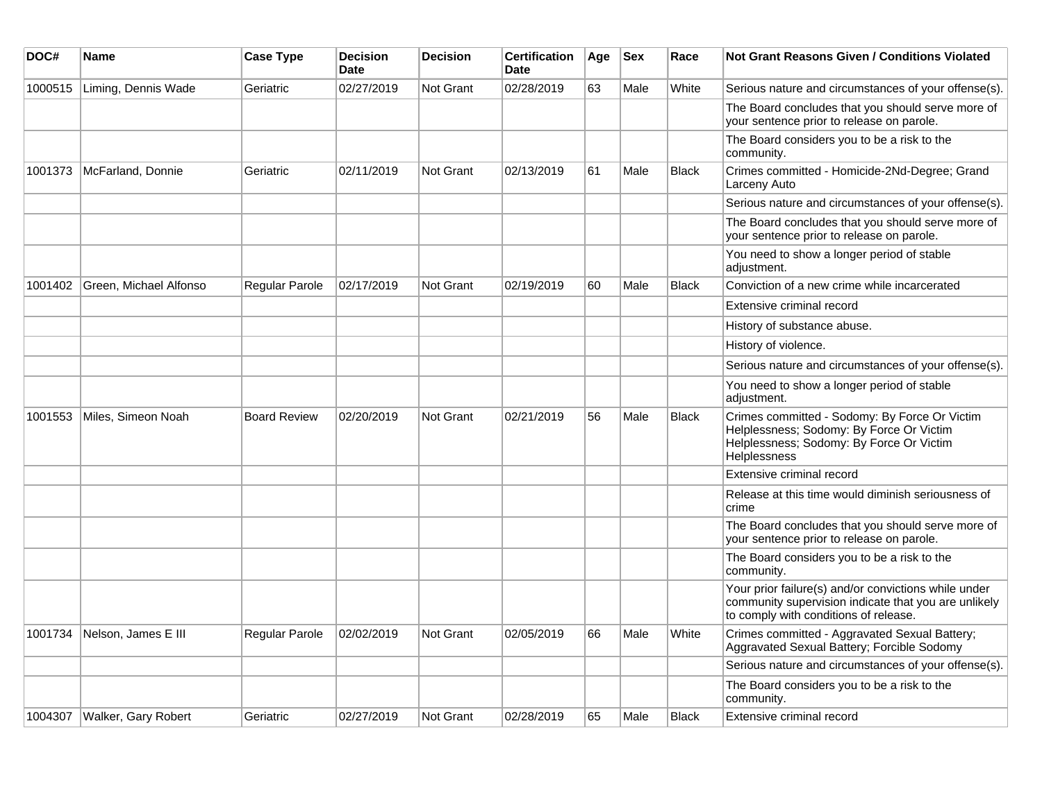| DOC# | Name | Case Type | Decision Date | Decision | Certification Date | Age | Sex | Race | Not Grant Reasons Given / Conditions Violated |
|---|---|---|---|---|---|---|---|---|---|
| 1000515 | Liming, Dennis Wade | Geriatric | 02/27/2019 | Not Grant | 02/28/2019 | 63 | Male | White | Serious nature and circumstances of your offense(s). |
| | | | | | | | | | The Board concludes that you should serve more of your sentence prior to release on parole. |
| | | | | | | | | | The Board considers you to be a risk to the community. |
| 1001373 | McFarland, Donnie | Geriatric | 02/11/2019 | Not Grant | 02/13/2019 | 61 | Male | Black | Crimes committed - Homicide-2Nd-Degree; Grand Larceny Auto |
| | | | | | | | | | Serious nature and circumstances of your offense(s). |
| | | | | | | | | | The Board concludes that you should serve more of your sentence prior to release on parole. |
| | | | | | | | | | You need to show a longer period of stable adjustment. |
| 1001402 | Green, Michael Alfonso | Regular Parole | 02/17/2019 | Not Grant | 02/19/2019 | 60 | Male | Black | Conviction of a new crime while incarcerated |
| | | | | | | | | | Extensive criminal record |
| | | | | | | | | | History of substance abuse. |
| | | | | | | | | | History of violence. |
| | | | | | | | | | Serious nature and circumstances of your offense(s). |
| | | | | | | | | | You need to show a longer period of stable adjustment. |
| 1001553 | Miles, Simeon Noah | Board Review | 02/20/2019 | Not Grant | 02/21/2019 | 56 | Male | Black | Crimes committed - Sodomy: By Force Or Victim Helplessness; Sodomy: By Force Or Victim Helplessness; Sodomy: By Force Or Victim Helplessness |
| | | | | | | | | | Extensive criminal record |
| | | | | | | | | | Release at this time would diminish seriousness of crime |
| | | | | | | | | | The Board concludes that you should serve more of your sentence prior to release on parole. |
| | | | | | | | | | The Board considers you to be a risk to the community. |
| | | | | | | | | | Your prior failure(s) and/or convictions while under community supervision indicate that you are unlikely to comply with conditions of release. |
| 1001734 | Nelson, James E III | Regular Parole | 02/02/2019 | Not Grant | 02/05/2019 | 66 | Male | White | Crimes committed - Aggravated Sexual Battery; Aggravated Sexual Battery; Forcible Sodomy |
| | | | | | | | | | Serious nature and circumstances of your offense(s). |
| | | | | | | | | | The Board considers you to be a risk to the community. |
| 1004307 | Walker, Gary Robert | Geriatric | 02/27/2019 | Not Grant | 02/28/2019 | 65 | Male | Black | Extensive criminal record |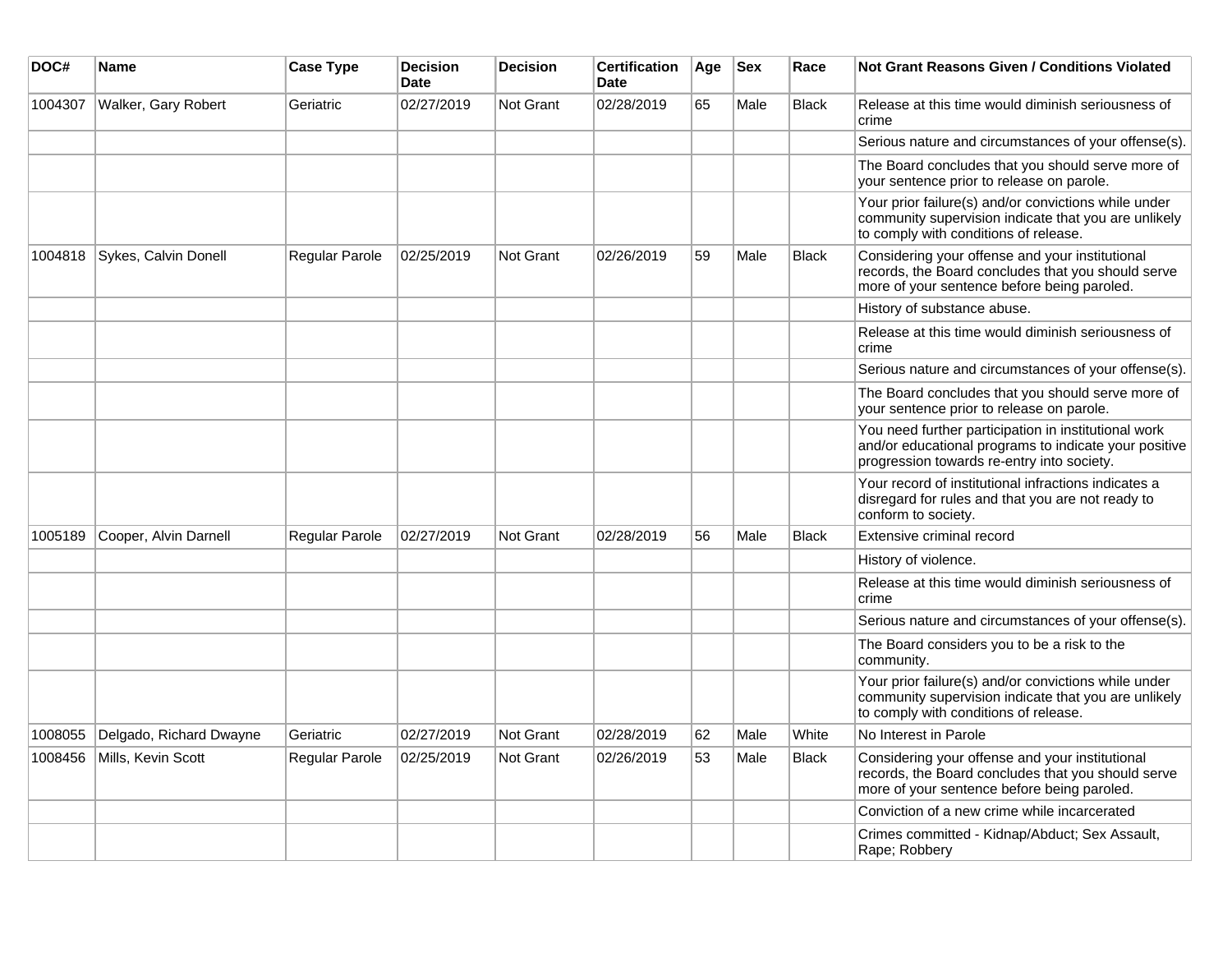| DOC# | Name | Case Type | Decision Date | Decision | Certification Date | Age | Sex | Race | Not Grant Reasons Given / Conditions Violated |
| --- | --- | --- | --- | --- | --- | --- | --- | --- | --- |
| 1004307 | Walker, Gary Robert | Geriatric | 02/27/2019 | Not Grant | 02/28/2019 | 65 | Male | Black | Release at this time would diminish seriousness of crime |
| | | | | | | | | | Serious nature and circumstances of your offense(s). |
| | | | | | | | | | The Board concludes that you should serve more of your sentence prior to release on parole. |
| | | | | | | | | | Your prior failure(s) and/or convictions while under community supervision indicate that you are unlikely to comply with conditions of release. |
| 1004818 | Sykes, Calvin Donell | Regular Parole | 02/25/2019 | Not Grant | 02/26/2019 | 59 | Male | Black | Considering your offense and your institutional records, the Board concludes that you should serve more of your sentence before being paroled. |
| | | | | | | | | | History of substance abuse. |
| | | | | | | | | | Release at this time would diminish seriousness of crime |
| | | | | | | | | | Serious nature and circumstances of your offense(s). |
| | | | | | | | | | The Board concludes that you should serve more of your sentence prior to release on parole. |
| | | | | | | | | | You need further participation in institutional work and/or educational programs to indicate your positive progression towards re-entry into society. |
| | | | | | | | | | Your record of institutional infractions indicates a disregard for rules and that you are not ready to conform to society. |
| 1005189 | Cooper, Alvin Darnell | Regular Parole | 02/27/2019 | Not Grant | 02/28/2019 | 56 | Male | Black | Extensive criminal record |
| | | | | | | | | | History of violence. |
| | | | | | | | | | Release at this time would diminish seriousness of crime |
| | | | | | | | | | Serious nature and circumstances of your offense(s). |
| | | | | | | | | | The Board considers you to be a risk to the community. |
| | | | | | | | | | Your prior failure(s) and/or convictions while under community supervision indicate that you are unlikely to comply with conditions of release. |
| 1008055 | Delgado, Richard Dwayne | Geriatric | 02/27/2019 | Not Grant | 02/28/2019 | 62 | Male | White | No Interest in Parole |
| 1008456 | Mills, Kevin Scott | Regular Parole | 02/25/2019 | Not Grant | 02/26/2019 | 53 | Male | Black | Considering your offense and your institutional records, the Board concludes that you should serve more of your sentence before being paroled. |
| | | | | | | | | | Conviction of a new crime while incarcerated |
| | | | | | | | | | Crimes committed - Kidnap/Abduct; Sex Assault, Rape; Robbery |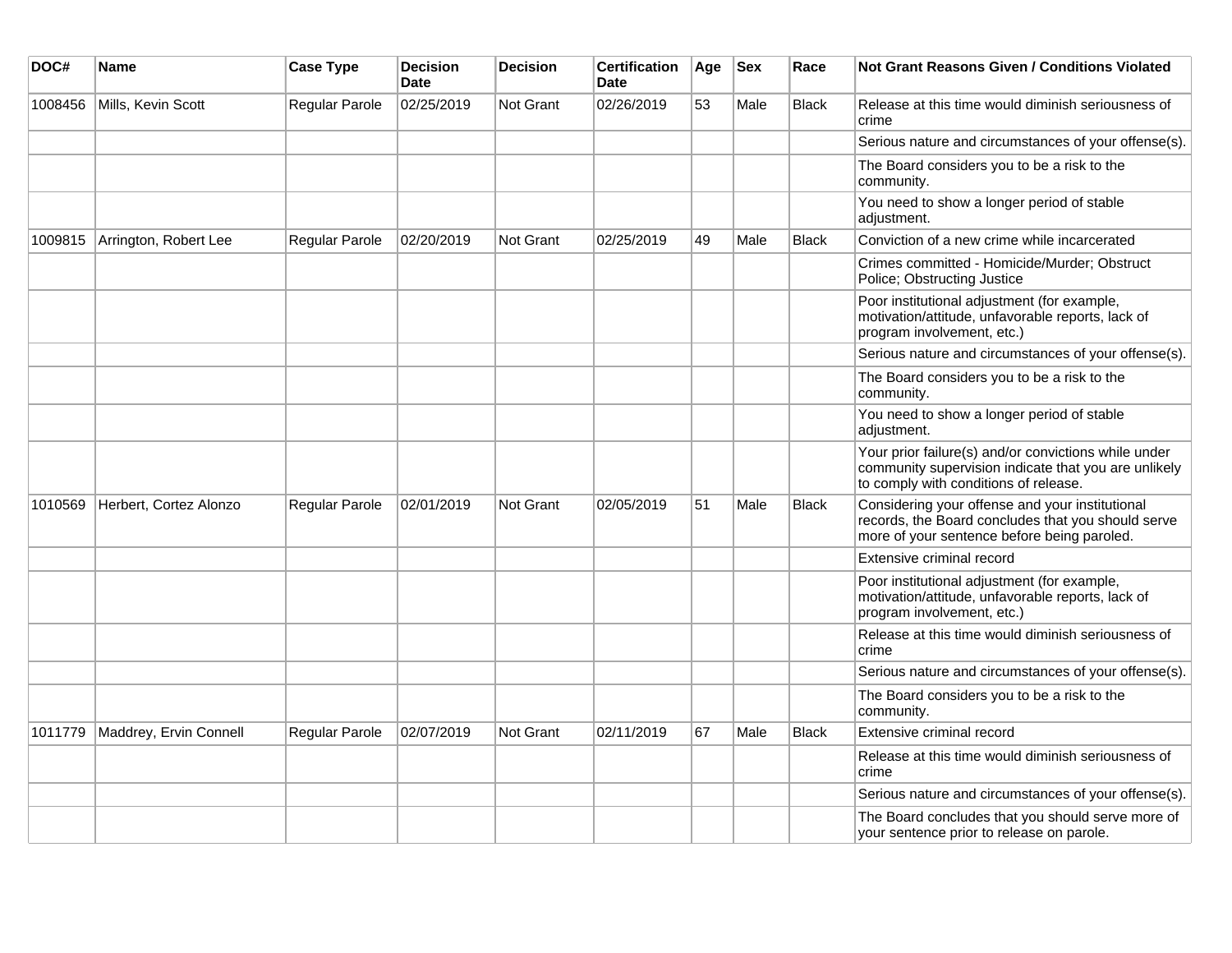| DOC# | Name | Case Type | Decision Date | Decision | Certification Date | Age | Sex | Race | Not Grant Reasons Given / Conditions Violated |
|---|---|---|---|---|---|---|---|---|---|
| 1008456 | Mills, Kevin Scott | Regular Parole | 02/25/2019 | Not Grant | 02/26/2019 | 53 | Male | Black | Release at this time would diminish seriousness of crime |
| | | | | | | | | | Serious nature and circumstances of your offense(s). |
| | | | | | | | | | The Board considers you to be a risk to the community. |
| | | | | | | | | | You need to show a longer period of stable adjustment. |
| 1009815 | Arrington, Robert Lee | Regular Parole | 02/20/2019 | Not Grant | 02/25/2019 | 49 | Male | Black | Conviction of a new crime while incarcerated |
| | | | | | | | | | Crimes committed - Homicide/Murder; Obstruct Police; Obstructing Justice |
| | | | | | | | | | Poor institutional adjustment (for example, motivation/attitude, unfavorable reports, lack of program involvement, etc.) |
| | | | | | | | | | Serious nature and circumstances of your offense(s). |
| | | | | | | | | | The Board considers you to be a risk to the community. |
| | | | | | | | | | You need to show a longer period of stable adjustment. |
| | | | | | | | | | Your prior failure(s) and/or convictions while under community supervision indicate that you are unlikely to comply with conditions of release. |
| 1010569 | Herbert, Cortez Alonzo | Regular Parole | 02/01/2019 | Not Grant | 02/05/2019 | 51 | Male | Black | Considering your offense and your institutional records, the Board concludes that you should serve more of your sentence before being paroled. |
| | | | | | | | | | Extensive criminal record |
| | | | | | | | | | Poor institutional adjustment (for example, motivation/attitude, unfavorable reports, lack of program involvement, etc.) |
| | | | | | | | | | Release at this time would diminish seriousness of crime |
| | | | | | | | | | Serious nature and circumstances of your offense(s). |
| | | | | | | | | | The Board considers you to be a risk to the community. |
| 1011779 | Maddrey, Ervin Connell | Regular Parole | 02/07/2019 | Not Grant | 02/11/2019 | 67 | Male | Black | Extensive criminal record |
| | | | | | | | | | Release at this time would diminish seriousness of crime |
| | | | | | | | | | Serious nature and circumstances of your offense(s). |
| | | | | | | | | | The Board concludes that you should serve more of your sentence prior to release on parole. |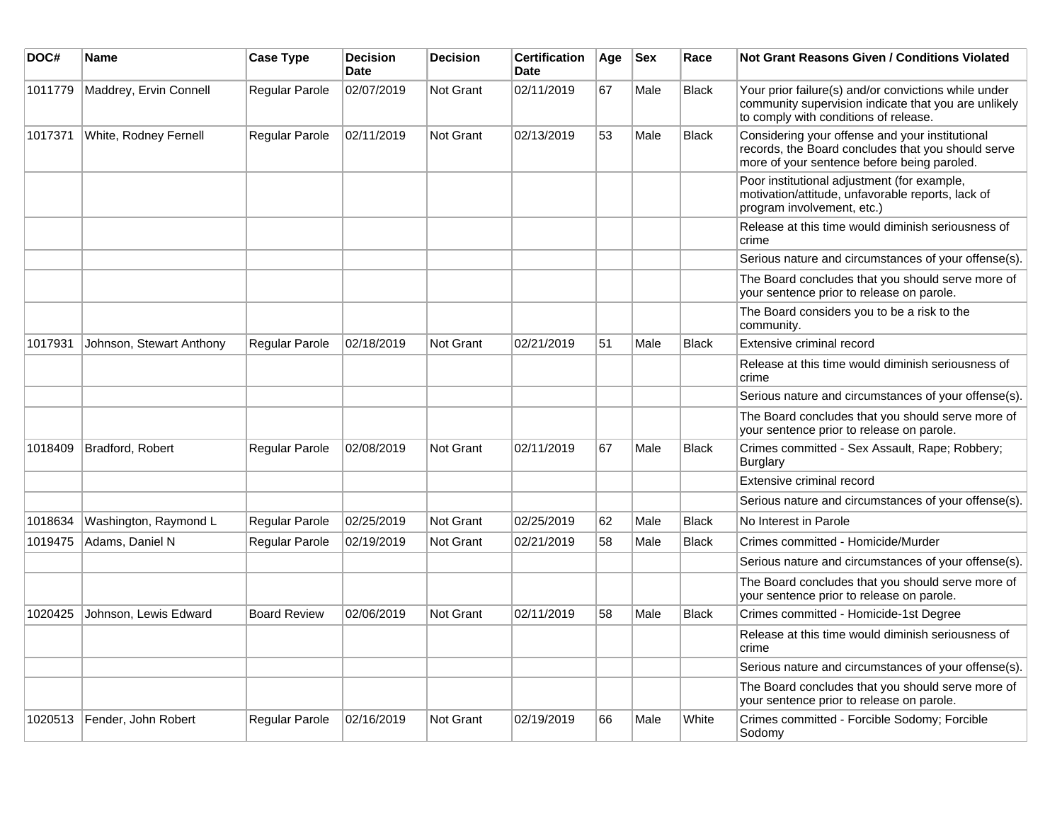| DOC# | Name | Case Type | Decision Date | Decision | Certification Date | Age | Sex | Race | Not Grant Reasons Given / Conditions Violated |
|---|---|---|---|---|---|---|---|---|---|
| 1011779 | Maddrey, Ervin Connell | Regular Parole | 02/07/2019 | Not Grant | 02/11/2019 | 67 | Male | Black | Your prior failure(s) and/or convictions while under community supervision indicate that you are unlikely to comply with conditions of release. |
| 1017371 | White, Rodney Fernell | Regular Parole | 02/11/2019 | Not Grant | 02/13/2019 | 53 | Male | Black | Considering your offense and your institutional records, the Board concludes that you should serve more of your sentence before being paroled. |
| | | | | | | | | | Poor institutional adjustment (for example, motivation/attitude, unfavorable reports, lack of program involvement, etc.) |
| | | | | | | | | | Release at this time would diminish seriousness of crime |
| | | | | | | | | | Serious nature and circumstances of your offense(s). |
| | | | | | | | | | The Board concludes that you should serve more of your sentence prior to release on parole. |
| | | | | | | | | | The Board considers you to be a risk to the community. |
| 1017931 | Johnson, Stewart Anthony | Regular Parole | 02/18/2019 | Not Grant | 02/21/2019 | 51 | Male | Black | Extensive criminal record |
| | | | | | | | | | Release at this time would diminish seriousness of crime |
| | | | | | | | | | Serious nature and circumstances of your offense(s). |
| | | | | | | | | | The Board concludes that you should serve more of your sentence prior to release on parole. |
| 1018409 | Bradford, Robert | Regular Parole | 02/08/2019 | Not Grant | 02/11/2019 | 67 | Male | Black | Crimes committed - Sex Assault, Rape; Robbery; Burglary |
| | | | | | | | | | Extensive criminal record |
| | | | | | | | | | Serious nature and circumstances of your offense(s). |
| 1018634 | Washington, Raymond L | Regular Parole | 02/25/2019 | Not Grant | 02/25/2019 | 62 | Male | Black | No Interest in Parole |
| 1019475 | Adams, Daniel N | Regular Parole | 02/19/2019 | Not Grant | 02/21/2019 | 58 | Male | Black | Crimes committed - Homicide/Murder |
| | | | | | | | | | Serious nature and circumstances of your offense(s). |
| | | | | | | | | | The Board concludes that you should serve more of your sentence prior to release on parole. |
| 1020425 | Johnson, Lewis Edward | Board Review | 02/06/2019 | Not Grant | 02/11/2019 | 58 | Male | Black | Crimes committed - Homicide-1st Degree |
| | | | | | | | | | Release at this time would diminish seriousness of crime |
| | | | | | | | | | Serious nature and circumstances of your offense(s). |
| | | | | | | | | | The Board concludes that you should serve more of your sentence prior to release on parole. |
| 1020513 | Fender, John Robert | Regular Parole | 02/16/2019 | Not Grant | 02/19/2019 | 66 | Male | White | Crimes committed - Forcible Sodomy; Forcible Sodomy |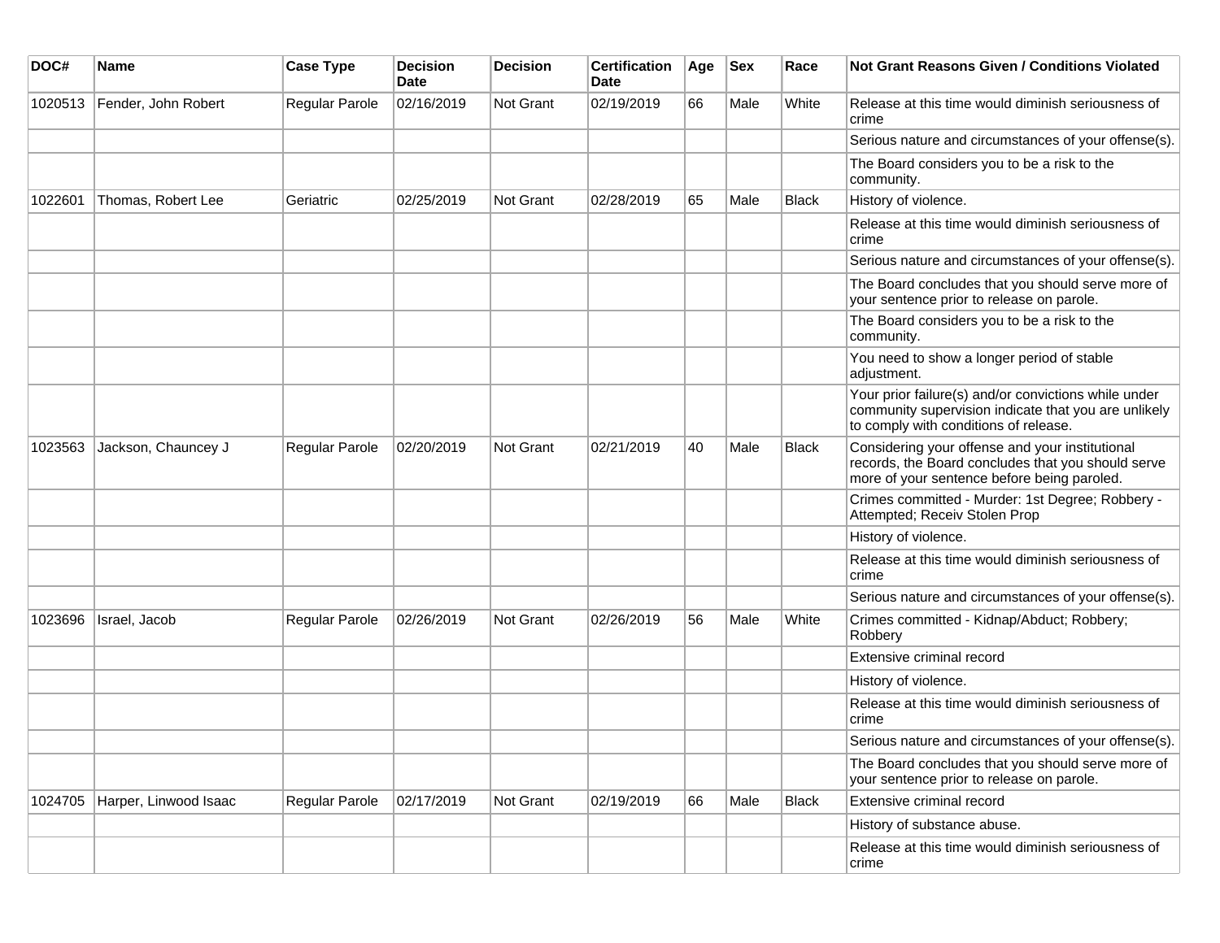| DOC# | Name | Case Type | Decision Date | Decision | Certification Date | Age | Sex | Race | Not Grant Reasons Given / Conditions Violated |
|---|---|---|---|---|---|---|---|---|---|
| 1020513 | Fender, John Robert | Regular Parole | 02/16/2019 | Not Grant | 02/19/2019 | 66 | Male | White | Release at this time would diminish seriousness of crime |
| | | | | | | | | | Serious nature and circumstances of your offense(s). |
| | | | | | | | | | The Board considers you to be a risk to the community. |
| 1022601 | Thomas, Robert Lee | Geriatric | 02/25/2019 | Not Grant | 02/28/2019 | 65 | Male | Black | History of violence. |
| | | | | | | | | | Release at this time would diminish seriousness of crime |
| | | | | | | | | | Serious nature and circumstances of your offense(s). |
| | | | | | | | | | The Board concludes that you should serve more of your sentence prior to release on parole. |
| | | | | | | | | | The Board considers you to be a risk to the community. |
| | | | | | | | | | You need to show a longer period of stable adjustment. |
| | | | | | | | | | Your prior failure(s) and/or convictions while under community supervision indicate that you are unlikely to comply with conditions of release. |
| 1023563 | Jackson, Chauncey J | Regular Parole | 02/20/2019 | Not Grant | 02/21/2019 | 40 | Male | Black | Considering your offense and your institutional records, the Board concludes that you should serve more of your sentence before being paroled. |
| | | | | | | | | | Crimes committed - Murder: 1st Degree; Robbery - Attempted; Receiv Stolen Prop |
| | | | | | | | | | History of violence. |
| | | | | | | | | | Release at this time would diminish seriousness of crime |
| | | | | | | | | | Serious nature and circumstances of your offense(s). |
| 1023696 | Israel, Jacob | Regular Parole | 02/26/2019 | Not Grant | 02/26/2019 | 56 | Male | White | Crimes committed - Kidnap/Abduct; Robbery; Robbery |
| | | | | | | | | | Extensive criminal record |
| | | | | | | | | | History of violence. |
| | | | | | | | | | Release at this time would diminish seriousness of crime |
| | | | | | | | | | Serious nature and circumstances of your offense(s). |
| | | | | | | | | | The Board concludes that you should serve more of your sentence prior to release on parole. |
| 1024705 | Harper, Linwood Isaac | Regular Parole | 02/17/2019 | Not Grant | 02/19/2019 | 66 | Male | Black | Extensive criminal record |
| | | | | | | | | | History of substance abuse. |
| | | | | | | | | | Release at this time would diminish seriousness of crime |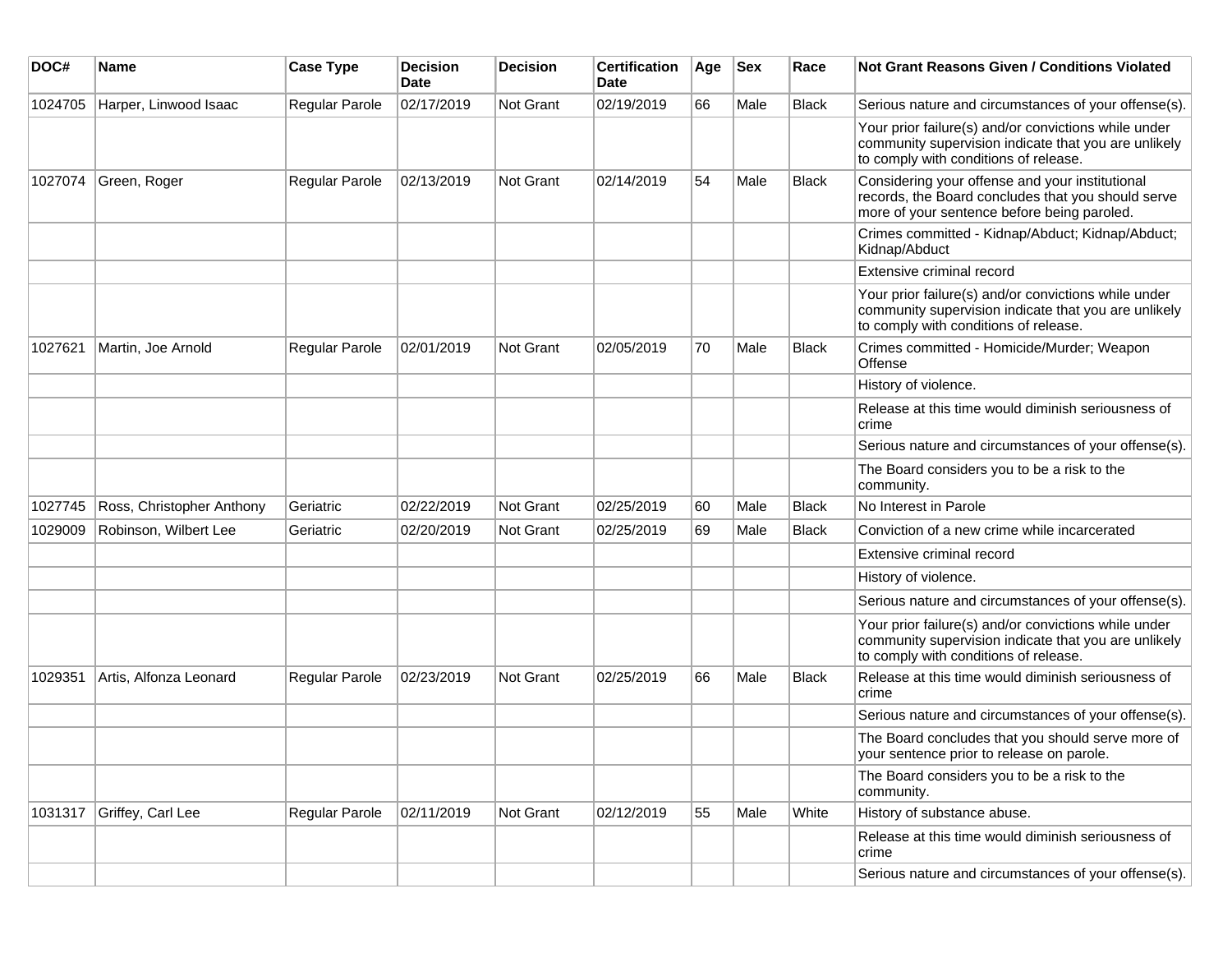| DOC# | Name | Case Type | Decision Date | Decision | Certification Date | Age | Sex | Race | Not Grant Reasons Given / Conditions Violated |
|---|---|---|---|---|---|---|---|---|---|
| 1024705 | Harper, Linwood Isaac | Regular Parole | 02/17/2019 | Not Grant | 02/19/2019 | 66 | Male | Black | Serious nature and circumstances of your offense(s). |
| | | | | | | | | | Your prior failure(s) and/or convictions while under community supervision indicate that you are unlikely to comply with conditions of release. |
| 1027074 | Green, Roger | Regular Parole | 02/13/2019 | Not Grant | 02/14/2019 | 54 | Male | Black | Considering your offense and your institutional records, the Board concludes that you should serve more of your sentence before being paroled. |
| | | | | | | | | | Crimes committed - Kidnap/Abduct; Kidnap/Abduct; Kidnap/Abduct |
| | | | | | | | | | Extensive criminal record |
| | | | | | | | | | Your prior failure(s) and/or convictions while under community supervision indicate that you are unlikely to comply with conditions of release. |
| 1027621 | Martin, Joe Arnold | Regular Parole | 02/01/2019 | Not Grant | 02/05/2019 | 70 | Male | Black | Crimes committed - Homicide/Murder; Weapon Offense |
| | | | | | | | | | History of violence. |
| | | | | | | | | | Release at this time would diminish seriousness of crime |
| | | | | | | | | | Serious nature and circumstances of your offense(s). |
| | | | | | | | | | The Board considers you to be a risk to the community. |
| 1027745 | Ross, Christopher Anthony | Geriatric | 02/22/2019 | Not Grant | 02/25/2019 | 60 | Male | Black | No Interest in Parole |
| 1029009 | Robinson, Wilbert Lee | Geriatric | 02/20/2019 | Not Grant | 02/25/2019 | 69 | Male | Black | Conviction of a new crime while incarcerated |
| | | | | | | | | | Extensive criminal record |
| | | | | | | | | | History of violence. |
| | | | | | | | | | Serious nature and circumstances of your offense(s). |
| | | | | | | | | | Your prior failure(s) and/or convictions while under community supervision indicate that you are unlikely to comply with conditions of release. |
| 1029351 | Artis, Alfonza Leonard | Regular Parole | 02/23/2019 | Not Grant | 02/25/2019 | 66 | Male | Black | Release at this time would diminish seriousness of crime |
| | | | | | | | | | Serious nature and circumstances of your offense(s). |
| | | | | | | | | | The Board concludes that you should serve more of your sentence prior to release on parole. |
| | | | | | | | | | The Board considers you to be a risk to the community. |
| 1031317 | Griffey, Carl Lee | Regular Parole | 02/11/2019 | Not Grant | 02/12/2019 | 55 | Male | White | History of substance abuse. |
| | | | | | | | | | Release at this time would diminish seriousness of crime |
| | | | | | | | | | Serious nature and circumstances of your offense(s). |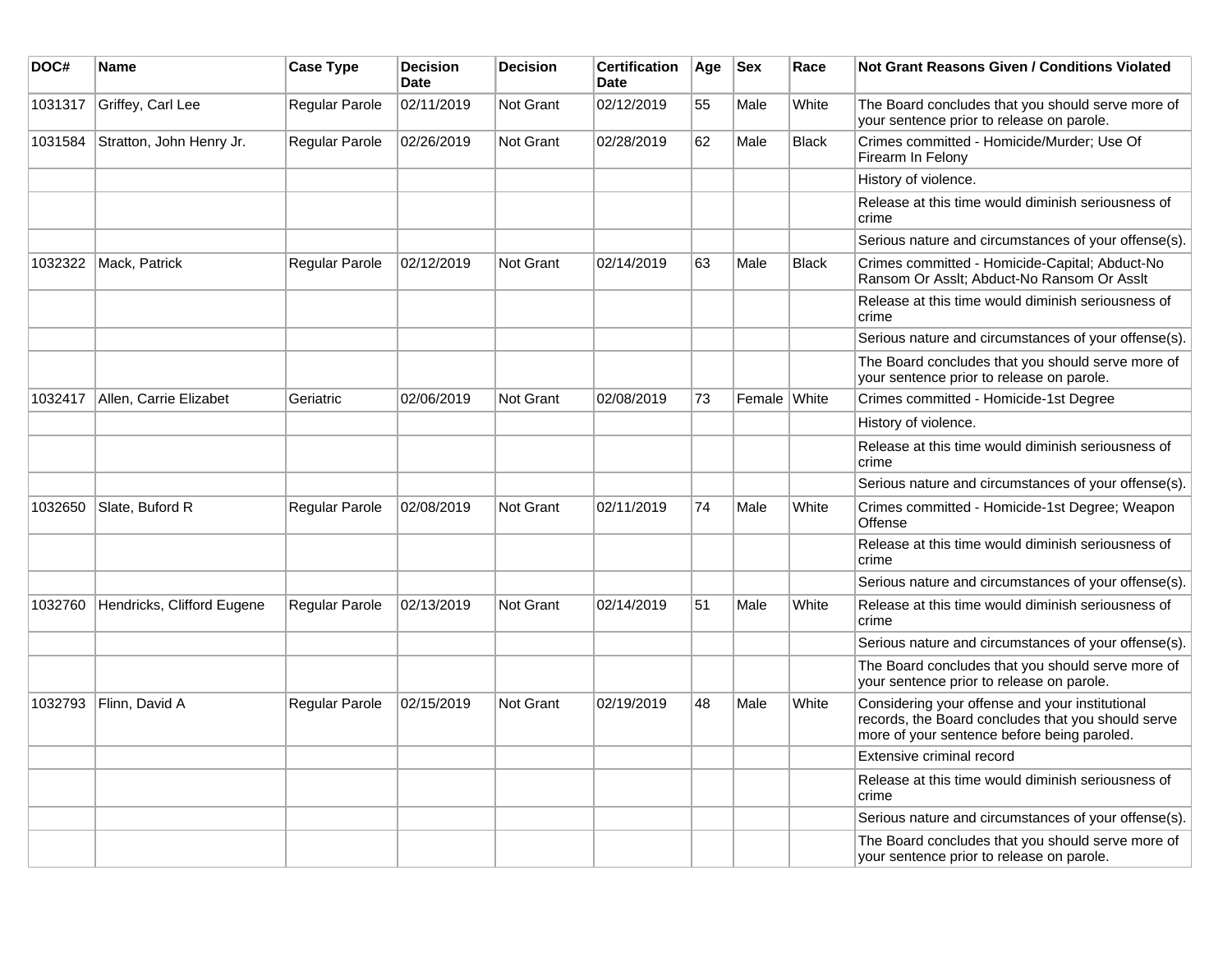| DOC# | Name | Case Type | Decision Date | Decision | Certification Date | Age | Sex | Race | Not Grant Reasons Given / Conditions Violated |
|---|---|---|---|---|---|---|---|---|---|
| 1031317 | Griffey, Carl Lee | Regular Parole | 02/11/2019 | Not Grant | 02/12/2019 | 55 | Male | White | The Board concludes that you should serve more of your sentence prior to release on parole. |
| 1031584 | Stratton, John Henry Jr. | Regular Parole | 02/26/2019 | Not Grant | 02/28/2019 | 62 | Male | Black | Crimes committed - Homicide/Murder; Use Of Firearm In Felony |
| | | | | | | | | | History of violence. |
| | | | | | | | | | Release at this time would diminish seriousness of crime |
| | | | | | | | | | Serious nature and circumstances of your offense(s). |
| 1032322 | Mack, Patrick | Regular Parole | 02/12/2019 | Not Grant | 02/14/2019 | 63 | Male | Black | Crimes committed - Homicide-Capital; Abduct-No Ransom Or Asslt; Abduct-No Ransom Or Asslt |
| | | | | | | | | | Release at this time would diminish seriousness of crime |
| | | | | | | | | | Serious nature and circumstances of your offense(s). |
| | | | | | | | | | The Board concludes that you should serve more of your sentence prior to release on parole. |
| 1032417 | Allen, Carrie Elizabet | Geriatric | 02/06/2019 | Not Grant | 02/08/2019 | 73 | Female | White | Crimes committed - Homicide-1st Degree |
| | | | | | | | | | History of violence. |
| | | | | | | | | | Release at this time would diminish seriousness of crime |
| | | | | | | | | | Serious nature and circumstances of your offense(s). |
| 1032650 | Slate, Buford R | Regular Parole | 02/08/2019 | Not Grant | 02/11/2019 | 74 | Male | White | Crimes committed - Homicide-1st Degree; Weapon Offense |
| | | | | | | | | | Release at this time would diminish seriousness of crime |
| | | | | | | | | | Serious nature and circumstances of your offense(s). |
| 1032760 | Hendricks, Clifford Eugene | Regular Parole | 02/13/2019 | Not Grant | 02/14/2019 | 51 | Male | White | Release at this time would diminish seriousness of crime |
| | | | | | | | | | Serious nature and circumstances of your offense(s). |
| | | | | | | | | | The Board concludes that you should serve more of your sentence prior to release on parole. |
| 1032793 | Flinn, David A | Regular Parole | 02/15/2019 | Not Grant | 02/19/2019 | 48 | Male | White | Considering your offense and your institutional records, the Board concludes that you should serve more of your sentence before being paroled. |
| | | | | | | | | | Extensive criminal record |
| | | | | | | | | | Release at this time would diminish seriousness of crime |
| | | | | | | | | | Serious nature and circumstances of your offense(s). |
| | | | | | | | | | The Board concludes that you should serve more of your sentence prior to release on parole. |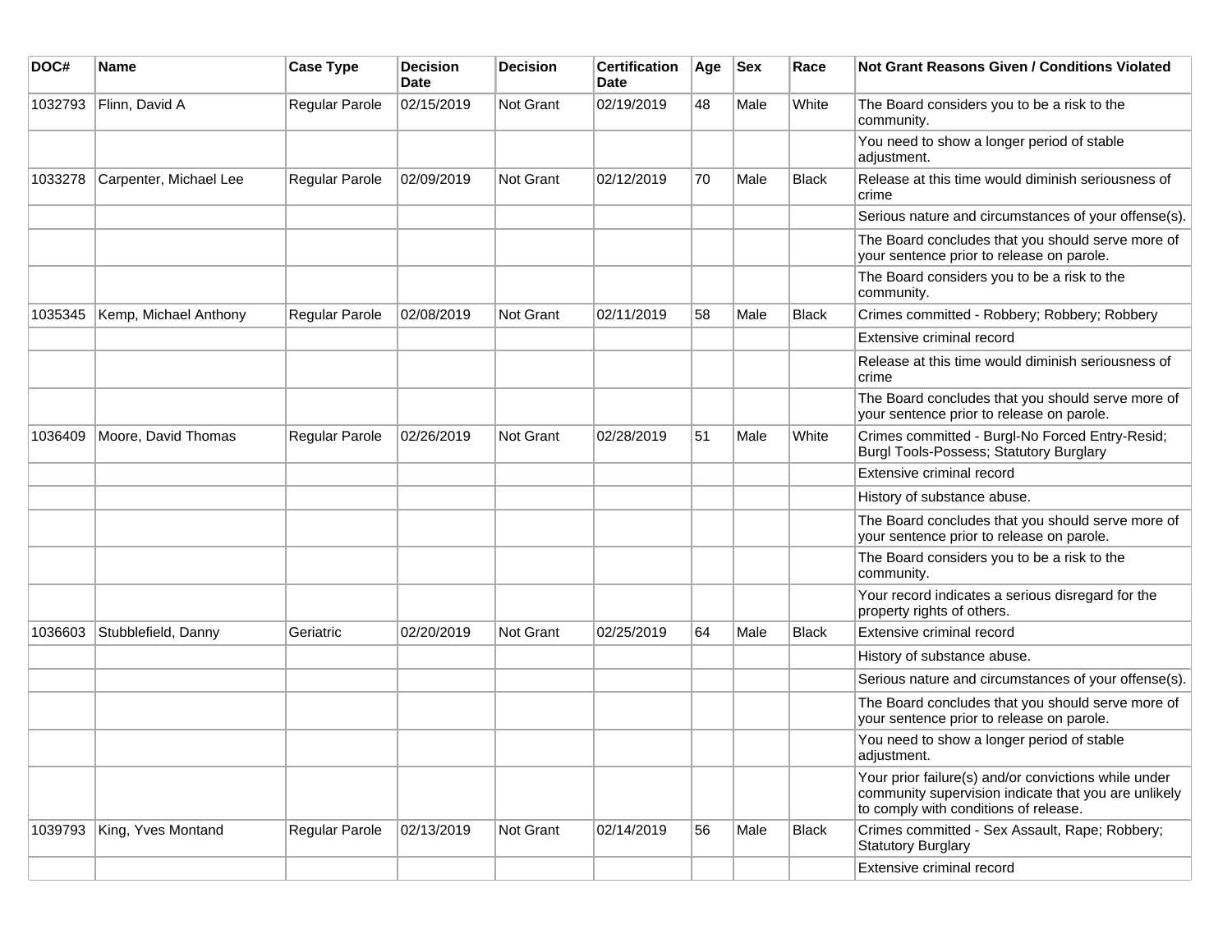| DOC# | Name | Case Type | Decision Date | Decision | Certification Date | Age | Sex | Race | Not Grant Reasons Given / Conditions Violated |
|---|---|---|---|---|---|---|---|---|---|
| 1032793 | Flinn, David A | Regular Parole | 02/15/2019 | Not Grant | 02/19/2019 | 48 | Male | White | The Board considers you to be a risk to the community. |
| | | | | | | | | | You need to show a longer period of stable adjustment. |
| 1033278 | Carpenter, Michael Lee | Regular Parole | 02/09/2019 | Not Grant | 02/12/2019 | 70 | Male | Black | Release at this time would diminish seriousness of crime |
| | | | | | | | | | Serious nature and circumstances of your offense(s). |
| | | | | | | | | | The Board concludes that you should serve more of your sentence prior to release on parole. |
| | | | | | | | | | The Board considers you to be a risk to the community. |
| 1035345 | Kemp, Michael Anthony | Regular Parole | 02/08/2019 | Not Grant | 02/11/2019 | 58 | Male | Black | Crimes committed - Robbery; Robbery; Robbery |
| | | | | | | | | | Extensive criminal record |
| | | | | | | | | | Release at this time would diminish seriousness of crime |
| | | | | | | | | | The Board concludes that you should serve more of your sentence prior to release on parole. |
| 1036409 | Moore, David Thomas | Regular Parole | 02/26/2019 | Not Grant | 02/28/2019 | 51 | Male | White | Crimes committed - Burgl-No Forced Entry-Resid; Burgl Tools-Possess; Statutory Burglary |
| | | | | | | | | | Extensive criminal record |
| | | | | | | | | | History of substance abuse. |
| | | | | | | | | | The Board concludes that you should serve more of your sentence prior to release on parole. |
| | | | | | | | | | The Board considers you to be a risk to the community. |
| | | | | | | | | | Your record indicates a serious disregard for the property rights of others. |
| 1036603 | Stubblefield, Danny | Geriatric | 02/20/2019 | Not Grant | 02/25/2019 | 64 | Male | Black | Extensive criminal record |
| | | | | | | | | | History of substance abuse. |
| | | | | | | | | | Serious nature and circumstances of your offense(s). |
| | | | | | | | | | The Board concludes that you should serve more of your sentence prior to release on parole. |
| | | | | | | | | | You need to show a longer period of stable adjustment. |
| | | | | | | | | | Your prior failure(s) and/or convictions while under community supervision indicate that you are unlikely to comply with conditions of release. |
| 1039793 | King, Yves Montand | Regular Parole | 02/13/2019 | Not Grant | 02/14/2019 | 56 | Male | Black | Crimes committed - Sex Assault, Rape; Robbery; Statutory Burglary |
| | | | | | | | | | Extensive criminal record |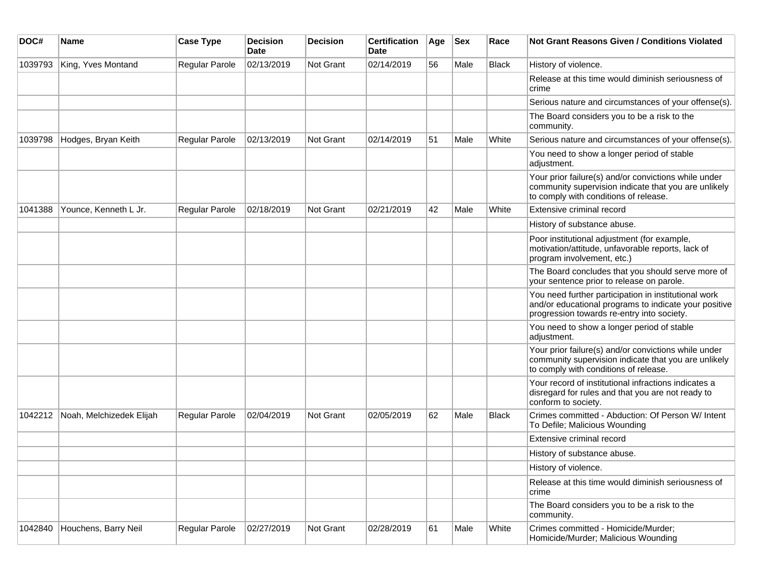| DOC# | Name | Case Type | Decision Date | Decision | Certification Date | Age | Sex | Race | Not Grant Reasons Given / Conditions Violated |
|---|---|---|---|---|---|---|---|---|---|
| 1039793 | King, Yves Montand | Regular Parole | 02/13/2019 | Not Grant | 02/14/2019 | 56 | Male | Black | History of violence. |
| | | | | | | | | | Release at this time would diminish seriousness of crime |
| | | | | | | | | | Serious nature and circumstances of your offense(s). |
| | | | | | | | | | The Board considers you to be a risk to the community. |
| 1039798 | Hodges, Bryan Keith | Regular Parole | 02/13/2019 | Not Grant | 02/14/2019 | 51 | Male | White | Serious nature and circumstances of your offense(s). |
| | | | | | | | | | You need to show a longer period of stable adjustment. |
| | | | | | | | | | Your prior failure(s) and/or convictions while under community supervision indicate that you are unlikely to comply with conditions of release. |
| 1041388 | Younce, Kenneth L Jr. | Regular Parole | 02/18/2019 | Not Grant | 02/21/2019 | 42 | Male | White | Extensive criminal record |
| | | | | | | | | | History of substance abuse. |
| | | | | | | | | | Poor institutional adjustment (for example, motivation/attitude, unfavorable reports, lack of program involvement, etc.) |
| | | | | | | | | | The Board concludes that you should serve more of your sentence prior to release on parole. |
| | | | | | | | | | You need further participation in institutional work and/or educational programs to indicate your positive progression towards re-entry into society. |
| | | | | | | | | | You need to show a longer period of stable adjustment. |
| | | | | | | | | | Your prior failure(s) and/or convictions while under community supervision indicate that you are unlikely to comply with conditions of release. |
| | | | | | | | | | Your record of institutional infractions indicates a disregard for rules and that you are not ready to conform to society. |
| 1042212 | Noah, Melchizedek Elijah | Regular Parole | 02/04/2019 | Not Grant | 02/05/2019 | 62 | Male | Black | Crimes committed - Abduction: Of Person W/ Intent To Defile; Malicious Wounding |
| | | | | | | | | | Extensive criminal record |
| | | | | | | | | | History of substance abuse. |
| | | | | | | | | | History of violence. |
| | | | | | | | | | Release at this time would diminish seriousness of crime |
| | | | | | | | | | The Board considers you to be a risk to the community. |
| 1042840 | Houchens, Barry Neil | Regular Parole | 02/27/2019 | Not Grant | 02/28/2019 | 61 | Male | White | Crimes committed - Homicide/Murder; Homicide/Murder; Malicious Wounding |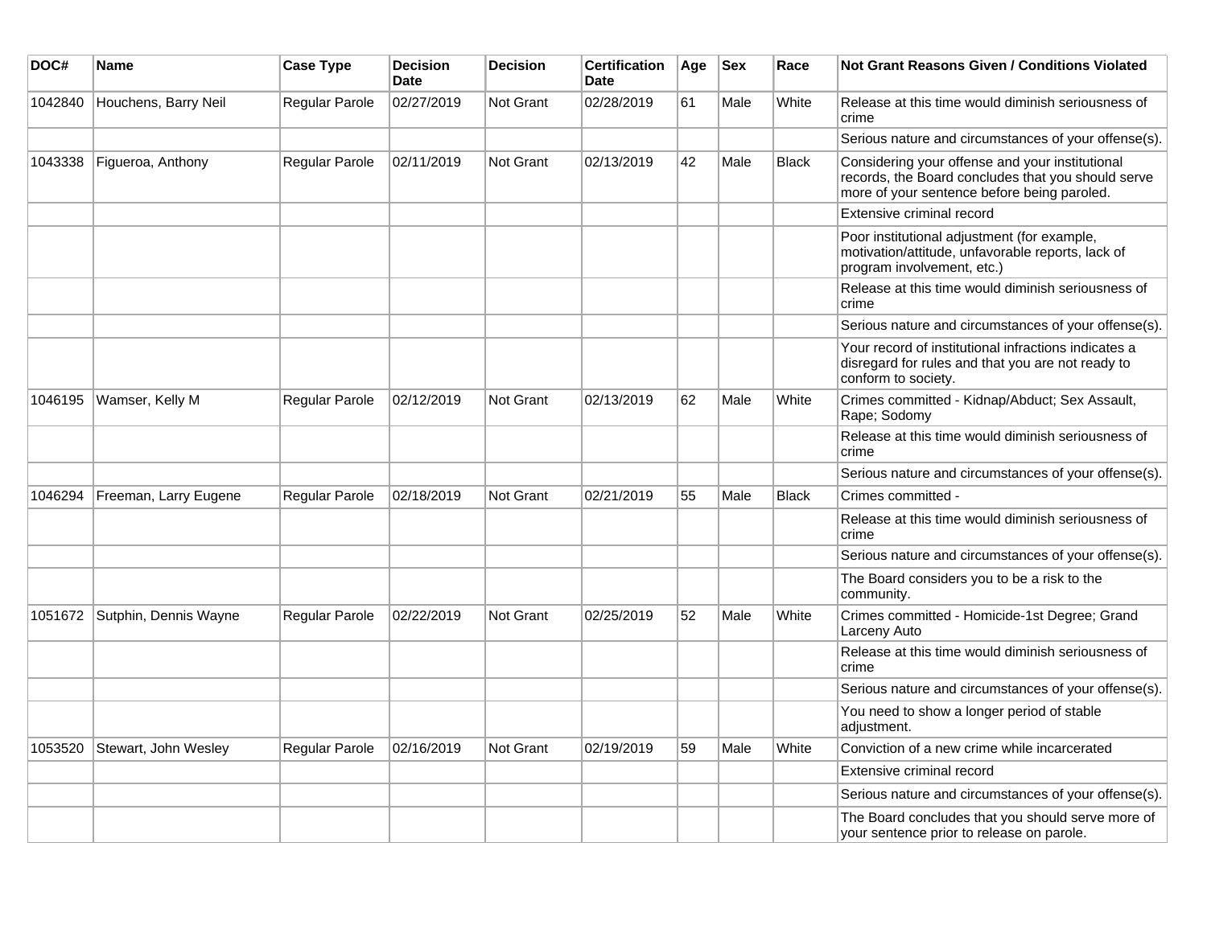| DOC# | Name | Case Type | Decision Date | Decision | Certification Date | Age | Sex | Race | Not Grant Reasons Given / Conditions Violated |
|---|---|---|---|---|---|---|---|---|---|
| 1042840 | Houchens, Barry Neil | Regular Parole | 02/27/2019 | Not Grant | 02/28/2019 | 61 | Male | White | Release at this time would diminish seriousness of crime |
| | | | | | | | | | Serious nature and circumstances of your offense(s). |
| 1043338 | Figueroa, Anthony | Regular Parole | 02/11/2019 | Not Grant | 02/13/2019 | 42 | Male | Black | Considering your offense and your institutional records, the Board concludes that you should serve more of your sentence before being paroled. |
| | | | | | | | | | Extensive criminal record |
| | | | | | | | | | Poor institutional adjustment (for example, motivation/attitude, unfavorable reports, lack of program involvement, etc.) |
| | | | | | | | | | Release at this time would diminish seriousness of crime |
| | | | | | | | | | Serious nature and circumstances of your offense(s). |
| | | | | | | | | | Your record of institutional infractions indicates a disregard for rules and that you are not ready to conform to society. |
| 1046195 | Wamser, Kelly M | Regular Parole | 02/12/2019 | Not Grant | 02/13/2019 | 62 | Male | White | Crimes committed - Kidnap/Abduct; Sex Assault, Rape; Sodomy |
| | | | | | | | | | Release at this time would diminish seriousness of crime |
| | | | | | | | | | Serious nature and circumstances of your offense(s). |
| 1046294 | Freeman, Larry Eugene | Regular Parole | 02/18/2019 | Not Grant | 02/21/2019 | 55 | Male | Black | Crimes committed - |
| | | | | | | | | | Release at this time would diminish seriousness of crime |
| | | | | | | | | | Serious nature and circumstances of your offense(s). |
| | | | | | | | | | The Board considers you to be a risk to the community. |
| 1051672 | Sutphin, Dennis Wayne | Regular Parole | 02/22/2019 | Not Grant | 02/25/2019 | 52 | Male | White | Crimes committed - Homicide-1st Degree; Grand Larceny Auto |
| | | | | | | | | | Release at this time would diminish seriousness of crime |
| | | | | | | | | | Serious nature and circumstances of your offense(s). |
| | | | | | | | | | You need to show a longer period of stable adjustment. |
| 1053520 | Stewart, John Wesley | Regular Parole | 02/16/2019 | Not Grant | 02/19/2019 | 59 | Male | White | Conviction of a new crime while incarcerated |
| | | | | | | | | | Extensive criminal record |
| | | | | | | | | | Serious nature and circumstances of your offense(s). |
| | | | | | | | | | The Board concludes that you should serve more of your sentence prior to release on parole. |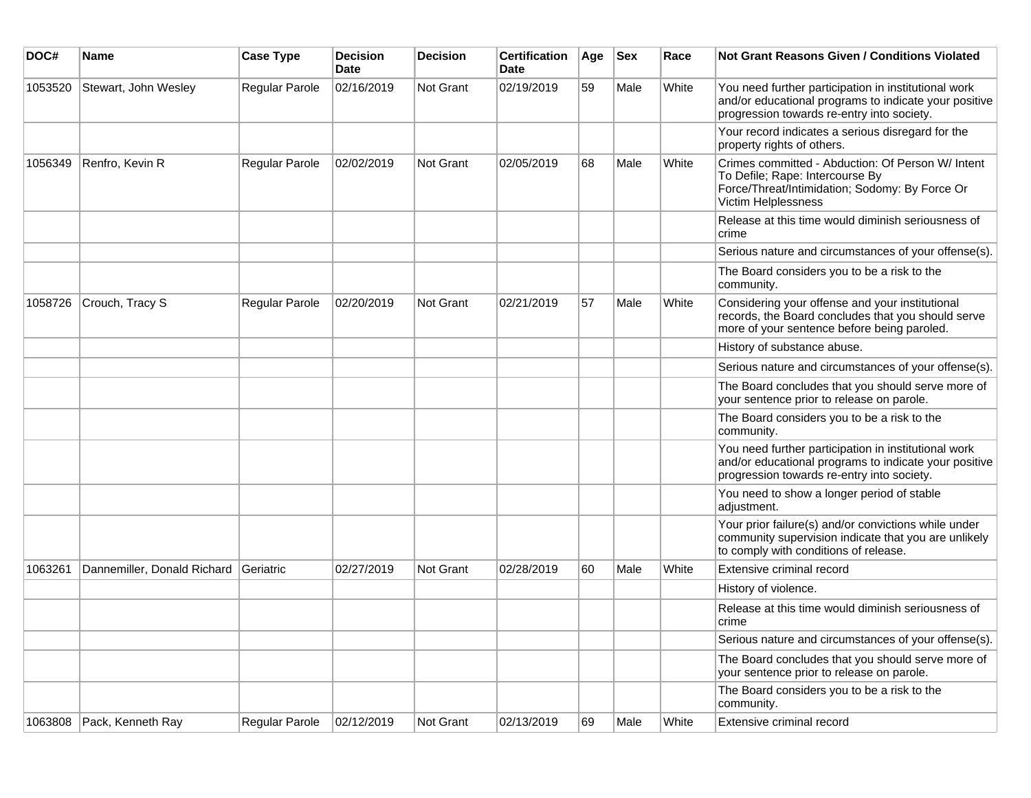| DOC# | Name | Case Type | Decision Date | Decision | Certification Date | Age | Sex | Race | Not Grant Reasons Given / Conditions Violated |
|---|---|---|---|---|---|---|---|---|---|
| 1053520 | Stewart, John Wesley | Regular Parole | 02/16/2019 | Not Grant | 02/19/2019 | 59 | Male | White | You need further participation in institutional work and/or educational programs to indicate your positive progression towards re-entry into society. |
| | | | | | | | | | Your record indicates a serious disregard for the property rights of others. |
| 1056349 | Renfro, Kevin R | Regular Parole | 02/02/2019 | Not Grant | 02/05/2019 | 68 | Male | White | Crimes committed - Abduction: Of Person W/ Intent To Defile; Rape: Intercourse By Force/Threat/Intimidation; Sodomy: By Force Or Victim Helplessness |
| | | | | | | | | | Release at this time would diminish seriousness of crime |
| | | | | | | | | | Serious nature and circumstances of your offense(s). |
| | | | | | | | | | The Board considers you to be a risk to the community. |
| 1058726 | Crouch, Tracy S | Regular Parole | 02/20/2019 | Not Grant | 02/21/2019 | 57 | Male | White | Considering your offense and your institutional records, the Board concludes that you should serve more of your sentence before being paroled. |
| | | | | | | | | | History of substance abuse. |
| | | | | | | | | | Serious nature and circumstances of your offense(s). |
| | | | | | | | | | The Board concludes that you should serve more of your sentence prior to release on parole. |
| | | | | | | | | | The Board considers you to be a risk to the community. |
| | | | | | | | | | You need further participation in institutional work and/or educational programs to indicate your positive progression towards re-entry into society. |
| | | | | | | | | | You need to show a longer period of stable adjustment. |
| | | | | | | | | | Your prior failure(s) and/or convictions while under community supervision indicate that you are unlikely to comply with conditions of release. |
| 1063261 | Dannemiller, Donald Richard | Geriatric | 02/27/2019 | Not Grant | 02/28/2019 | 60 | Male | White | Extensive criminal record |
| | | | | | | | | | History of violence. |
| | | | | | | | | | Release at this time would diminish seriousness of crime |
| | | | | | | | | | Serious nature and circumstances of your offense(s). |
| | | | | | | | | | The Board concludes that you should serve more of your sentence prior to release on parole. |
| | | | | | | | | | The Board considers you to be a risk to the community. |
| 1063808 | Pack, Kenneth Ray | Regular Parole | 02/12/2019 | Not Grant | 02/13/2019 | 69 | Male | White | Extensive criminal record |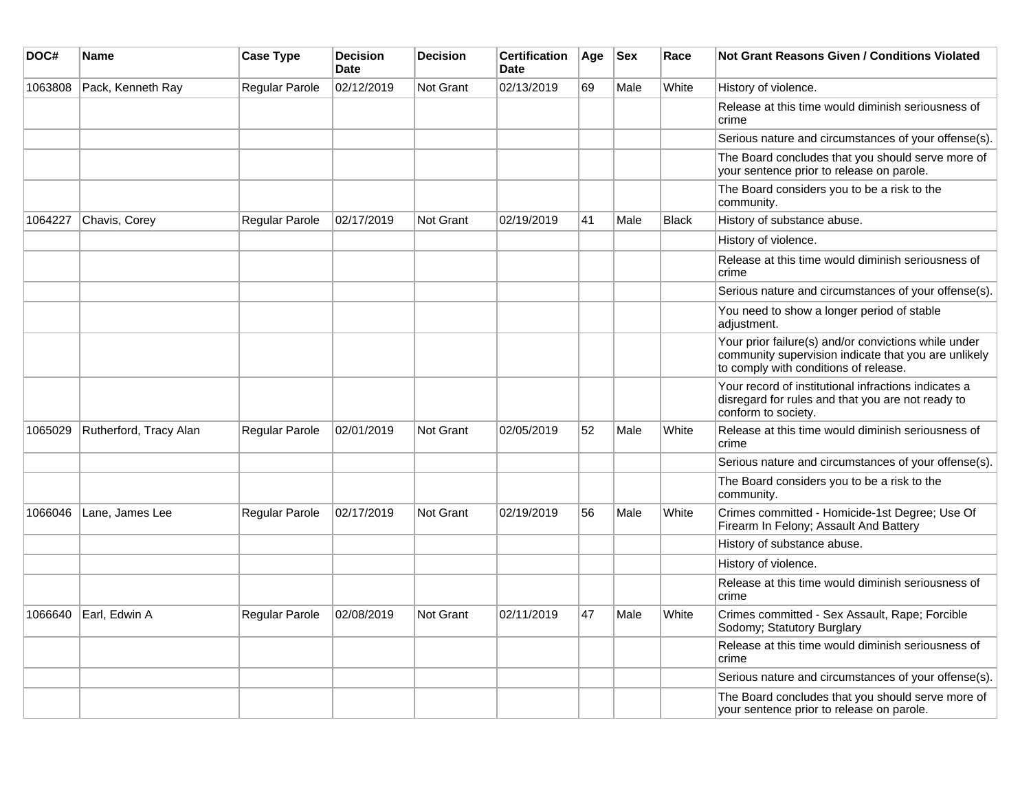| DOC# | Name | Case Type | Decision Date | Decision | Certification Date | Age | Sex | Race | Not Grant Reasons Given / Conditions Violated |
|---|---|---|---|---|---|---|---|---|---|
| 1063808 | Pack, Kenneth Ray | Regular Parole | 02/12/2019 | Not Grant | 02/13/2019 | 69 | Male | White | History of violence. |
| | | | | | | | | | Release at this time would diminish seriousness of crime |
| | | | | | | | | | Serious nature and circumstances of your offense(s). |
| | | | | | | | | | The Board concludes that you should serve more of your sentence prior to release on parole. |
| | | | | | | | | | The Board considers you to be a risk to the community. |
| 1064227 | Chavis, Corey | Regular Parole | 02/17/2019 | Not Grant | 02/19/2019 | 41 | Male | Black | History of substance abuse. |
| | | | | | | | | | History of violence. |
| | | | | | | | | | Release at this time would diminish seriousness of crime |
| | | | | | | | | | Serious nature and circumstances of your offense(s). |
| | | | | | | | | | You need to show a longer period of stable adjustment. |
| | | | | | | | | | Your prior failure(s) and/or convictions while under community supervision indicate that you are unlikely to comply with conditions of release. |
| | | | | | | | | | Your record of institutional infractions indicates a disregard for rules and that you are not ready to conform to society. |
| 1065029 | Rutherford, Tracy Alan | Regular Parole | 02/01/2019 | Not Grant | 02/05/2019 | 52 | Male | White | Release at this time would diminish seriousness of crime |
| | | | | | | | | | Serious nature and circumstances of your offense(s). |
| | | | | | | | | | The Board considers you to be a risk to the community. |
| 1066046 | Lane, James Lee | Regular Parole | 02/17/2019 | Not Grant | 02/19/2019 | 56 | Male | White | Crimes committed - Homicide-1st Degree; Use Of Firearm In Felony; Assault And Battery |
| | | | | | | | | | History of substance abuse. |
| | | | | | | | | | History of violence. |
| | | | | | | | | | Release at this time would diminish seriousness of crime |
| 1066640 | Earl, Edwin A | Regular Parole | 02/08/2019 | Not Grant | 02/11/2019 | 47 | Male | White | Crimes committed - Sex Assault, Rape; Forcible Sodomy; Statutory Burglary |
| | | | | | | | | | Release at this time would diminish seriousness of crime |
| | | | | | | | | | Serious nature and circumstances of your offense(s). |
| | | | | | | | | | The Board concludes that you should serve more of your sentence prior to release on parole. |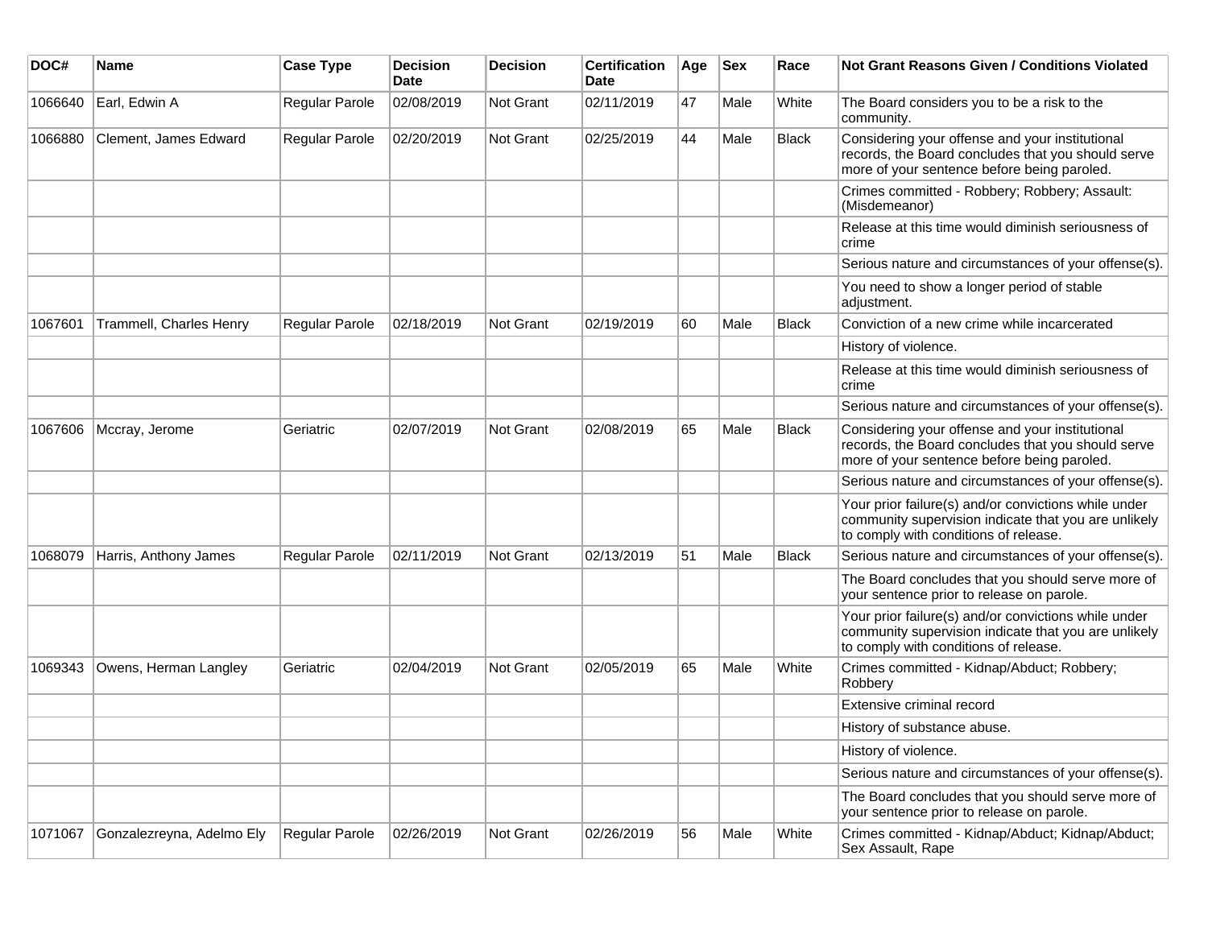| DOC# | Name | Case Type | Decision Date | Decision | Certification Date | Age | Sex | Race | Not Grant Reasons Given / Conditions Violated |
|---|---|---|---|---|---|---|---|---|---|
| 1066640 | Earl, Edwin A | Regular Parole | 02/08/2019 | Not Grant | 02/11/2019 | 47 | Male | White | The Board considers you to be a risk to the community. |
| 1066880 | Clement, James Edward | Regular Parole | 02/20/2019 | Not Grant | 02/25/2019 | 44 | Male | Black | Considering your offense and your institutional records, the Board concludes that you should serve more of your sentence before being paroled. |
| | | | | | | | | | Crimes committed - Robbery; Robbery; Assault: (Misdemeanor) |
| | | | | | | | | | Release at this time would diminish seriousness of crime |
| | | | | | | | | | Serious nature and circumstances of your offense(s). |
| | | | | | | | | | You need to show a longer period of stable adjustment. |
| 1067601 | Trammell, Charles Henry | Regular Parole | 02/18/2019 | Not Grant | 02/19/2019 | 60 | Male | Black | Conviction of a new crime while incarcerated |
| | | | | | | | | | History of violence. |
| | | | | | | | | | Release at this time would diminish seriousness of crime |
| | | | | | | | | | Serious nature and circumstances of your offense(s). |
| 1067606 | Mccray, Jerome | Geriatric | 02/07/2019 | Not Grant | 02/08/2019 | 65 | Male | Black | Considering your offense and your institutional records, the Board concludes that you should serve more of your sentence before being paroled. |
| | | | | | | | | | Serious nature and circumstances of your offense(s). |
| | | | | | | | | | Your prior failure(s) and/or convictions while under community supervision indicate that you are unlikely to comply with conditions of release. |
| 1068079 | Harris, Anthony James | Regular Parole | 02/11/2019 | Not Grant | 02/13/2019 | 51 | Male | Black | Serious nature and circumstances of your offense(s). |
| | | | | | | | | | The Board concludes that you should serve more of your sentence prior to release on parole. |
| | | | | | | | | | Your prior failure(s) and/or convictions while under community supervision indicate that you are unlikely to comply with conditions of release. |
| 1069343 | Owens, Herman Langley | Geriatric | 02/04/2019 | Not Grant | 02/05/2019 | 65 | Male | White | Crimes committed - Kidnap/Abduct; Robbery; Robbery |
| | | | | | | | | | Extensive criminal record |
| | | | | | | | | | History of substance abuse. |
| | | | | | | | | | History of violence. |
| | | | | | | | | | Serious nature and circumstances of your offense(s). |
| | | | | | | | | | The Board concludes that you should serve more of your sentence prior to release on parole. |
| 1071067 | Gonzalezreyna, Adelmo Ely | Regular Parole | 02/26/2019 | Not Grant | 02/26/2019 | 56 | Male | White | Crimes committed - Kidnap/Abduct; Kidnap/Abduct; Sex Assault, Rape |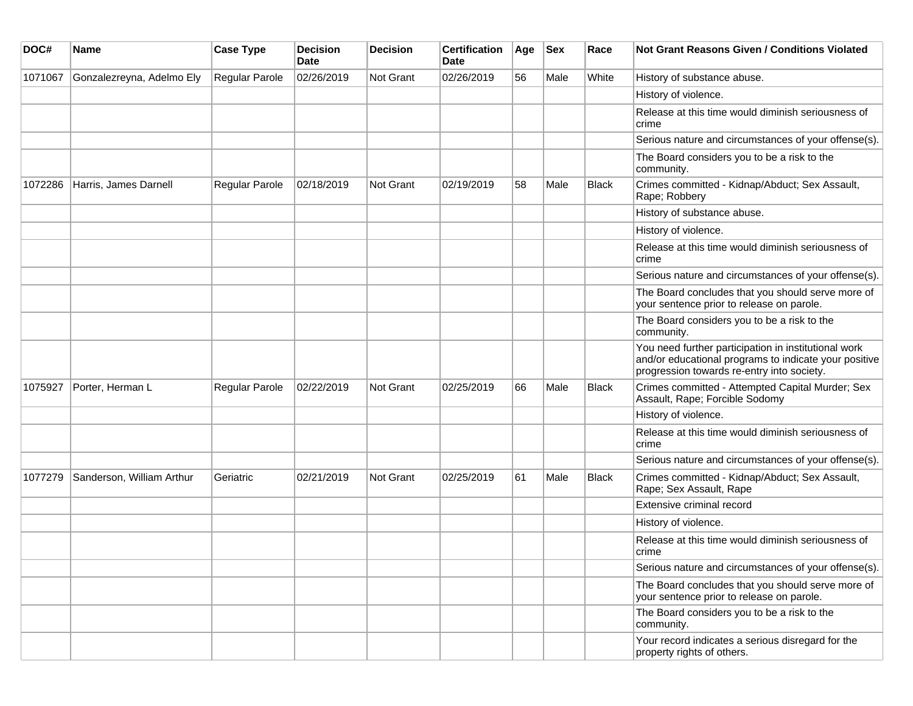| DOC# | Name | Case Type | Decision Date | Decision | Certification Date | Age | Sex | Race | Not Grant Reasons Given / Conditions Violated |
|---|---|---|---|---|---|---|---|---|---|
| 1071067 | Gonzalezreyna, Adelmo Ely | Regular Parole | 02/26/2019 | Not Grant | 02/26/2019 | 56 | Male | White | History of substance abuse. |
| | | | | | | | | | History of violence. |
| | | | | | | | | | Release at this time would diminish seriousness of crime |
| | | | | | | | | | Serious nature and circumstances of your offense(s). |
| | | | | | | | | | The Board considers you to be a risk to the community. |
| 1072286 | Harris, James Darnell | Regular Parole | 02/18/2019 | Not Grant | 02/19/2019 | 58 | Male | Black | Crimes committed - Kidnap/Abduct; Sex Assault, Rape; Robbery |
| | | | | | | | | | History of substance abuse. |
| | | | | | | | | | History of violence. |
| | | | | | | | | | Release at this time would diminish seriousness of crime |
| | | | | | | | | | Serious nature and circumstances of your offense(s). |
| | | | | | | | | | The Board concludes that you should serve more of your sentence prior to release on parole. |
| | | | | | | | | | The Board considers you to be a risk to the community. |
| | | | | | | | | | You need further participation in institutional work and/or educational programs to indicate your positive progression towards re-entry into society. |
| 1075927 | Porter, Herman L | Regular Parole | 02/22/2019 | Not Grant | 02/25/2019 | 66 | Male | Black | Crimes committed - Attempted Capital Murder; Sex Assault, Rape; Forcible Sodomy |
| | | | | | | | | | History of violence. |
| | | | | | | | | | Release at this time would diminish seriousness of crime |
| | | | | | | | | | Serious nature and circumstances of your offense(s). |
| 1077279 | Sanderson, William Arthur | Geriatric | 02/21/2019 | Not Grant | 02/25/2019 | 61 | Male | Black | Crimes committed - Kidnap/Abduct; Sex Assault, Rape; Sex Assault, Rape |
| | | | | | | | | | Extensive criminal record |
| | | | | | | | | | History of violence. |
| | | | | | | | | | Release at this time would diminish seriousness of crime |
| | | | | | | | | | Serious nature and circumstances of your offense(s). |
| | | | | | | | | | The Board concludes that you should serve more of your sentence prior to release on parole. |
| | | | | | | | | | The Board considers you to be a risk to the community. |
| | | | | | | | | | Your record indicates a serious disregard for the property rights of others. |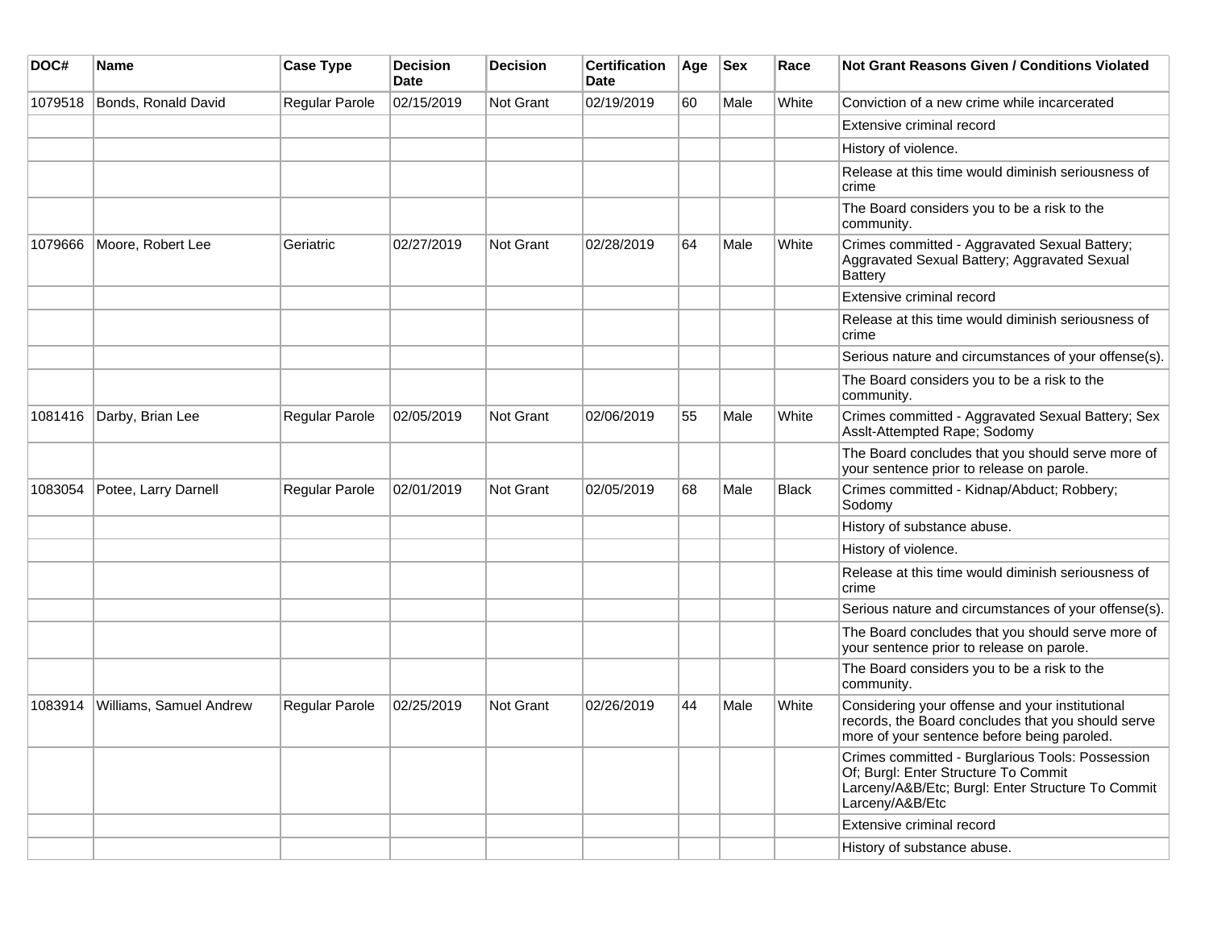| DOC# | Name | Case Type | Decision Date | Decision | Certification Date | Age | Sex | Race | Not Grant Reasons Given / Conditions Violated |
|---|---|---|---|---|---|---|---|---|---|
| 1079518 | Bonds, Ronald David | Regular Parole | 02/15/2019 | Not Grant | 02/19/2019 | 60 | Male | White | Conviction of a new crime while incarcerated |
| | | | | | | | | | Extensive criminal record |
| | | | | | | | | | History of violence. |
| | | | | | | | | | Release at this time would diminish seriousness of crime |
| | | | | | | | | | The Board considers you to be a risk to the community. |
| 1079666 | Moore, Robert Lee | Geriatric | 02/27/2019 | Not Grant | 02/28/2019 | 64 | Male | White | Crimes committed - Aggravated Sexual Battery; Aggravated Sexual Battery; Aggravated Sexual Battery |
| | | | | | | | | | Extensive criminal record |
| | | | | | | | | | Release at this time would diminish seriousness of crime |
| | | | | | | | | | Serious nature and circumstances of your offense(s). |
| | | | | | | | | | The Board considers you to be a risk to the community. |
| 1081416 | Darby, Brian Lee | Regular Parole | 02/05/2019 | Not Grant | 02/06/2019 | 55 | Male | White | Crimes committed - Aggravated Sexual Battery; Sex Asslt-Attempted Rape; Sodomy |
| | | | | | | | | | The Board concludes that you should serve more of your sentence prior to release on parole. |
| 1083054 | Potee, Larry Darnell | Regular Parole | 02/01/2019 | Not Grant | 02/05/2019 | 68 | Male | Black | Crimes committed - Kidnap/Abduct; Robbery; Sodomy |
| | | | | | | | | | History of substance abuse. |
| | | | | | | | | | History of violence. |
| | | | | | | | | | Release at this time would diminish seriousness of crime |
| | | | | | | | | | Serious nature and circumstances of your offense(s). |
| | | | | | | | | | The Board concludes that you should serve more of your sentence prior to release on parole. |
| | | | | | | | | | The Board considers you to be a risk to the community. |
| 1083914 | Williams, Samuel Andrew | Regular Parole | 02/25/2019 | Not Grant | 02/26/2019 | 44 | Male | White | Considering your offense and your institutional records, the Board concludes that you should serve more of your sentence before being paroled. |
| | | | | | | | | | Crimes committed - Burglarious Tools: Possession Of; Burgl: Enter Structure To Commit Larceny/A&B/Etc; Burgl: Enter Structure To Commit Larceny/A&B/Etc |
| | | | | | | | | | Extensive criminal record |
| | | | | | | | | | History of substance abuse. |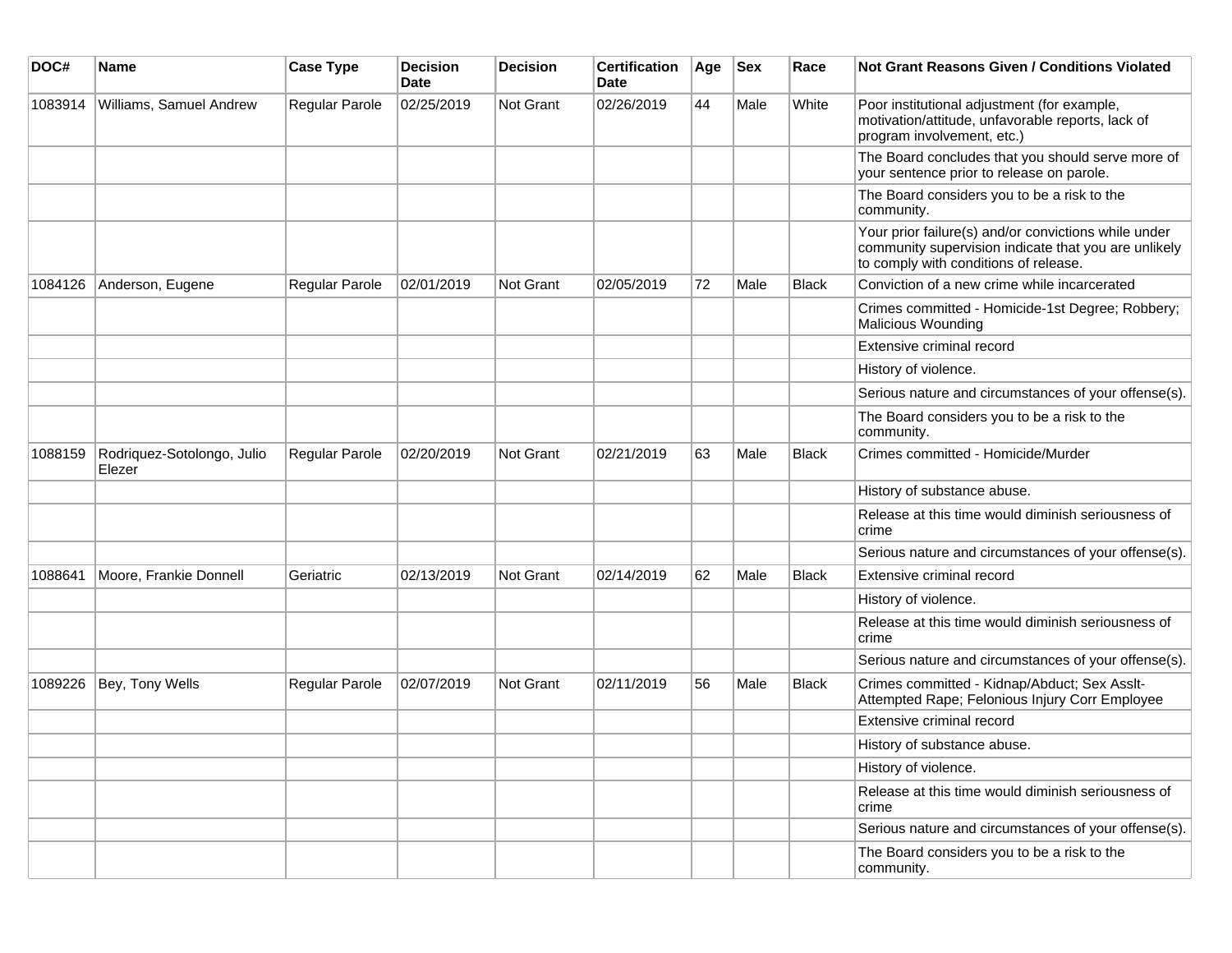| DOC# | Name | Case Type | Decision Date | Decision | Certification Date | Age | Sex | Race | Not Grant Reasons Given / Conditions Violated |
|---|---|---|---|---|---|---|---|---|---|
| 1083914 | Williams, Samuel Andrew | Regular Parole | 02/25/2019 | Not Grant | 02/26/2019 | 44 | Male | White | Poor institutional adjustment (for example, motivation/attitude, unfavorable reports, lack of program involvement, etc.) |
| | | | | | | | | | The Board concludes that you should serve more of your sentence prior to release on parole. |
| | | | | | | | | | The Board considers you to be a risk to the community. |
| | | | | | | | | | Your prior failure(s) and/or convictions while under community supervision indicate that you are unlikely to comply with conditions of release. |
| 1084126 | Anderson, Eugene | Regular Parole | 02/01/2019 | Not Grant | 02/05/2019 | 72 | Male | Black | Conviction of a new crime while incarcerated |
| | | | | | | | | | Crimes committed - Homicide-1st Degree; Robbery; Malicious Wounding |
| | | | | | | | | | Extensive criminal record |
| | | | | | | | | | History of violence. |
| | | | | | | | | | Serious nature and circumstances of your offense(s). |
| | | | | | | | | | The Board considers you to be a risk to the community. |
| 1088159 | Rodriquez-Sotolongo, Julio Elezer | Regular Parole | 02/20/2019 | Not Grant | 02/21/2019 | 63 | Male | Black | Crimes committed - Homicide/Murder |
| | | | | | | | | | History of substance abuse. |
| | | | | | | | | | Release at this time would diminish seriousness of crime |
| | | | | | | | | | Serious nature and circumstances of your offense(s). |
| 1088641 | Moore, Frankie Donnell | Geriatric | 02/13/2019 | Not Grant | 02/14/2019 | 62 | Male | Black | Extensive criminal record |
| | | | | | | | | | History of violence. |
| | | | | | | | | | Release at this time would diminish seriousness of crime |
| | | | | | | | | | Serious nature and circumstances of your offense(s). |
| 1089226 | Bey, Tony Wells | Regular Parole | 02/07/2019 | Not Grant | 02/11/2019 | 56 | Male | Black | Crimes committed - Kidnap/Abduct; Sex Asslt-Attempted Rape; Felonious Injury Corr Employee |
| | | | | | | | | | Extensive criminal record |
| | | | | | | | | | History of substance abuse. |
| | | | | | | | | | History of violence. |
| | | | | | | | | | Release at this time would diminish seriousness of crime |
| | | | | | | | | | Serious nature and circumstances of your offense(s). |
| | | | | | | | | | The Board considers you to be a risk to the community. |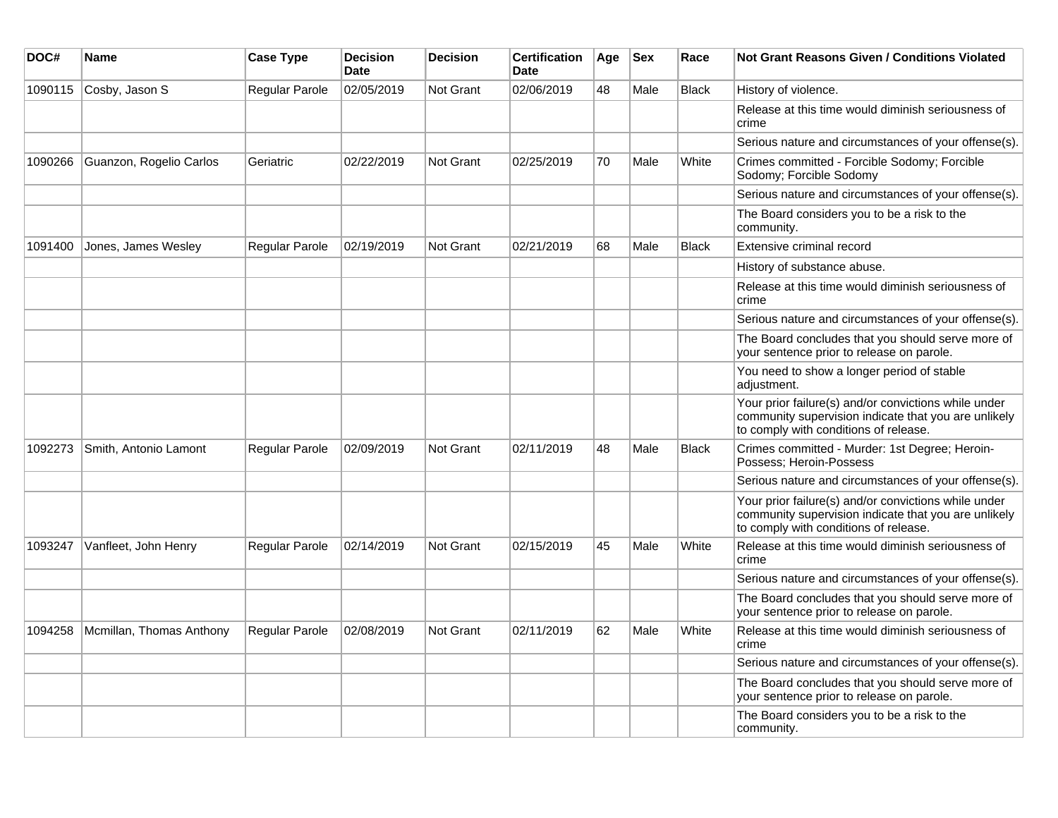| DOC# | Name | Case Type | Decision Date | Decision | Certification Date | Age | Sex | Race | Not Grant Reasons Given / Conditions Violated |
|---|---|---|---|---|---|---|---|---|---|
| 1090115 | Cosby, Jason S | Regular Parole | 02/05/2019 | Not Grant | 02/06/2019 | 48 | Male | Black | History of violence. |
| | | | | | | | | | Release at this time would diminish seriousness of crime |
| | | | | | | | | | Serious nature and circumstances of your offense(s). |
| 1090266 | Guanzon, Rogelio Carlos | Geriatric | 02/22/2019 | Not Grant | 02/25/2019 | 70 | Male | White | Crimes committed - Forcible Sodomy; Forcible Sodomy; Forcible Sodomy |
| | | | | | | | | | Serious nature and circumstances of your offense(s). |
| | | | | | | | | | The Board considers you to be a risk to the community. |
| 1091400 | Jones, James Wesley | Regular Parole | 02/19/2019 | Not Grant | 02/21/2019 | 68 | Male | Black | Extensive criminal record |
| | | | | | | | | | History of substance abuse. |
| | | | | | | | | | Release at this time would diminish seriousness of crime |
| | | | | | | | | | Serious nature and circumstances of your offense(s). |
| | | | | | | | | | The Board concludes that you should serve more of your sentence prior to release on parole. |
| | | | | | | | | | You need to show a longer period of stable adjustment. |
| | | | | | | | | | Your prior failure(s) and/or convictions while under community supervision indicate that you are unlikely to comply with conditions of release. |
| 1092273 | Smith, Antonio Lamont | Regular Parole | 02/09/2019 | Not Grant | 02/11/2019 | 48 | Male | Black | Crimes committed - Murder: 1st Degree; Heroin-Possess; Heroin-Possess |
| | | | | | | | | | Serious nature and circumstances of your offense(s). |
| | | | | | | | | | Your prior failure(s) and/or convictions while under community supervision indicate that you are unlikely to comply with conditions of release. |
| 1093247 | Vanfleet, John Henry | Regular Parole | 02/14/2019 | Not Grant | 02/15/2019 | 45 | Male | White | Release at this time would diminish seriousness of crime |
| | | | | | | | | | Serious nature and circumstances of your offense(s). |
| | | | | | | | | | The Board concludes that you should serve more of your sentence prior to release on parole. |
| 1094258 | Mcmillan, Thomas Anthony | Regular Parole | 02/08/2019 | Not Grant | 02/11/2019 | 62 | Male | White | Release at this time would diminish seriousness of crime |
| | | | | | | | | | Serious nature and circumstances of your offense(s). |
| | | | | | | | | | The Board concludes that you should serve more of your sentence prior to release on parole. |
| | | | | | | | | | The Board considers you to be a risk to the community. |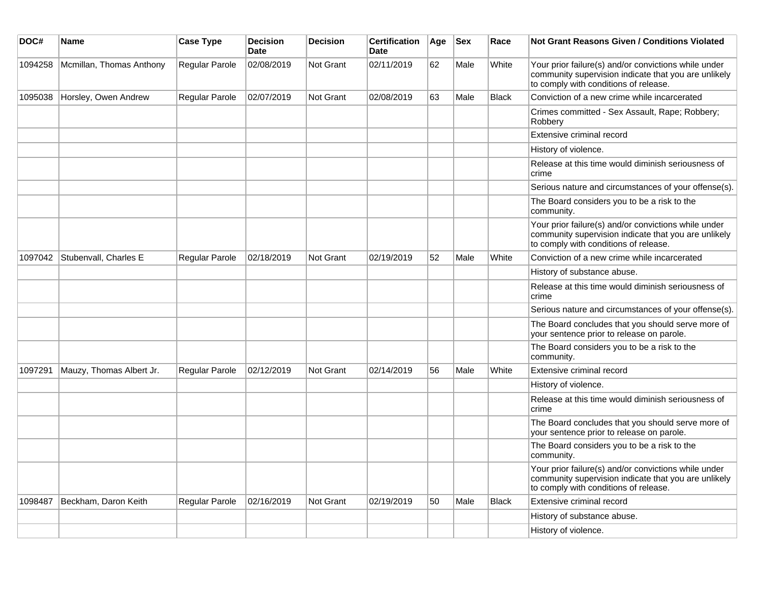| DOC# | Name | Case Type | Decision Date | Decision | Certification Date | Age | Sex | Race | Not Grant Reasons Given / Conditions Violated |
|---|---|---|---|---|---|---|---|---|---|
| 1094258 | Mcmillan, Thomas Anthony | Regular Parole | 02/08/2019 | Not Grant | 02/11/2019 | 62 | Male | White | Your prior failure(s) and/or convictions while under community supervision indicate that you are unlikely to comply with conditions of release. |
| 1095038 | Horsley, Owen Andrew | Regular Parole | 02/07/2019 | Not Grant | 02/08/2019 | 63 | Male | Black | Conviction of a new crime while incarcerated |
| | | | | | | | | | Crimes committed - Sex Assault, Rape; Robbery; Robbery |
| | | | | | | | | | Extensive criminal record |
| | | | | | | | | | History of violence. |
| | | | | | | | | | Release at this time would diminish seriousness of crime |
| | | | | | | | | | Serious nature and circumstances of your offense(s). |
| | | | | | | | | | The Board considers you to be a risk to the community. |
| | | | | | | | | | Your prior failure(s) and/or convictions while under community supervision indicate that you are unlikely to comply with conditions of release. |
| 1097042 | Stubenvall, Charles E | Regular Parole | 02/18/2019 | Not Grant | 02/19/2019 | 52 | Male | White | Conviction of a new crime while incarcerated |
| | | | | | | | | | History of substance abuse. |
| | | | | | | | | | Release at this time would diminish seriousness of crime |
| | | | | | | | | | Serious nature and circumstances of your offense(s). |
| | | | | | | | | | The Board concludes that you should serve more of your sentence prior to release on parole. |
| | | | | | | | | | The Board considers you to be a risk to the community. |
| 1097291 | Mauzy, Thomas Albert Jr. | Regular Parole | 02/12/2019 | Not Grant | 02/14/2019 | 56 | Male | White | Extensive criminal record |
| | | | | | | | | | History of violence. |
| | | | | | | | | | Release at this time would diminish seriousness of crime |
| | | | | | | | | | The Board concludes that you should serve more of your sentence prior to release on parole. |
| | | | | | | | | | The Board considers you to be a risk to the community. |
| | | | | | | | | | Your prior failure(s) and/or convictions while under community supervision indicate that you are unlikely to comply with conditions of release. |
| 1098487 | Beckham, Daron Keith | Regular Parole | 02/16/2019 | Not Grant | 02/19/2019 | 50 | Male | Black | Extensive criminal record |
| | | | | | | | | | History of substance abuse. |
| | | | | | | | | | History of violence. |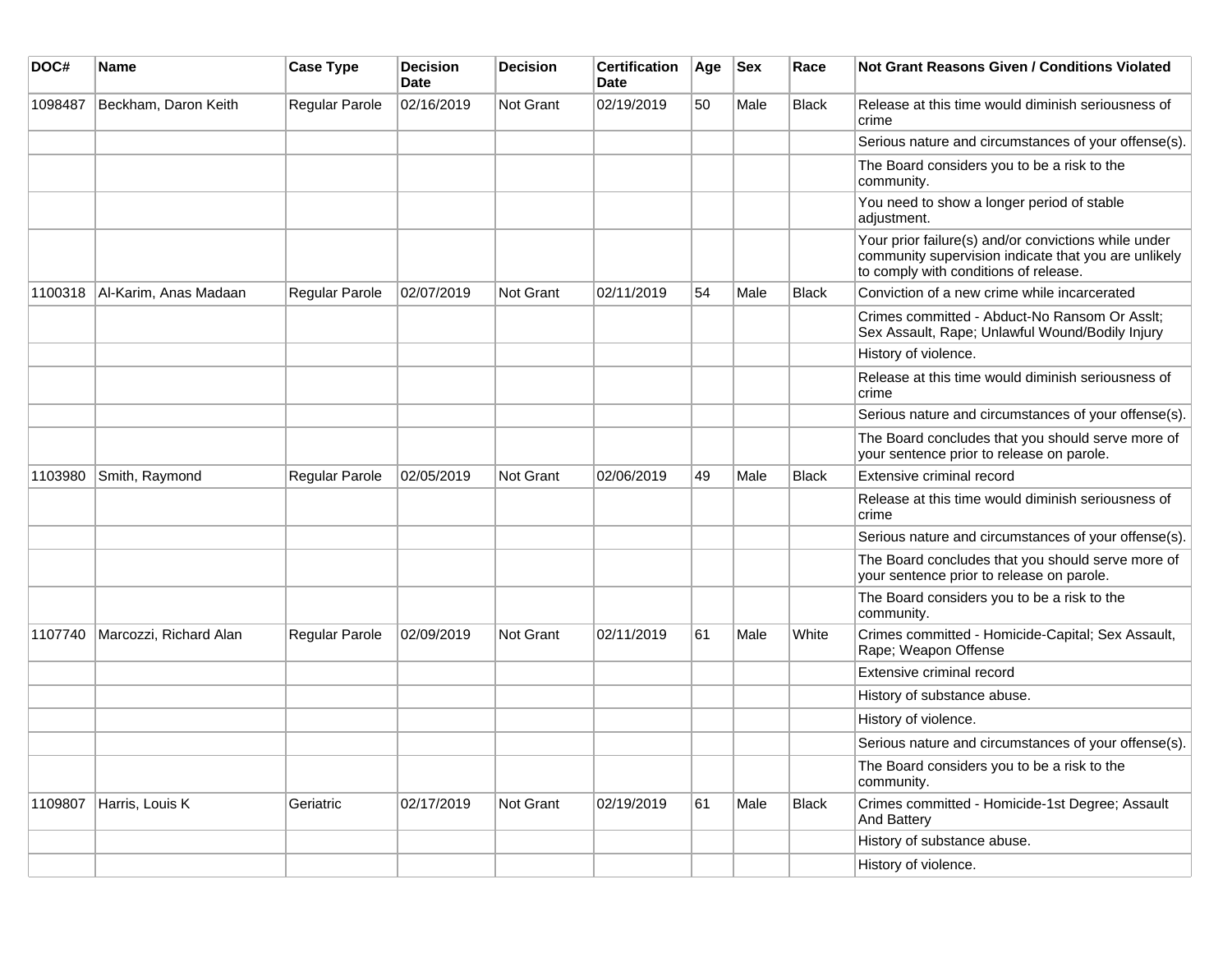| DOC# | Name | Case Type | Decision Date | Decision | Certification Date | Age | Sex | Race | Not Grant Reasons Given / Conditions Violated |
|---|---|---|---|---|---|---|---|---|---|
| 1098487 | Beckham, Daron Keith | Regular Parole | 02/16/2019 | Not Grant | 02/19/2019 | 50 | Male | Black | Release at this time would diminish seriousness of crime |
| | | | | | | | | | Serious nature and circumstances of your offense(s). |
| | | | | | | | | | The Board considers you to be a risk to the community. |
| | | | | | | | | | You need to show a longer period of stable adjustment. |
| | | | | | | | | | Your prior failure(s) and/or convictions while under community supervision indicate that you are unlikely to comply with conditions of release. |
| 1100318 | Al-Karim, Anas Madaan | Regular Parole | 02/07/2019 | Not Grant | 02/11/2019 | 54 | Male | Black | Conviction of a new crime while incarcerated |
| | | | | | | | | | Crimes committed - Abduct-No Ransom Or Asslt; Sex Assault, Rape; Unlawful Wound/Bodily Injury |
| | | | | | | | | | History of violence. |
| | | | | | | | | | Release at this time would diminish seriousness of crime |
| | | | | | | | | | Serious nature and circumstances of your offense(s). |
| | | | | | | | | | The Board concludes that you should serve more of your sentence prior to release on parole. |
| 1103980 | Smith, Raymond | Regular Parole | 02/05/2019 | Not Grant | 02/06/2019 | 49 | Male | Black | Extensive criminal record |
| | | | | | | | | | Release at this time would diminish seriousness of crime |
| | | | | | | | | | Serious nature and circumstances of your offense(s). |
| | | | | | | | | | The Board concludes that you should serve more of your sentence prior to release on parole. |
| | | | | | | | | | The Board considers you to be a risk to the community. |
| 1107740 | Marcozzi, Richard Alan | Regular Parole | 02/09/2019 | Not Grant | 02/11/2019 | 61 | Male | White | Crimes committed - Homicide-Capital; Sex Assault, Rape; Weapon Offense |
| | | | | | | | | | Extensive criminal record |
| | | | | | | | | | History of substance abuse. |
| | | | | | | | | | History of violence. |
| | | | | | | | | | Serious nature and circumstances of your offense(s). |
| | | | | | | | | | The Board considers you to be a risk to the community. |
| 1109807 | Harris, Louis K | Geriatric | 02/17/2019 | Not Grant | 02/19/2019 | 61 | Male | Black | Crimes committed - Homicide-1st Degree; Assault And Battery |
| | | | | | | | | | History of substance abuse. |
| | | | | | | | | | History of violence. |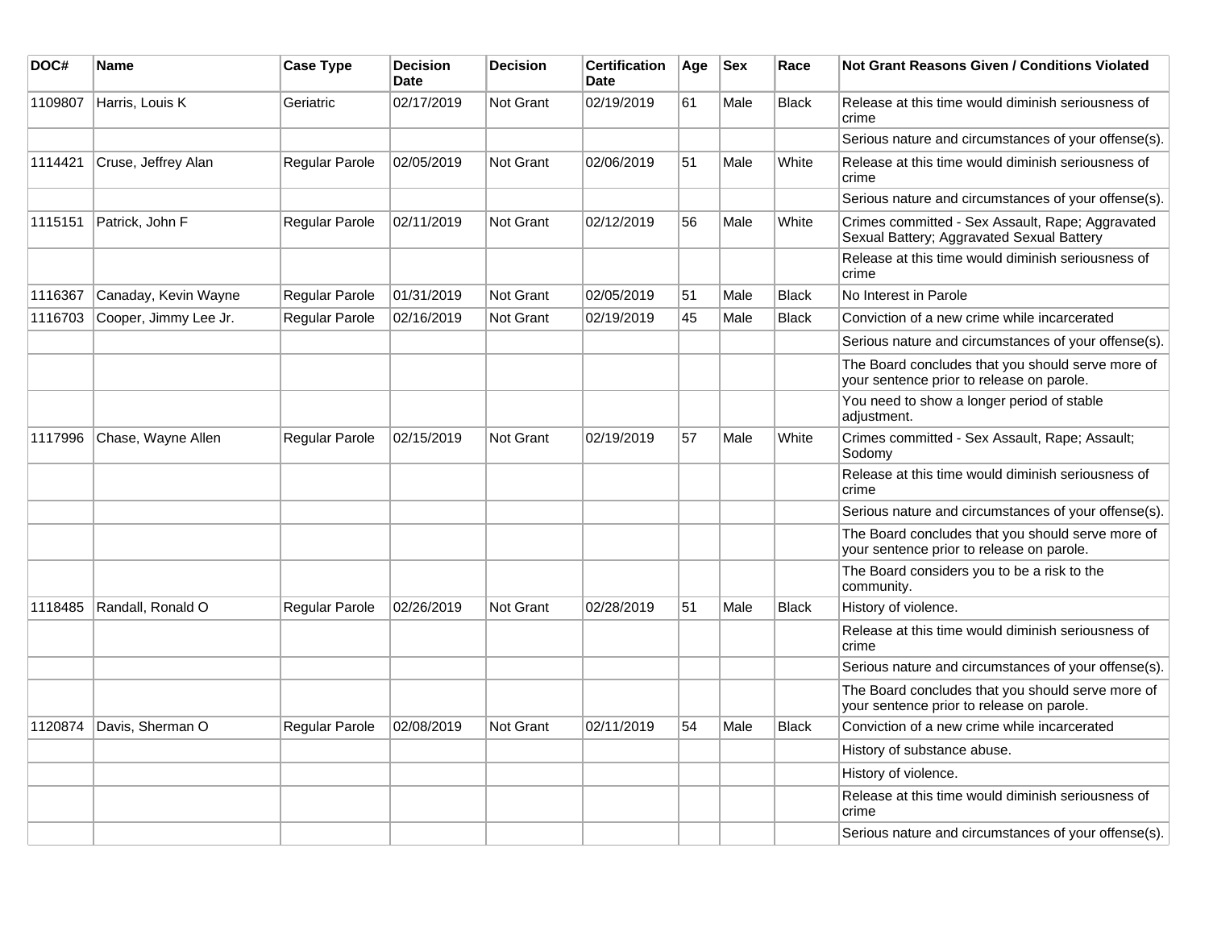| DOC# | Name | Case Type | Decision Date | Decision | Certification Date | Age | Sex | Race | Not Grant Reasons Given / Conditions Violated |
|---|---|---|---|---|---|---|---|---|---|
| 1109807 | Harris, Louis K | Geriatric | 02/17/2019 | Not Grant | 02/19/2019 | 61 | Male | Black | Release at this time would diminish seriousness of crime |
| | | | | | | | | | Serious nature and circumstances of your offense(s). |
| 1114421 | Cruse, Jeffrey Alan | Regular Parole | 02/05/2019 | Not Grant | 02/06/2019 | 51 | Male | White | Release at this time would diminish seriousness of crime |
| | | | | | | | | | Serious nature and circumstances of your offense(s). |
| 1115151 | Patrick, John F | Regular Parole | 02/11/2019 | Not Grant | 02/12/2019 | 56 | Male | White | Crimes committed - Sex Assault, Rape; Aggravated Sexual Battery; Aggravated Sexual Battery |
| | | | | | | | | | Release at this time would diminish seriousness of crime |
| 1116367 | Canaday, Kevin Wayne | Regular Parole | 01/31/2019 | Not Grant | 02/05/2019 | 51 | Male | Black | No Interest in Parole |
| 1116703 | Cooper, Jimmy Lee Jr. | Regular Parole | 02/16/2019 | Not Grant | 02/19/2019 | 45 | Male | Black | Conviction of a new crime while incarcerated |
| | | | | | | | | | Serious nature and circumstances of your offense(s). |
| | | | | | | | | | The Board concludes that you should serve more of your sentence prior to release on parole. |
| | | | | | | | | | You need to show a longer period of stable adjustment. |
| 1117996 | Chase, Wayne Allen | Regular Parole | 02/15/2019 | Not Grant | 02/19/2019 | 57 | Male | White | Crimes committed - Sex Assault, Rape; Assault; Sodomy |
| | | | | | | | | | Release at this time would diminish seriousness of crime |
| | | | | | | | | | Serious nature and circumstances of your offense(s). |
| | | | | | | | | | The Board concludes that you should serve more of your sentence prior to release on parole. |
| | | | | | | | | | The Board considers you to be a risk to the community. |
| 1118485 | Randall, Ronald O | Regular Parole | 02/26/2019 | Not Grant | 02/28/2019 | 51 | Male | Black | History of violence. |
| | | | | | | | | | Release at this time would diminish seriousness of crime |
| | | | | | | | | | Serious nature and circumstances of your offense(s). |
| | | | | | | | | | The Board concludes that you should serve more of your sentence prior to release on parole. |
| 1120874 | Davis, Sherman O | Regular Parole | 02/08/2019 | Not Grant | 02/11/2019 | 54 | Male | Black | Conviction of a new crime while incarcerated |
| | | | | | | | | | History of substance abuse. |
| | | | | | | | | | History of violence. |
| | | | | | | | | | Release at this time would diminish seriousness of crime |
| | | | | | | | | | Serious nature and circumstances of your offense(s). |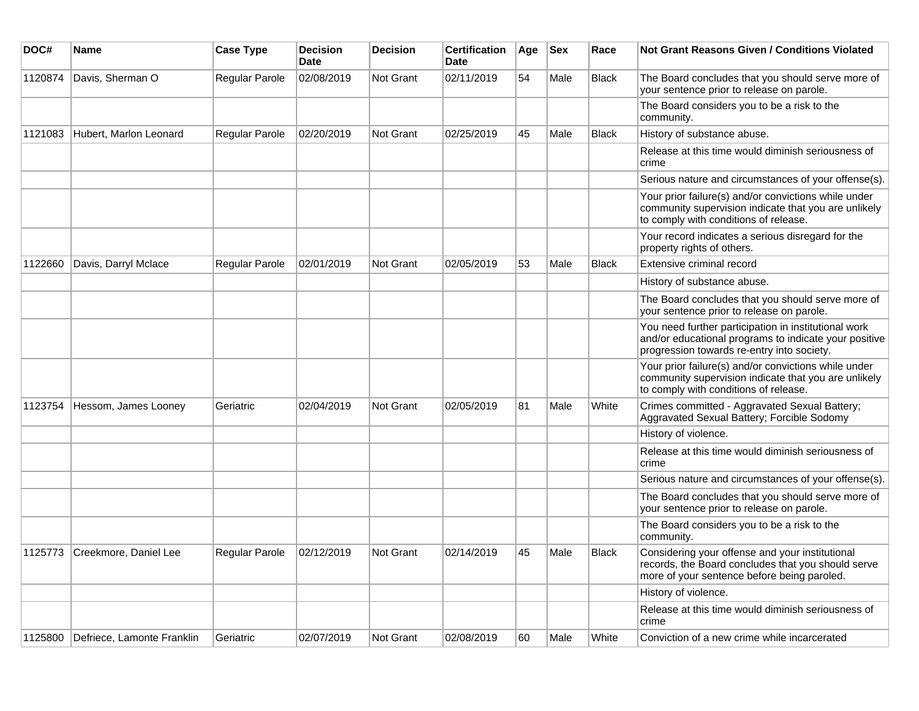| DOC# | Name | Case Type | Decision Date | Decision | Certification Date | Age | Sex | Race | Not Grant Reasons Given / Conditions Violated |
| --- | --- | --- | --- | --- | --- | --- | --- | --- | --- |
| 1120874 | Davis, Sherman O | Regular Parole | 02/08/2019 | Not Grant | 02/11/2019 | 54 | Male | Black | The Board concludes that you should serve more of your sentence prior to release on parole. |
| | | | | | | | | | The Board considers you to be a risk to the community. |
| 1121083 | Hubert, Marlon Leonard | Regular Parole | 02/20/2019 | Not Grant | 02/25/2019 | 45 | Male | Black | History of substance abuse. |
| | | | | | | | | | Release at this time would diminish seriousness of crime |
| | | | | | | | | | Serious nature and circumstances of your offense(s). |
| | | | | | | | | | Your prior failure(s) and/or convictions while under community supervision indicate that you are unlikely to comply with conditions of release. |
| | | | | | | | | | Your record indicates a serious disregard for the property rights of others. |
| 1122660 | Davis, Darryl Mclace | Regular Parole | 02/01/2019 | Not Grant | 02/05/2019 | 53 | Male | Black | Extensive criminal record |
| | | | | | | | | | History of substance abuse. |
| | | | | | | | | | The Board concludes that you should serve more of your sentence prior to release on parole. |
| | | | | | | | | | You need further participation in institutional work and/or educational programs to indicate your positive progression towards re-entry into society. |
| | | | | | | | | | Your prior failure(s) and/or convictions while under community supervision indicate that you are unlikely to comply with conditions of release. |
| 1123754 | Hessom, James Looney | Geriatric | 02/04/2019 | Not Grant | 02/05/2019 | 81 | Male | White | Crimes committed - Aggravated Sexual Battery; Aggravated Sexual Battery; Forcible Sodomy |
| | | | | | | | | | History of violence. |
| | | | | | | | | | Release at this time would diminish seriousness of crime |
| | | | | | | | | | Serious nature and circumstances of your offense(s). |
| | | | | | | | | | The Board concludes that you should serve more of your sentence prior to release on parole. |
| | | | | | | | | | The Board considers you to be a risk to the community. |
| 1125773 | Creekmore, Daniel Lee | Regular Parole | 02/12/2019 | Not Grant | 02/14/2019 | 45 | Male | Black | Considering your offense and your institutional records, the Board concludes that you should serve more of your sentence before being paroled. |
| | | | | | | | | | History of violence. |
| | | | | | | | | | Release at this time would diminish seriousness of crime |
| 1125800 | Defriece, Lamonte Franklin | Geriatric | 02/07/2019 | Not Grant | 02/08/2019 | 60 | Male | White | Conviction of a new crime while incarcerated |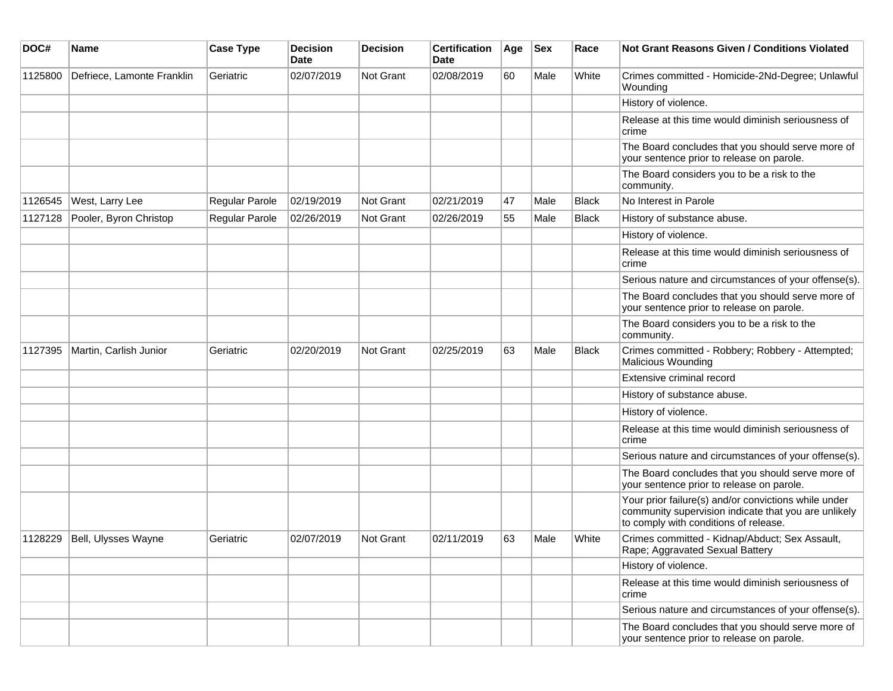| DOC# | Name | Case Type | Decision Date | Decision | Certification Date | Age | Sex | Race | Not Grant Reasons Given / Conditions Violated |
|---|---|---|---|---|---|---|---|---|---|
| 1125800 | Defriece, Lamonte Franklin | Geriatric | 02/07/2019 | Not Grant | 02/08/2019 | 60 | Male | White | Crimes committed - Homicide-2Nd-Degree; Unlawful Wounding |
| | | | | | | | | | History of violence. |
| | | | | | | | | | Release at this time would diminish seriousness of crime |
| | | | | | | | | | The Board concludes that you should serve more of your sentence prior to release on parole. |
| | | | | | | | | | The Board considers you to be a risk to the community. |
| 1126545 | West, Larry Lee | Regular Parole | 02/19/2019 | Not Grant | 02/21/2019 | 47 | Male | Black | No Interest in Parole |
| 1127128 | Pooler, Byron Christop | Regular Parole | 02/26/2019 | Not Grant | 02/26/2019 | 55 | Male | Black | History of substance abuse. |
| | | | | | | | | | History of violence. |
| | | | | | | | | | Release at this time would diminish seriousness of crime |
| | | | | | | | | | Serious nature and circumstances of your offense(s). |
| | | | | | | | | | The Board concludes that you should serve more of your sentence prior to release on parole. |
| | | | | | | | | | The Board considers you to be a risk to the community. |
| 1127395 | Martin, Carlish Junior | Geriatric | 02/20/2019 | Not Grant | 02/25/2019 | 63 | Male | Black | Crimes committed - Robbery; Robbery - Attempted; Malicious Wounding |
| | | | | | | | | | Extensive criminal record |
| | | | | | | | | | History of substance abuse. |
| | | | | | | | | | History of violence. |
| | | | | | | | | | Release at this time would diminish seriousness of crime |
| | | | | | | | | | Serious nature and circumstances of your offense(s). |
| | | | | | | | | | The Board concludes that you should serve more of your sentence prior to release on parole. |
| | | | | | | | | | Your prior failure(s) and/or convictions while under community supervision indicate that you are unlikely to comply with conditions of release. |
| 1128229 | Bell, Ulysses Wayne | Geriatric | 02/07/2019 | Not Grant | 02/11/2019 | 63 | Male | White | Crimes committed - Kidnap/Abduct; Sex Assault, Rape; Aggravated Sexual Battery |
| | | | | | | | | | History of violence. |
| | | | | | | | | | Release at this time would diminish seriousness of crime |
| | | | | | | | | | Serious nature and circumstances of your offense(s). |
| | | | | | | | | | The Board concludes that you should serve more of your sentence prior to release on parole. |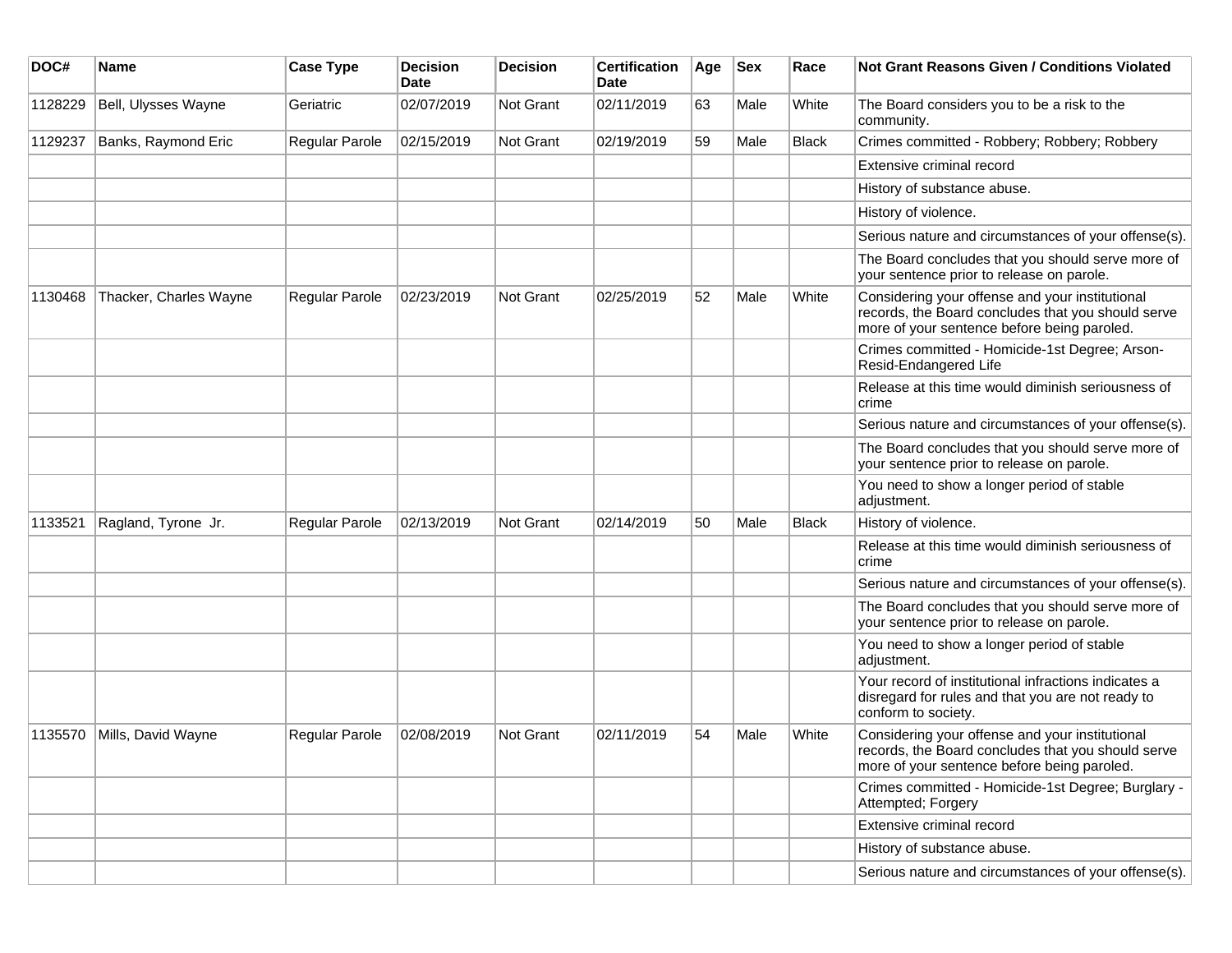| DOC# | Name | Case Type | Decision Date | Decision | Certification Date | Age | Sex | Race | Not Grant Reasons Given / Conditions Violated |
|---|---|---|---|---|---|---|---|---|---|
| 1128229 | Bell, Ulysses Wayne | Geriatric | 02/07/2019 | Not Grant | 02/11/2019 | 63 | Male | White | The Board considers you to be a risk to the community. |
| 1129237 | Banks, Raymond Eric | Regular Parole | 02/15/2019 | Not Grant | 02/19/2019 | 59 | Male | Black | Crimes committed - Robbery; Robbery; Robbery |
| | | | | | | | | | Extensive criminal record |
| | | | | | | | | | History of substance abuse. |
| | | | | | | | | | History of violence. |
| | | | | | | | | | Serious nature and circumstances of your offense(s). |
| | | | | | | | | | The Board concludes that you should serve more of your sentence prior to release on parole. |
| 1130468 | Thacker, Charles Wayne | Regular Parole | 02/23/2019 | Not Grant | 02/25/2019 | 52 | Male | White | Considering your offense and your institutional records, the Board concludes that you should serve more of your sentence before being paroled. |
| | | | | | | | | | Crimes committed - Homicide-1st Degree; Arson-Resid-Endangered Life |
| | | | | | | | | | Release at this time would diminish seriousness of crime |
| | | | | | | | | | Serious nature and circumstances of your offense(s). |
| | | | | | | | | | The Board concludes that you should serve more of your sentence prior to release on parole. |
| | | | | | | | | | You need to show a longer period of stable adjustment. |
| 1133521 | Ragland, Tyrone Jr. | Regular Parole | 02/13/2019 | Not Grant | 02/14/2019 | 50 | Male | Black | History of violence. |
| | | | | | | | | | Release at this time would diminish seriousness of crime |
| | | | | | | | | | Serious nature and circumstances of your offense(s). |
| | | | | | | | | | The Board concludes that you should serve more of your sentence prior to release on parole. |
| | | | | | | | | | You need to show a longer period of stable adjustment. |
| | | | | | | | | | Your record of institutional infractions indicates a disregard for rules and that you are not ready to conform to society. |
| 1135570 | Mills, David Wayne | Regular Parole | 02/08/2019 | Not Grant | 02/11/2019 | 54 | Male | White | Considering your offense and your institutional records, the Board concludes that you should serve more of your sentence before being paroled. |
| | | | | | | | | | Crimes committed - Homicide-1st Degree; Burglary - Attempted; Forgery |
| | | | | | | | | | Extensive criminal record |
| | | | | | | | | | History of substance abuse. |
| | | | | | | | | | Serious nature and circumstances of your offense(s). |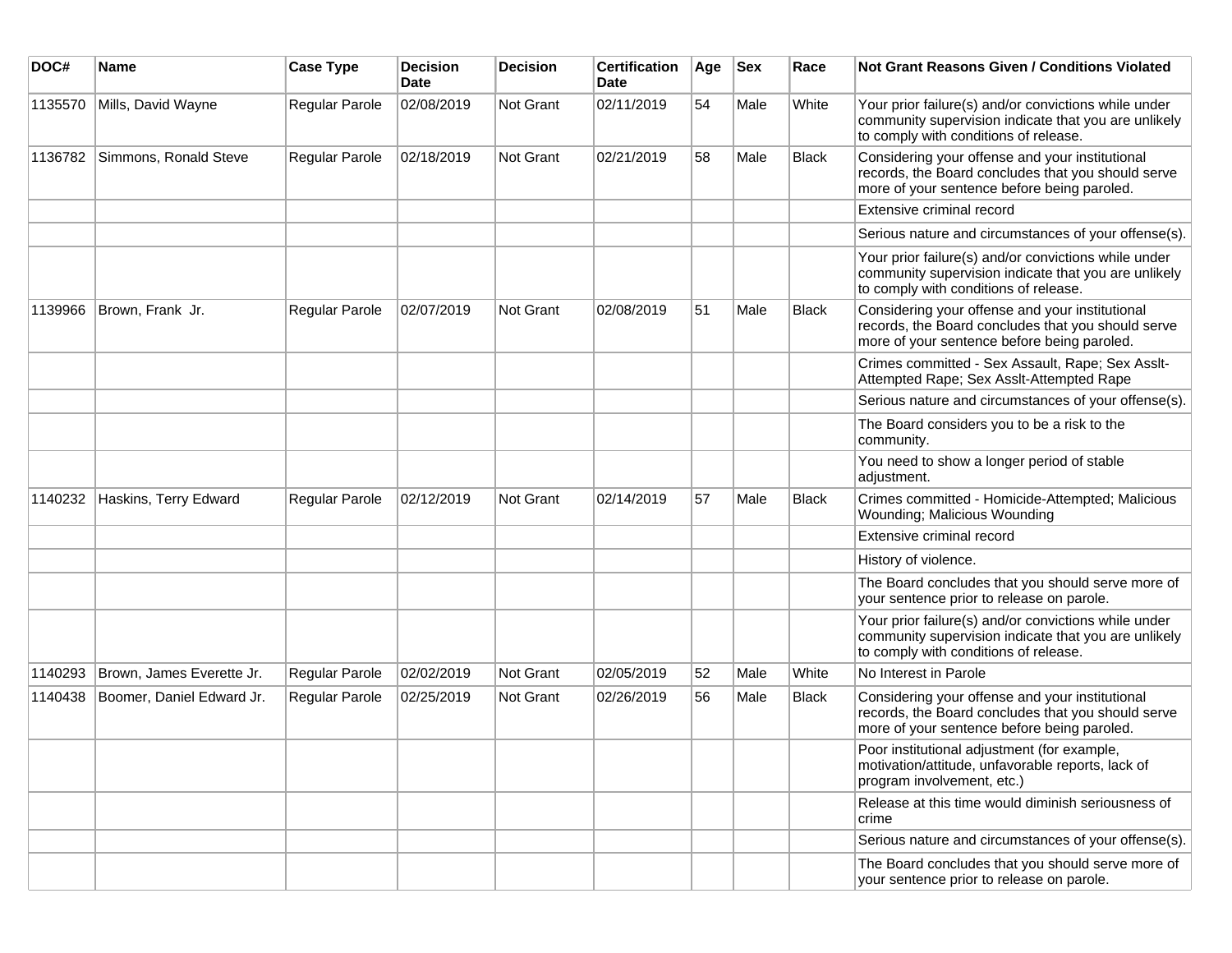| DOC# | Name | Case Type | Decision Date | Decision | Certification Date | Age | Sex | Race | Not Grant Reasons Given / Conditions Violated |
|---|---|---|---|---|---|---|---|---|---|
| 1135570 | Mills, David Wayne | Regular Parole | 02/08/2019 | Not Grant | 02/11/2019 | 54 | Male | White | Your prior failure(s) and/or convictions while under community supervision indicate that you are unlikely to comply with conditions of release. |
| 1136782 | Simmons, Ronald Steve | Regular Parole | 02/18/2019 | Not Grant | 02/21/2019 | 58 | Male | Black | Considering your offense and your institutional records, the Board concludes that you should serve more of your sentence before being paroled. |
| | | | | | | | | | Extensive criminal record |
| | | | | | | | | | Serious nature and circumstances of your offense(s). |
| | | | | | | | | | Your prior failure(s) and/or convictions while under community supervision indicate that you are unlikely to comply with conditions of release. |
| 1139966 | Brown, Frank Jr. | Regular Parole | 02/07/2019 | Not Grant | 02/08/2019 | 51 | Male | Black | Considering your offense and your institutional records, the Board concludes that you should serve more of your sentence before being paroled. |
| | | | | | | | | | Crimes committed - Sex Assault, Rape; Sex Asslt-Attempted Rape; Sex Asslt-Attempted Rape |
| | | | | | | | | | Serious nature and circumstances of your offense(s). |
| | | | | | | | | | The Board considers you to be a risk to the community. |
| | | | | | | | | | You need to show a longer period of stable adjustment. |
| 1140232 | Haskins, Terry Edward | Regular Parole | 02/12/2019 | Not Grant | 02/14/2019 | 57 | Male | Black | Crimes committed - Homicide-Attempted; Malicious Wounding; Malicious Wounding |
| | | | | | | | | | Extensive criminal record |
| | | | | | | | | | History of violence. |
| | | | | | | | | | The Board concludes that you should serve more of your sentence prior to release on parole. |
| | | | | | | | | | Your prior failure(s) and/or convictions while under community supervision indicate that you are unlikely to comply with conditions of release. |
| 1140293 | Brown, James Everette Jr. | Regular Parole | 02/02/2019 | Not Grant | 02/05/2019 | 52 | Male | White | No Interest in Parole |
| 1140438 | Boomer, Daniel Edward Jr. | Regular Parole | 02/25/2019 | Not Grant | 02/26/2019 | 56 | Male | Black | Considering your offense and your institutional records, the Board concludes that you should serve more of your sentence before being paroled. |
| | | | | | | | | | Poor institutional adjustment (for example, motivation/attitude, unfavorable reports, lack of program involvement, etc.) |
| | | | | | | | | | Release at this time would diminish seriousness of crime |
| | | | | | | | | | Serious nature and circumstances of your offense(s). |
| | | | | | | | | | The Board concludes that you should serve more of your sentence prior to release on parole. |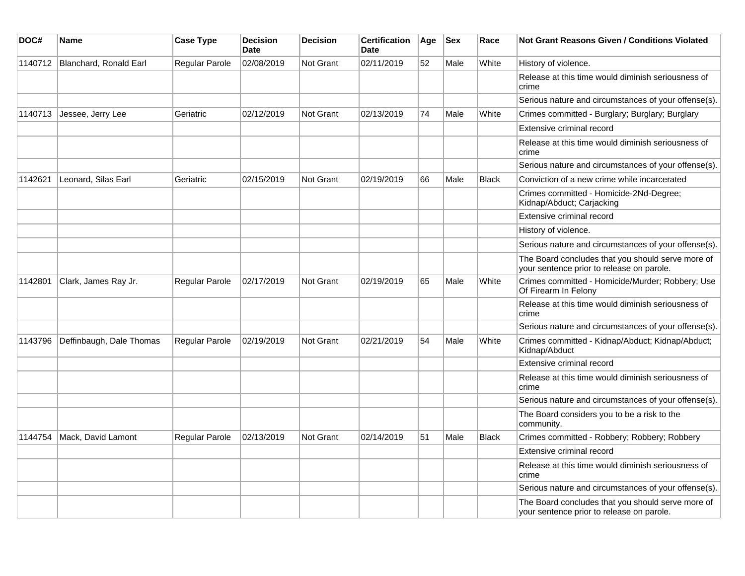| DOC# | Name | Case Type | Decision Date | Decision | Certification Date | Age | Sex | Race | Not Grant Reasons Given / Conditions Violated |
|---|---|---|---|---|---|---|---|---|---|
| 1140712 | Blanchard, Ronald Earl | Regular Parole | 02/08/2019 | Not Grant | 02/11/2019 | 52 | Male | White | History of violence. |
| | | | | | | | | | Release at this time would diminish seriousness of crime |
| | | | | | | | | | Serious nature and circumstances of your offense(s). |
| 1140713 | Jessee, Jerry Lee | Geriatric | 02/12/2019 | Not Grant | 02/13/2019 | 74 | Male | White | Crimes committed - Burglary; Burglary; Burglary |
| | | | | | | | | | Extensive criminal record |
| | | | | | | | | | Release at this time would diminish seriousness of crime |
| | | | | | | | | | Serious nature and circumstances of your offense(s). |
| 1142621 | Leonard, Silas Earl | Geriatric | 02/15/2019 | Not Grant | 02/19/2019 | 66 | Male | Black | Conviction of a new crime while incarcerated |
| | | | | | | | | | Crimes committed - Homicide-2Nd-Degree; Kidnap/Abduct; Carjacking |
| | | | | | | | | | Extensive criminal record |
| | | | | | | | | | History of violence. |
| | | | | | | | | | Serious nature and circumstances of your offense(s). |
| | | | | | | | | | The Board concludes that you should serve more of your sentence prior to release on parole. |
| 1142801 | Clark, James Ray Jr. | Regular Parole | 02/17/2019 | Not Grant | 02/19/2019 | 65 | Male | White | Crimes committed - Homicide/Murder; Robbery; Use Of Firearm In Felony |
| | | | | | | | | | Release at this time would diminish seriousness of crime |
| | | | | | | | | | Serious nature and circumstances of your offense(s). |
| 1143796 | Deffinbaugh, Dale Thomas | Regular Parole | 02/19/2019 | Not Grant | 02/21/2019 | 54 | Male | White | Crimes committed - Kidnap/Abduct; Kidnap/Abduct; Kidnap/Abduct |
| | | | | | | | | | Extensive criminal record |
| | | | | | | | | | Release at this time would diminish seriousness of crime |
| | | | | | | | | | Serious nature and circumstances of your offense(s). |
| | | | | | | | | | The Board considers you to be a risk to the community. |
| 1144754 | Mack, David Lamont | Regular Parole | 02/13/2019 | Not Grant | 02/14/2019 | 51 | Male | Black | Crimes committed - Robbery; Robbery; Robbery |
| | | | | | | | | | Extensive criminal record |
| | | | | | | | | | Release at this time would diminish seriousness of crime |
| | | | | | | | | | Serious nature and circumstances of your offense(s). |
| | | | | | | | | | The Board concludes that you should serve more of your sentence prior to release on parole. |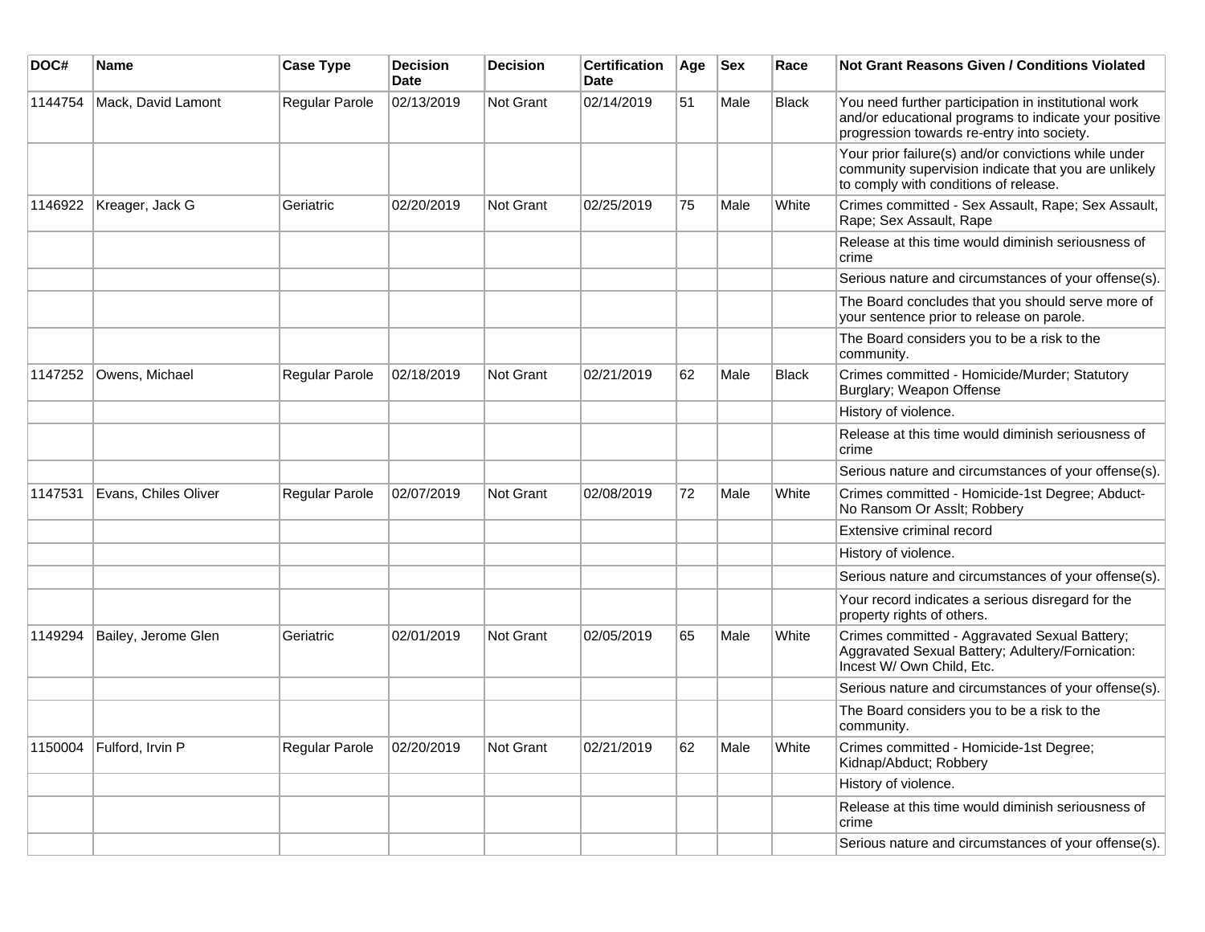| DOC# | Name | Case Type | Decision Date | Decision | Certification Date | Age | Sex | Race | Not Grant Reasons Given / Conditions Violated |
|---|---|---|---|---|---|---|---|---|---|
| 1144754 | Mack, David Lamont | Regular Parole | 02/13/2019 | Not Grant | 02/14/2019 | 51 | Male | Black | You need further participation in institutional work and/or educational programs to indicate your positive progression towards re-entry into society. |
| | | | | | | | | | Your prior failure(s) and/or convictions while under community supervision indicate that you are unlikely to comply with conditions of release. |
| 1146922 | Kreager, Jack G | Geriatric | 02/20/2019 | Not Grant | 02/25/2019 | 75 | Male | White | Crimes committed - Sex Assault, Rape; Sex Assault, Rape; Sex Assault, Rape |
| | | | | | | | | | Release at this time would diminish seriousness of crime |
| | | | | | | | | | Serious nature and circumstances of your offense(s). |
| | | | | | | | | | The Board concludes that you should serve more of your sentence prior to release on parole. |
| | | | | | | | | | The Board considers you to be a risk to the community. |
| 1147252 | Owens, Michael | Regular Parole | 02/18/2019 | Not Grant | 02/21/2019 | 62 | Male | Black | Crimes committed - Homicide/Murder; Statutory Burglary; Weapon Offense |
| | | | | | | | | | History of violence. |
| | | | | | | | | | Release at this time would diminish seriousness of crime |
| | | | | | | | | | Serious nature and circumstances of your offense(s). |
| 1147531 | Evans, Chiles Oliver | Regular Parole | 02/07/2019 | Not Grant | 02/08/2019 | 72 | Male | White | Crimes committed - Homicide-1st Degree; Abduct-No Ransom Or Asslt; Robbery |
| | | | | | | | | | Extensive criminal record |
| | | | | | | | | | History of violence. |
| | | | | | | | | | Serious nature and circumstances of your offense(s). |
| | | | | | | | | | Your record indicates a serious disregard for the property rights of others. |
| 1149294 | Bailey, Jerome Glen | Geriatric | 02/01/2019 | Not Grant | 02/05/2019 | 65 | Male | White | Crimes committed - Aggravated Sexual Battery; Aggravated Sexual Battery; Adultery/Fornication: Incest W/ Own Child, Etc. |
| | | | | | | | | | Serious nature and circumstances of your offense(s). |
| | | | | | | | | | The Board considers you to be a risk to the community. |
| 1150004 | Fulford, Irvin P | Regular Parole | 02/20/2019 | Not Grant | 02/21/2019 | 62 | Male | White | Crimes committed - Homicide-1st Degree; Kidnap/Abduct; Robbery |
| | | | | | | | | | History of violence. |
| | | | | | | | | | Release at this time would diminish seriousness of crime |
| | | | | | | | | | Serious nature and circumstances of your offense(s). |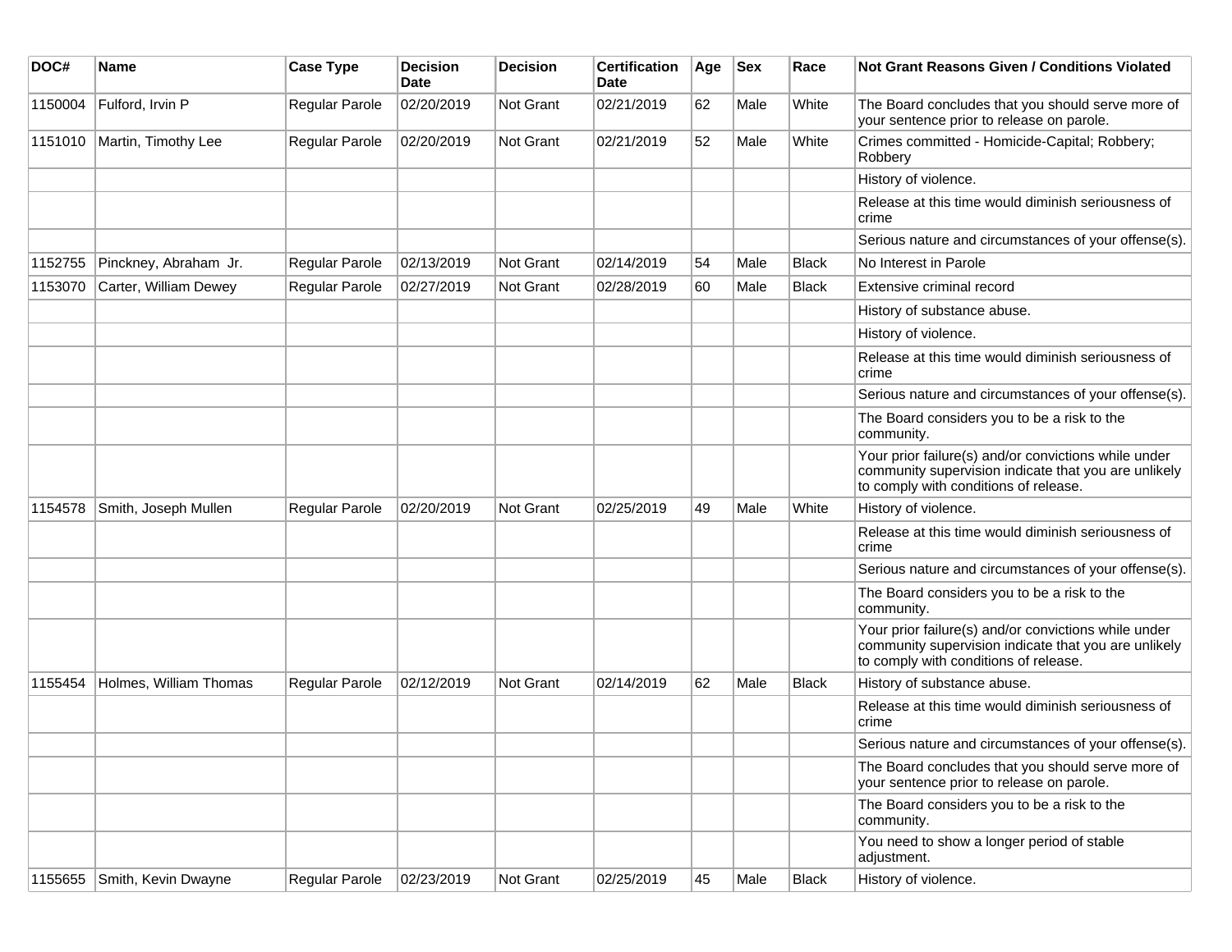| DOC# | Name | Case Type | Decision Date | Decision | Certification Date | Age | Sex | Race | Not Grant Reasons Given / Conditions Violated |
|---|---|---|---|---|---|---|---|---|---|
| 1150004 | Fulford, Irvin P | Regular Parole | 02/20/2019 | Not Grant | 02/21/2019 | 62 | Male | White | The Board concludes that you should serve more of your sentence prior to release on parole. |
| 1151010 | Martin, Timothy Lee | Regular Parole | 02/20/2019 | Not Grant | 02/21/2019 | 52 | Male | White | Crimes committed - Homicide-Capital; Robbery; Robbery |
| | | | | | | | | | History of violence. |
| | | | | | | | | | Release at this time would diminish seriousness of crime |
| | | | | | | | | | Serious nature and circumstances of your offense(s). |
| 1152755 | Pinckney, Abraham Jr. | Regular Parole | 02/13/2019 | Not Grant | 02/14/2019 | 54 | Male | Black | No Interest in Parole |
| 1153070 | Carter, William Dewey | Regular Parole | 02/27/2019 | Not Grant | 02/28/2019 | 60 | Male | Black | Extensive criminal record |
| | | | | | | | | | History of substance abuse. |
| | | | | | | | | | History of violence. |
| | | | | | | | | | Release at this time would diminish seriousness of crime |
| | | | | | | | | | Serious nature and circumstances of your offense(s). |
| | | | | | | | | | The Board considers you to be a risk to the community. |
| | | | | | | | | | Your prior failure(s) and/or convictions while under community supervision indicate that you are unlikely to comply with conditions of release. |
| 1154578 | Smith, Joseph Mullen | Regular Parole | 02/20/2019 | Not Grant | 02/25/2019 | 49 | Male | White | History of violence. |
| | | | | | | | | | Release at this time would diminish seriousness of crime |
| | | | | | | | | | Serious nature and circumstances of your offense(s). |
| | | | | | | | | | The Board considers you to be a risk to the community. |
| | | | | | | | | | Your prior failure(s) and/or convictions while under community supervision indicate that you are unlikely to comply with conditions of release. |
| 1155454 | Holmes, William Thomas | Regular Parole | 02/12/2019 | Not Grant | 02/14/2019 | 62 | Male | Black | History of substance abuse. |
| | | | | | | | | | Release at this time would diminish seriousness of crime |
| | | | | | | | | | Serious nature and circumstances of your offense(s). |
| | | | | | | | | | The Board concludes that you should serve more of your sentence prior to release on parole. |
| | | | | | | | | | The Board considers you to be a risk to the community. |
| | | | | | | | | | You need to show a longer period of stable adjustment. |
| 1155655 | Smith, Kevin Dwayne | Regular Parole | 02/23/2019 | Not Grant | 02/25/2019 | 45 | Male | Black | History of violence. |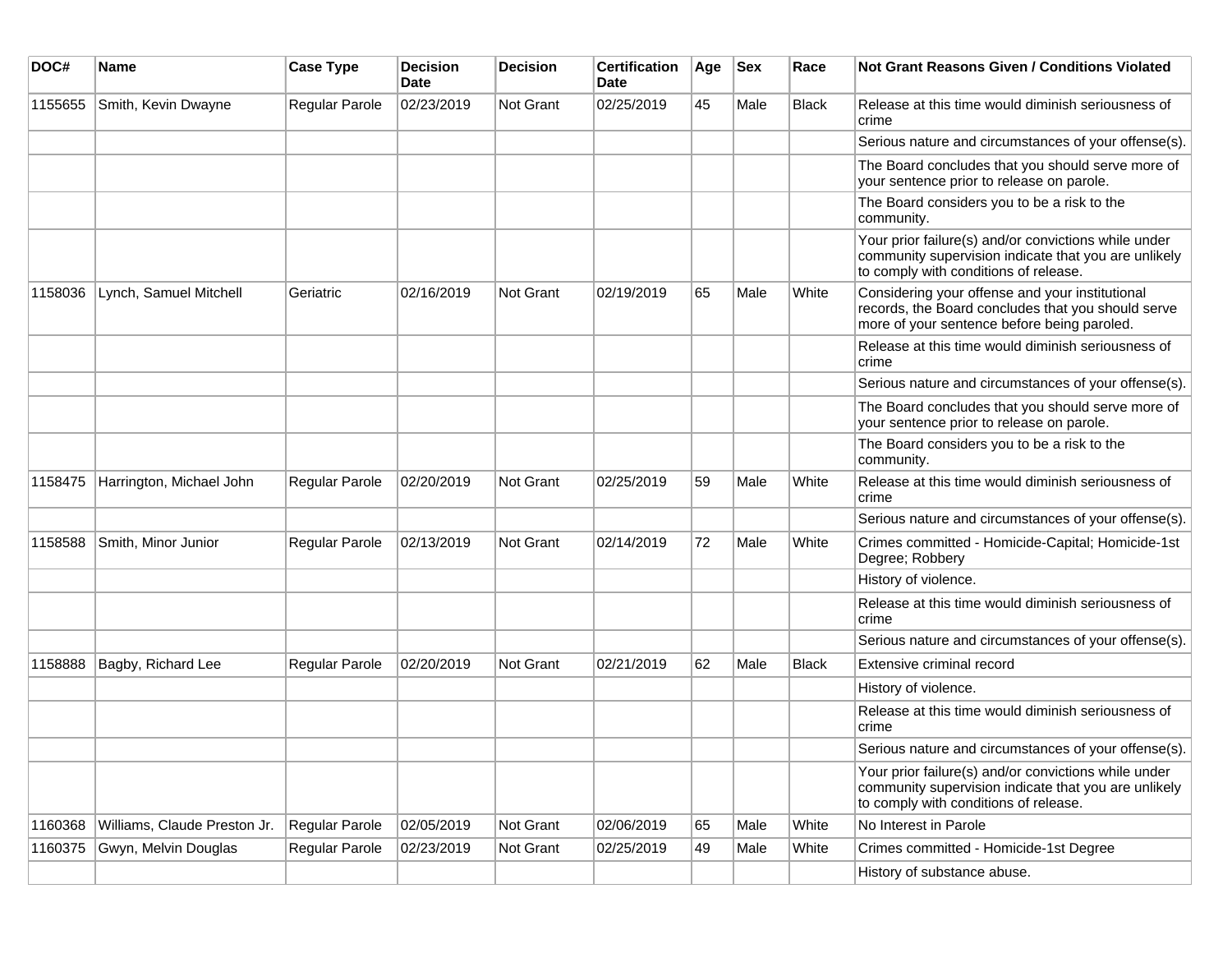| DOC# | Name | Case Type | Decision Date | Decision | Certification Date | Age | Sex | Race | Not Grant Reasons Given / Conditions Violated |
|---|---|---|---|---|---|---|---|---|---|
| 1155655 | Smith, Kevin Dwayne | Regular Parole | 02/23/2019 | Not Grant | 02/25/2019 | 45 | Male | Black | Release at this time would diminish seriousness of crime |
| | | | | | | | | | Serious nature and circumstances of your offense(s). |
| | | | | | | | | | The Board concludes that you should serve more of your sentence prior to release on parole. |
| | | | | | | | | | The Board considers you to be a risk to the community. |
| | | | | | | | | | Your prior failure(s) and/or convictions while under community supervision indicate that you are unlikely to comply with conditions of release. |
| 1158036 | Lynch, Samuel Mitchell | Geriatric | 02/16/2019 | Not Grant | 02/19/2019 | 65 | Male | White | Considering your offense and your institutional records, the Board concludes that you should serve more of your sentence before being paroled. |
| | | | | | | | | | Release at this time would diminish seriousness of crime |
| | | | | | | | | | Serious nature and circumstances of your offense(s). |
| | | | | | | | | | The Board concludes that you should serve more of your sentence prior to release on parole. |
| | | | | | | | | | The Board considers you to be a risk to the community. |
| 1158475 | Harrington, Michael John | Regular Parole | 02/20/2019 | Not Grant | 02/25/2019 | 59 | Male | White | Release at this time would diminish seriousness of crime |
| | | | | | | | | | Serious nature and circumstances of your offense(s). |
| 1158588 | Smith, Minor Junior | Regular Parole | 02/13/2019 | Not Grant | 02/14/2019 | 72 | Male | White | Crimes committed - Homicide-Capital; Homicide-1st Degree; Robbery |
| | | | | | | | | | History of violence. |
| | | | | | | | | | Release at this time would diminish seriousness of crime |
| | | | | | | | | | Serious nature and circumstances of your offense(s). |
| 1158888 | Bagby, Richard Lee | Regular Parole | 02/20/2019 | Not Grant | 02/21/2019 | 62 | Male | Black | Extensive criminal record |
| | | | | | | | | | History of violence. |
| | | | | | | | | | Release at this time would diminish seriousness of crime |
| | | | | | | | | | Serious nature and circumstances of your offense(s). |
| | | | | | | | | | Your prior failure(s) and/or convictions while under community supervision indicate that you are unlikely to comply with conditions of release. |
| 1160368 | Williams, Claude Preston Jr. | Regular Parole | 02/05/2019 | Not Grant | 02/06/2019 | 65 | Male | White | No Interest in Parole |
| 1160375 | Gwyn, Melvin Douglas | Regular Parole | 02/23/2019 | Not Grant | 02/25/2019 | 49 | Male | White | Crimes committed - Homicide-1st Degree |
| | | | | | | | | | History of substance abuse. |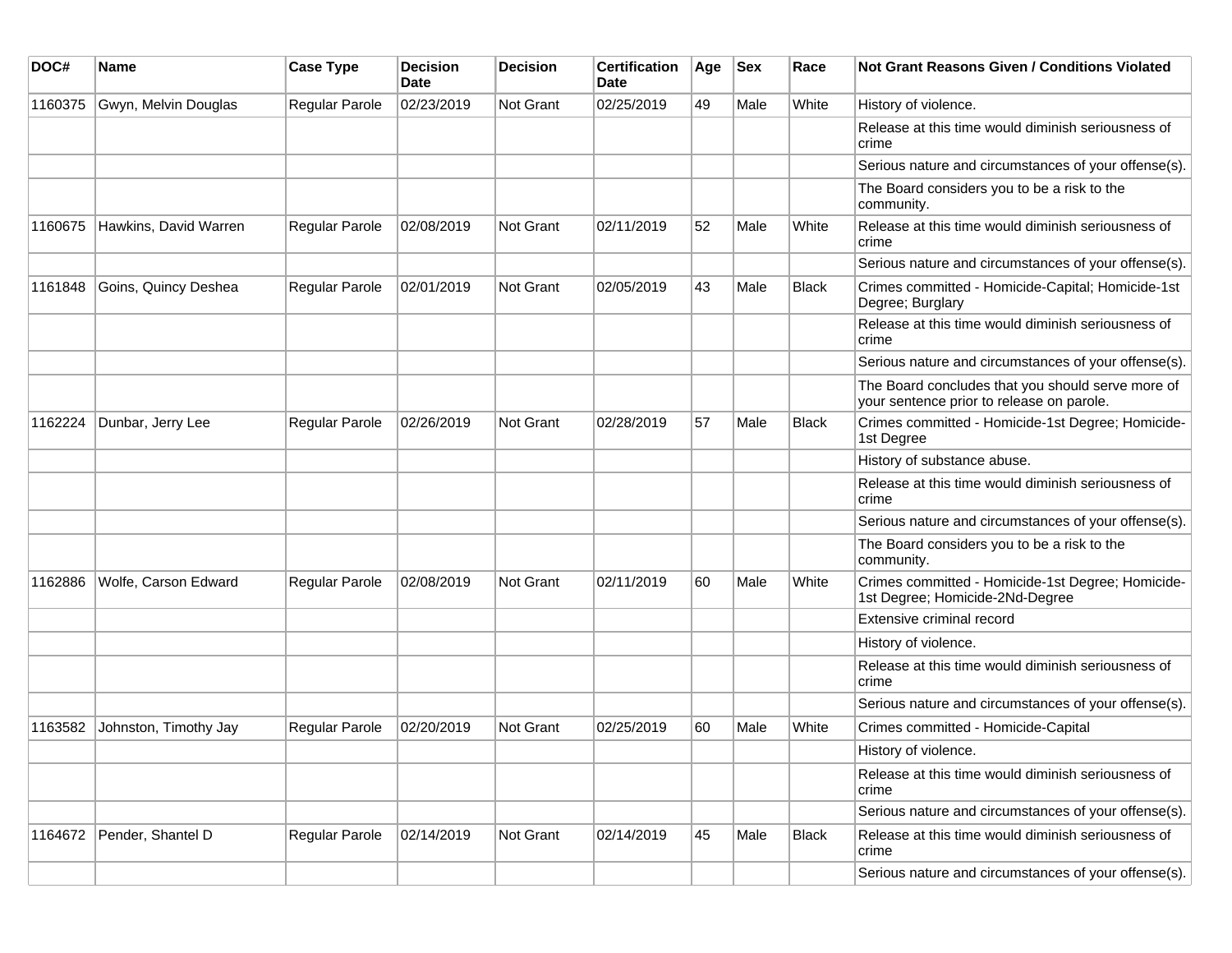| DOC# | Name | Case Type | Decision Date | Decision | Certification Date | Age | Sex | Race | Not Grant Reasons Given / Conditions Violated |
|---|---|---|---|---|---|---|---|---|---|
| 1160375 | Gwyn, Melvin Douglas | Regular Parole | 02/23/2019 | Not Grant | 02/25/2019 | 49 | Male | White | History of violence. |
| | | | | | | | | | Release at this time would diminish seriousness of crime |
| | | | | | | | | | Serious nature and circumstances of your offense(s). |
| | | | | | | | | | The Board considers you to be a risk to the community. |
| 1160675 | Hawkins, David Warren | Regular Parole | 02/08/2019 | Not Grant | 02/11/2019 | 52 | Male | White | Release at this time would diminish seriousness of crime |
| | | | | | | | | | Serious nature and circumstances of your offense(s). |
| 1161848 | Goins, Quincy Deshea | Regular Parole | 02/01/2019 | Not Grant | 02/05/2019 | 43 | Male | Black | Crimes committed - Homicide-Capital; Homicide-1st Degree; Burglary |
| | | | | | | | | | Release at this time would diminish seriousness of crime |
| | | | | | | | | | Serious nature and circumstances of your offense(s). |
| | | | | | | | | | The Board concludes that you should serve more of your sentence prior to release on parole. |
| 1162224 | Dunbar, Jerry Lee | Regular Parole | 02/26/2019 | Not Grant | 02/28/2019 | 57 | Male | Black | Crimes committed - Homicide-1st Degree; Homicide-1st Degree |
| | | | | | | | | | History of substance abuse. |
| | | | | | | | | | Release at this time would diminish seriousness of crime |
| | | | | | | | | | Serious nature and circumstances of your offense(s). |
| | | | | | | | | | The Board considers you to be a risk to the community. |
| 1162886 | Wolfe, Carson Edward | Regular Parole | 02/08/2019 | Not Grant | 02/11/2019 | 60 | Male | White | Crimes committed - Homicide-1st Degree; Homicide-1st Degree; Homicide-2Nd-Degree |
| | | | | | | | | | Extensive criminal record |
| | | | | | | | | | History of violence. |
| | | | | | | | | | Release at this time would diminish seriousness of crime |
| | | | | | | | | | Serious nature and circumstances of your offense(s). |
| 1163582 | Johnston, Timothy Jay | Regular Parole | 02/20/2019 | Not Grant | 02/25/2019 | 60 | Male | White | Crimes committed - Homicide-Capital |
| | | | | | | | | | History of violence. |
| | | | | | | | | | Release at this time would diminish seriousness of crime |
| | | | | | | | | | Serious nature and circumstances of your offense(s). |
| 1164672 | Pender, Shantel D | Regular Parole | 02/14/2019 | Not Grant | 02/14/2019 | 45 | Male | Black | Release at this time would diminish seriousness of crime |
| | | | | | | | | | Serious nature and circumstances of your offense(s). |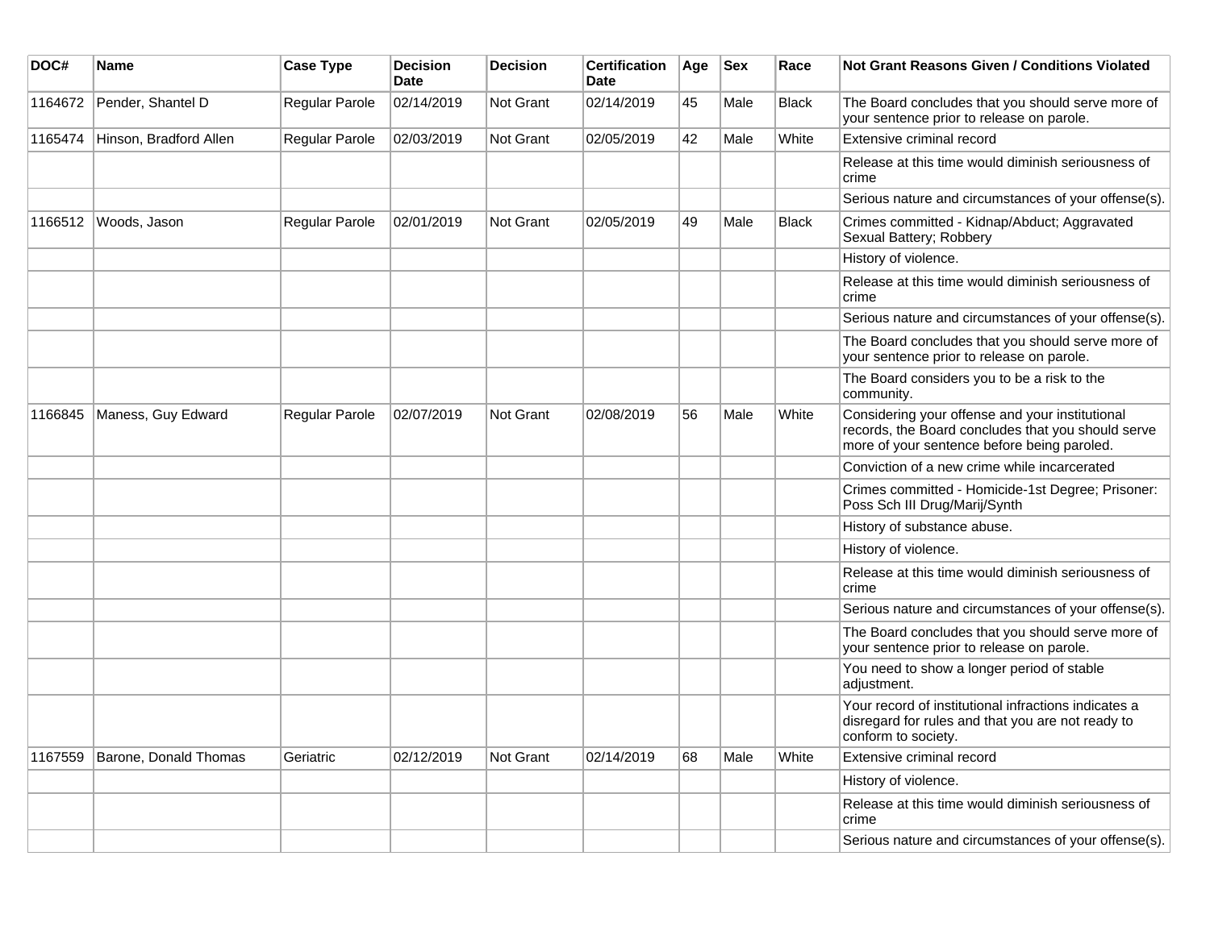| DOC# | Name | Case Type | Decision Date | Decision | Certification Date | Age | Sex | Race | Not Grant Reasons Given / Conditions Violated |
|---|---|---|---|---|---|---|---|---|---|
| 1164672 | Pender, Shantel D | Regular Parole | 02/14/2019 | Not Grant | 02/14/2019 | 45 | Male | Black | The Board concludes that you should serve more of your sentence prior to release on parole. |
| 1165474 | Hinson, Bradford Allen | Regular Parole | 02/03/2019 | Not Grant | 02/05/2019 | 42 | Male | White | Extensive criminal record |
| | | | | | | | | | Release at this time would diminish seriousness of crime |
| | | | | | | | | | Serious nature and circumstances of your offense(s). |
| 1166512 | Woods, Jason | Regular Parole | 02/01/2019 | Not Grant | 02/05/2019 | 49 | Male | Black | Crimes committed - Kidnap/Abduct; Aggravated Sexual Battery; Robbery |
| | | | | | | | | | History of violence. |
| | | | | | | | | | Release at this time would diminish seriousness of crime |
| | | | | | | | | | Serious nature and circumstances of your offense(s). |
| | | | | | | | | | The Board concludes that you should serve more of your sentence prior to release on parole. |
| | | | | | | | | | The Board considers you to be a risk to the community. |
| 1166845 | Maness, Guy Edward | Regular Parole | 02/07/2019 | Not Grant | 02/08/2019 | 56 | Male | White | Considering your offense and your institutional records, the Board concludes that you should serve more of your sentence before being paroled. |
| | | | | | | | | | Conviction of a new crime while incarcerated |
| | | | | | | | | | Crimes committed - Homicide-1st Degree; Prisoner: Poss Sch III Drug/Marij/Synth |
| | | | | | | | | | History of substance abuse. |
| | | | | | | | | | History of violence. |
| | | | | | | | | | Release at this time would diminish seriousness of crime |
| | | | | | | | | | Serious nature and circumstances of your offense(s). |
| | | | | | | | | | The Board concludes that you should serve more of your sentence prior to release on parole. |
| | | | | | | | | | You need to show a longer period of stable adjustment. |
| | | | | | | | | | Your record of institutional infractions indicates a disregard for rules and that you are not ready to conform to society. |
| 1167559 | Barone, Donald Thomas | Geriatric | 02/12/2019 | Not Grant | 02/14/2019 | 68 | Male | White | Extensive criminal record |
| | | | | | | | | | History of violence. |
| | | | | | | | | | Release at this time would diminish seriousness of crime |
| | | | | | | | | | Serious nature and circumstances of your offense(s). |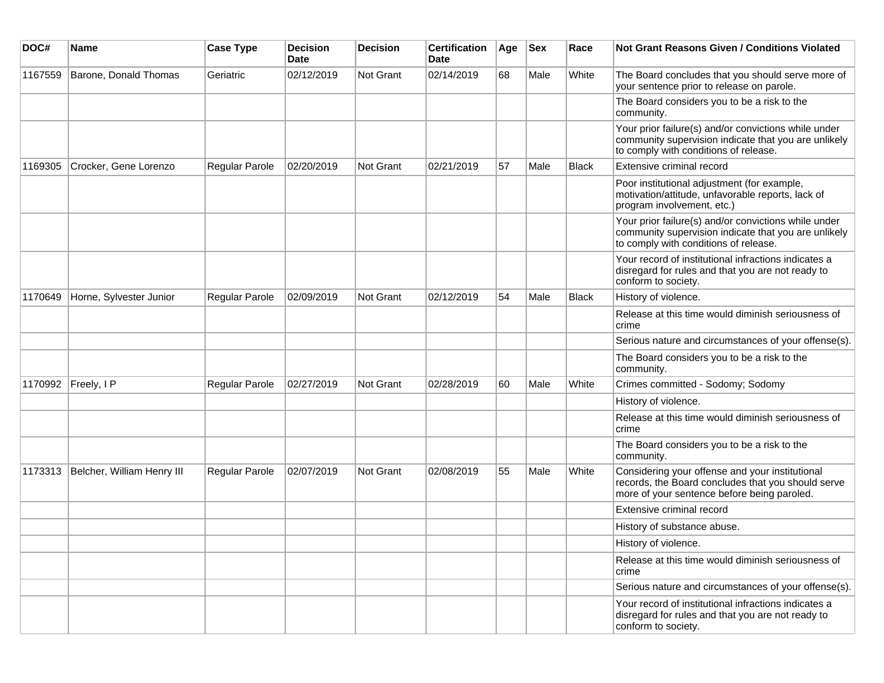| DOC# | Name | Case Type | Decision Date | Decision | Certification Date | Age | Sex | Race | Not Grant Reasons Given / Conditions Violated |
|---|---|---|---|---|---|---|---|---|---|
| 1167559 | Barone, Donald Thomas | Geriatric | 02/12/2019 | Not Grant | 02/14/2019 | 68 | Male | White | The Board concludes that you should serve more of your sentence prior to release on parole. |
| | | | | | | | | | The Board considers you to be a risk to the community. |
| | | | | | | | | | Your prior failure(s) and/or convictions while under community supervision indicate that you are unlikely to comply with conditions of release. |
| 1169305 | Crocker, Gene Lorenzo | Regular Parole | 02/20/2019 | Not Grant | 02/21/2019 | 57 | Male | Black | Extensive criminal record |
| | | | | | | | | | Poor institutional adjustment (for example, motivation/attitude, unfavorable reports, lack of program involvement, etc.) |
| | | | | | | | | | Your prior failure(s) and/or convictions while under community supervision indicate that you are unlikely to comply with conditions of release. |
| | | | | | | | | | Your record of institutional infractions indicates a disregard for rules and that you are not ready to conform to society. |
| 1170649 | Horne, Sylvester Junior | Regular Parole | 02/09/2019 | Not Grant | 02/12/2019 | 54 | Male | Black | History of violence. |
| | | | | | | | | | Release at this time would diminish seriousness of crime |
| | | | | | | | | | Serious nature and circumstances of your offense(s). |
| | | | | | | | | | The Board considers you to be a risk to the community. |
| 1170992 | Freely, I P | Regular Parole | 02/27/2019 | Not Grant | 02/28/2019 | 60 | Male | White | Crimes committed - Sodomy; Sodomy |
| | | | | | | | | | History of violence. |
| | | | | | | | | | Release at this time would diminish seriousness of crime |
| | | | | | | | | | The Board considers you to be a risk to the community. |
| 1173313 | Belcher, William Henry III | Regular Parole | 02/07/2019 | Not Grant | 02/08/2019 | 55 | Male | White | Considering your offense and your institutional records, the Board concludes that you should serve more of your sentence before being paroled. |
| | | | | | | | | | Extensive criminal record |
| | | | | | | | | | History of substance abuse. |
| | | | | | | | | | History of violence. |
| | | | | | | | | | Release at this time would diminish seriousness of crime |
| | | | | | | | | | Serious nature and circumstances of your offense(s). |
| | | | | | | | | | Your record of institutional infractions indicates a disregard for rules and that you are not ready to conform to society. |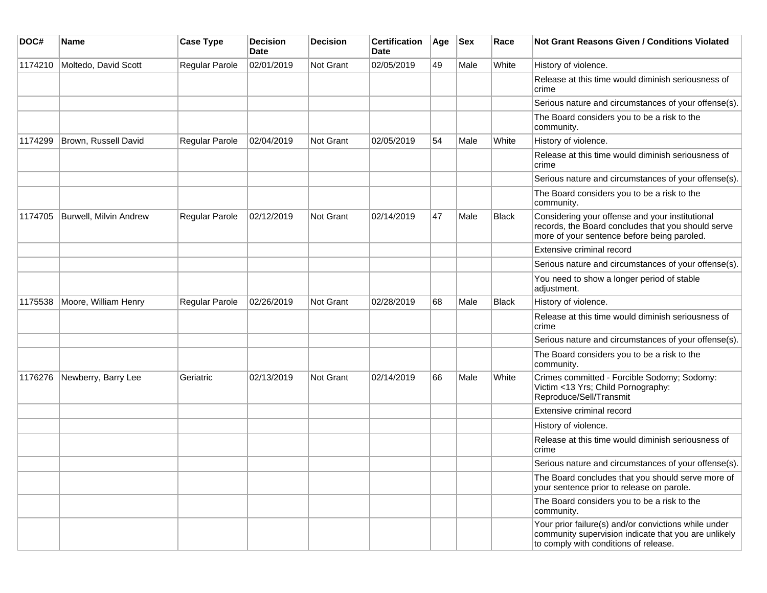| DOC# | Name | Case Type | Decision Date | Decision | Certification Date | Age | Sex | Race | Not Grant Reasons Given / Conditions Violated |
|---|---|---|---|---|---|---|---|---|---|
| 1174210 | Moltedo, David Scott | Regular Parole | 02/01/2019 | Not Grant | 02/05/2019 | 49 | Male | White | History of violence. |
| | | | | | | | | | Release at this time would diminish seriousness of crime |
| | | | | | | | | | Serious nature and circumstances of your offense(s). |
| | | | | | | | | | The Board considers you to be a risk to the community. |
| 1174299 | Brown, Russell David | Regular Parole | 02/04/2019 | Not Grant | 02/05/2019 | 54 | Male | White | History of violence. |
| | | | | | | | | | Release at this time would diminish seriousness of crime |
| | | | | | | | | | Serious nature and circumstances of your offense(s). |
| | | | | | | | | | The Board considers you to be a risk to the community. |
| 1174705 | Burwell, Milvin Andrew | Regular Parole | 02/12/2019 | Not Grant | 02/14/2019 | 47 | Male | Black | Considering your offense and your institutional records, the Board concludes that you should serve more of your sentence before being paroled. |
| | | | | | | | | | Extensive criminal record |
| | | | | | | | | | Serious nature and circumstances of your offense(s). |
| | | | | | | | | | You need to show a longer period of stable adjustment. |
| 1175538 | Moore, William Henry | Regular Parole | 02/26/2019 | Not Grant | 02/28/2019 | 68 | Male | Black | History of violence. |
| | | | | | | | | | Release at this time would diminish seriousness of crime |
| | | | | | | | | | Serious nature and circumstances of your offense(s). |
| | | | | | | | | | The Board considers you to be a risk to the community. |
| 1176276 | Newberry, Barry Lee | Geriatric | 02/13/2019 | Not Grant | 02/14/2019 | 66 | Male | White | Crimes committed - Forcible Sodomy; Sodomy: Victim <13 Yrs; Child Pornography: Reproduce/Sell/Transmit |
| | | | | | | | | | Extensive criminal record |
| | | | | | | | | | History of violence. |
| | | | | | | | | | Release at this time would diminish seriousness of crime |
| | | | | | | | | | Serious nature and circumstances of your offense(s). |
| | | | | | | | | | The Board concludes that you should serve more of your sentence prior to release on parole. |
| | | | | | | | | | The Board considers you to be a risk to the community. |
| | | | | | | | | | Your prior failure(s) and/or convictions while under community supervision indicate that you are unlikely to comply with conditions of release. |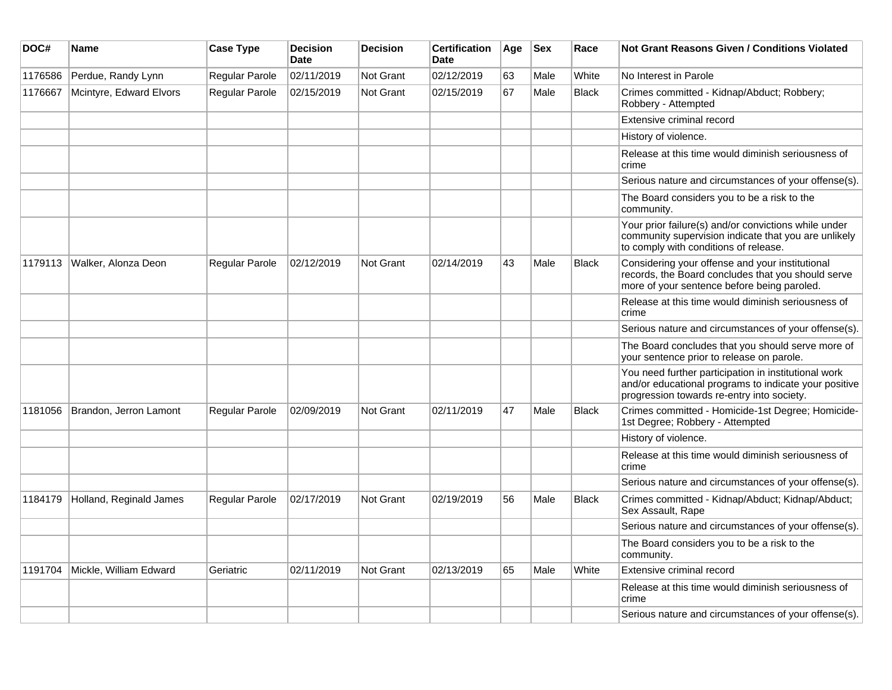| DOC# | Name | Case Type | Decision Date | Decision | Certification Date | Age | Sex | Race | Not Grant Reasons Given / Conditions Violated |
|---|---|---|---|---|---|---|---|---|---|
| 1176586 | Perdue, Randy Lynn | Regular Parole | 02/11/2019 | Not Grant | 02/12/2019 | 63 | Male | White | No Interest in Parole |
| 1176667 | Mcintyre, Edward Elvors | Regular Parole | 02/15/2019 | Not Grant | 02/15/2019 | 67 | Male | Black | Crimes committed - Kidnap/Abduct; Robbery; Robbery - Attempted |
| | | | | | | | | | Extensive criminal record |
| | | | | | | | | | History of violence. |
| | | | | | | | | | Release at this time would diminish seriousness of crime |
| | | | | | | | | | Serious nature and circumstances of your offense(s). |
| | | | | | | | | | The Board considers you to be a risk to the community. |
| | | | | | | | | | Your prior failure(s) and/or convictions while under community supervision indicate that you are unlikely to comply with conditions of release. |
| 1179113 | Walker, Alonza Deon | Regular Parole | 02/12/2019 | Not Grant | 02/14/2019 | 43 | Male | Black | Considering your offense and your institutional records, the Board concludes that you should serve more of your sentence before being paroled. |
| | | | | | | | | | Release at this time would diminish seriousness of crime |
| | | | | | | | | | Serious nature and circumstances of your offense(s). |
| | | | | | | | | | The Board concludes that you should serve more of your sentence prior to release on parole. |
| | | | | | | | | | You need further participation in institutional work and/or educational programs to indicate your positive progression towards re-entry into society. |
| 1181056 | Brandon, Jerron Lamont | Regular Parole | 02/09/2019 | Not Grant | 02/11/2019 | 47 | Male | Black | Crimes committed - Homicide-1st Degree; Homicide-1st Degree; Robbery - Attempted |
| | | | | | | | | | History of violence. |
| | | | | | | | | | Release at this time would diminish seriousness of crime |
| | | | | | | | | | Serious nature and circumstances of your offense(s). |
| 1184179 | Holland, Reginald James | Regular Parole | 02/17/2019 | Not Grant | 02/19/2019 | 56 | Male | Black | Crimes committed - Kidnap/Abduct; Kidnap/Abduct; Sex Assault, Rape |
| | | | | | | | | | Serious nature and circumstances of your offense(s). |
| | | | | | | | | | The Board considers you to be a risk to the community. |
| 1191704 | Mickle, William Edward | Geriatric | 02/11/2019 | Not Grant | 02/13/2019 | 65 | Male | White | Extensive criminal record |
| | | | | | | | | | Release at this time would diminish seriousness of crime |
| | | | | | | | | | Serious nature and circumstances of your offense(s). |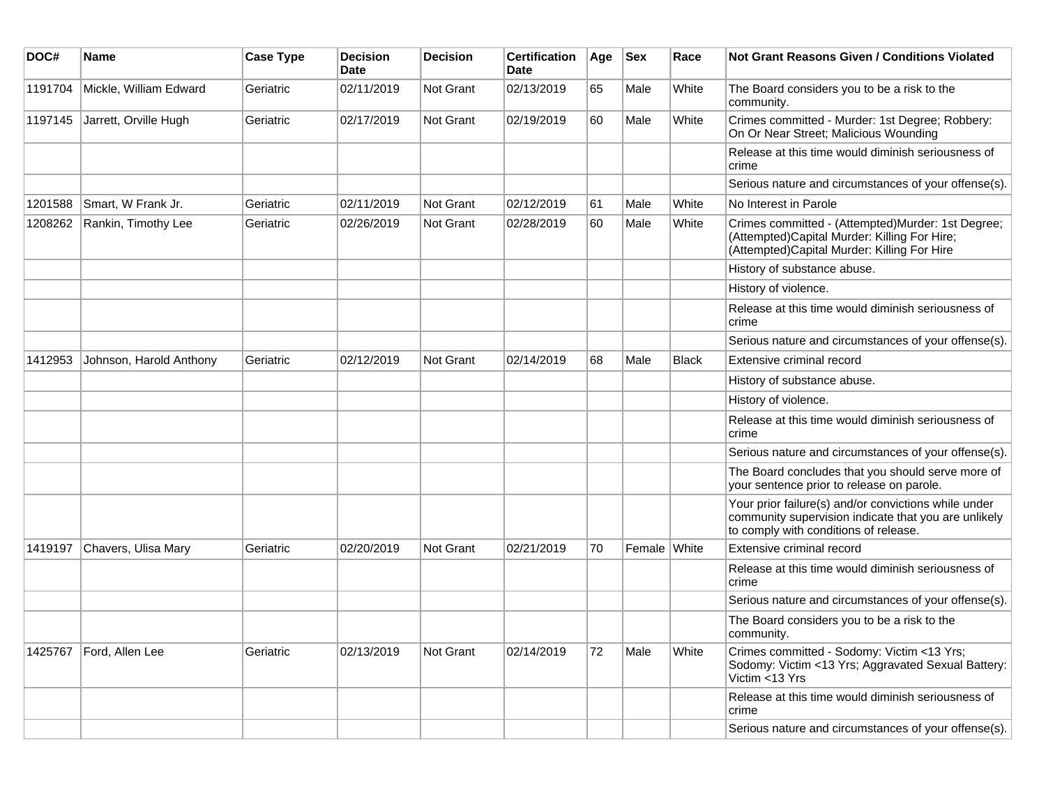| DOC# | Name | Case Type | Decision Date | Decision | Certification Date | Age | Sex | Race | Not Grant Reasons Given / Conditions Violated |
|---|---|---|---|---|---|---|---|---|---|
| 1191704 | Mickle, William Edward | Geriatric | 02/11/2019 | Not Grant | 02/13/2019 | 65 | Male | White | The Board considers you to be a risk to the community. |
| 1197145 | Jarrett, Orville Hugh | Geriatric | 02/17/2019 | Not Grant | 02/19/2019 | 60 | Male | White | Crimes committed - Murder: 1st Degree; Robbery: On Or Near Street; Malicious Wounding |
| | | | | | | | | | Release at this time would diminish seriousness of crime |
| | | | | | | | | | Serious nature and circumstances of your offense(s). |
| 1201588 | Smart, W Frank Jr. | Geriatric | 02/11/2019 | Not Grant | 02/12/2019 | 61 | Male | White | No Interest in Parole |
| 1208262 | Rankin, Timothy Lee | Geriatric | 02/26/2019 | Not Grant | 02/28/2019 | 60 | Male | White | Crimes committed - (Attempted)Murder: 1st Degree; (Attempted)Capital Murder: Killing For Hire; (Attempted)Capital Murder: Killing For Hire |
| | | | | | | | | | History of substance abuse. |
| | | | | | | | | | History of violence. |
| | | | | | | | | | Release at this time would diminish seriousness of crime |
| | | | | | | | | | Serious nature and circumstances of your offense(s). |
| 1412953 | Johnson, Harold Anthony | Geriatric | 02/12/2019 | Not Grant | 02/14/2019 | 68 | Male | Black | Extensive criminal record |
| | | | | | | | | | History of substance abuse. |
| | | | | | | | | | History of violence. |
| | | | | | | | | | Release at this time would diminish seriousness of crime |
| | | | | | | | | | Serious nature and circumstances of your offense(s). |
| | | | | | | | | | The Board concludes that you should serve more of your sentence prior to release on parole. |
| | | | | | | | | | Your prior failure(s) and/or convictions while under community supervision indicate that you are unlikely to comply with conditions of release. |
| 1419197 | Chavers, Ulisa Mary | Geriatric | 02/20/2019 | Not Grant | 02/21/2019 | 70 | Female | White | Extensive criminal record |
| | | | | | | | | | Release at this time would diminish seriousness of crime |
| | | | | | | | | | Serious nature and circumstances of your offense(s). |
| | | | | | | | | | The Board considers you to be a risk to the community. |
| 1425767 | Ford, Allen Lee | Geriatric | 02/13/2019 | Not Grant | 02/14/2019 | 72 | Male | White | Crimes committed - Sodomy: Victim <13 Yrs; Sodomy: Victim <13 Yrs; Aggravated Sexual Battery: Victim <13 Yrs |
| | | | | | | | | | Release at this time would diminish seriousness of crime |
| | | | | | | | | | Serious nature and circumstances of your offense(s). |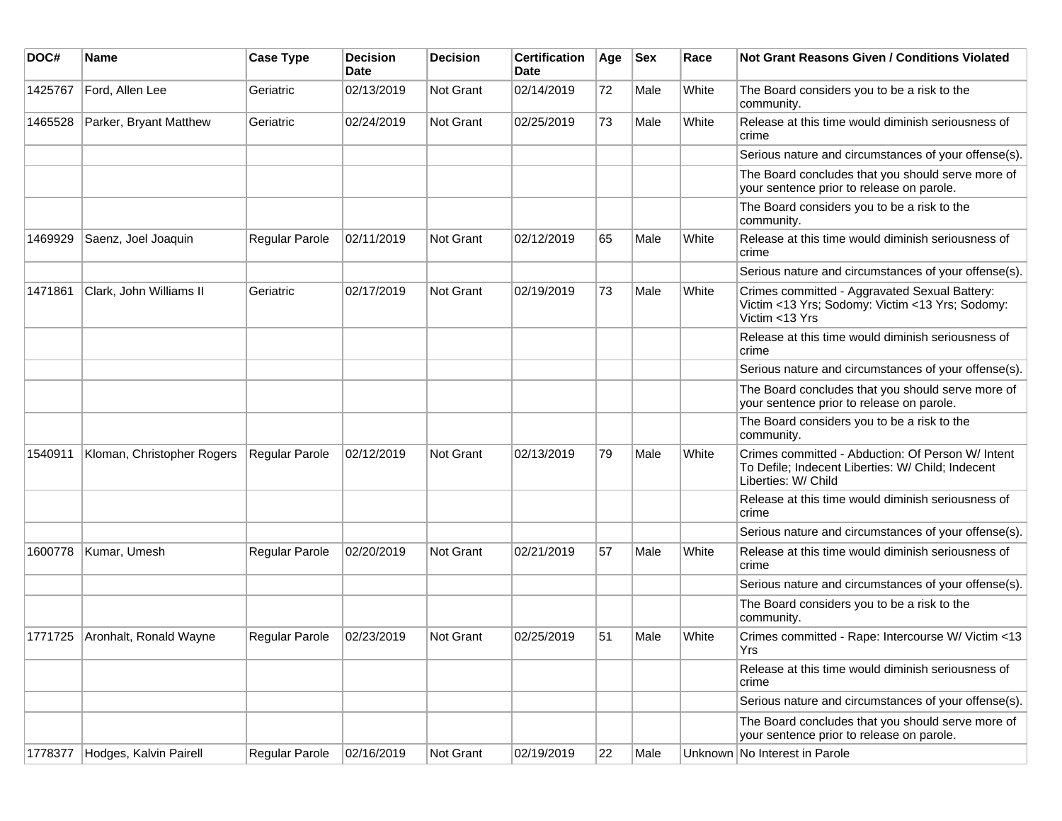| DOC# | Name | Case Type | Decision Date | Decision | Certification Date | Age | Sex | Race | Not Grant Reasons Given / Conditions Violated |
|---|---|---|---|---|---|---|---|---|---|
| 1425767 | Ford, Allen Lee | Geriatric | 02/13/2019 | Not Grant | 02/14/2019 | 72 | Male | White | The Board considers you to be a risk to the community. |
| 1465528 | Parker, Bryant Matthew | Geriatric | 02/24/2019 | Not Grant | 02/25/2019 | 73 | Male | White | Release at this time would diminish seriousness of crime |
| | | | | | | | | | Serious nature and circumstances of your offense(s). |
| | | | | | | | | | The Board concludes that you should serve more of your sentence prior to release on parole. |
| | | | | | | | | | The Board considers you to be a risk to the community. |
| 1469929 | Saenz, Joel Joaquin | Regular Parole | 02/11/2019 | Not Grant | 02/12/2019 | 65 | Male | White | Release at this time would diminish seriousness of crime |
| | | | | | | | | | Serious nature and circumstances of your offense(s). |
| 1471861 | Clark, John Williams II | Geriatric | 02/17/2019 | Not Grant | 02/19/2019 | 73 | Male | White | Crimes committed - Aggravated Sexual Battery: Victim <13 Yrs; Sodomy: Victim <13 Yrs; Sodomy: Victim <13 Yrs |
| | | | | | | | | | Release at this time would diminish seriousness of crime |
| | | | | | | | | | Serious nature and circumstances of your offense(s). |
| | | | | | | | | | The Board concludes that you should serve more of your sentence prior to release on parole. |
| | | | | | | | | | The Board considers you to be a risk to the community. |
| 1540911 | Kloman, Christopher Rogers | Regular Parole | 02/12/2019 | Not Grant | 02/13/2019 | 79 | Male | White | Crimes committed - Abduction: Of Person W/ Intent To Defile; Indecent Liberties: W/ Child; Indecent Liberties: W/ Child |
| | | | | | | | | | Release at this time would diminish seriousness of crime |
| | | | | | | | | | Serious nature and circumstances of your offense(s). |
| 1600778 | Kumar, Umesh | Regular Parole | 02/20/2019 | Not Grant | 02/21/2019 | 57 | Male | White | Release at this time would diminish seriousness of crime |
| | | | | | | | | | Serious nature and circumstances of your offense(s). |
| | | | | | | | | | The Board considers you to be a risk to the community. |
| 1771725 | Aronhalt, Ronald Wayne | Regular Parole | 02/23/2019 | Not Grant | 02/25/2019 | 51 | Male | White | Crimes committed - Rape: Intercourse W/ Victim <13 Yrs |
| | | | | | | | | | Release at this time would diminish seriousness of crime |
| | | | | | | | | | Serious nature and circumstances of your offense(s). |
| | | | | | | | | | The Board concludes that you should serve more of your sentence prior to release on parole. |
| 1778377 | Hodges, Kalvin Pairell | Regular Parole | 02/16/2019 | Not Grant | 02/19/2019 | 22 | Male | Unknown | No Interest in Parole |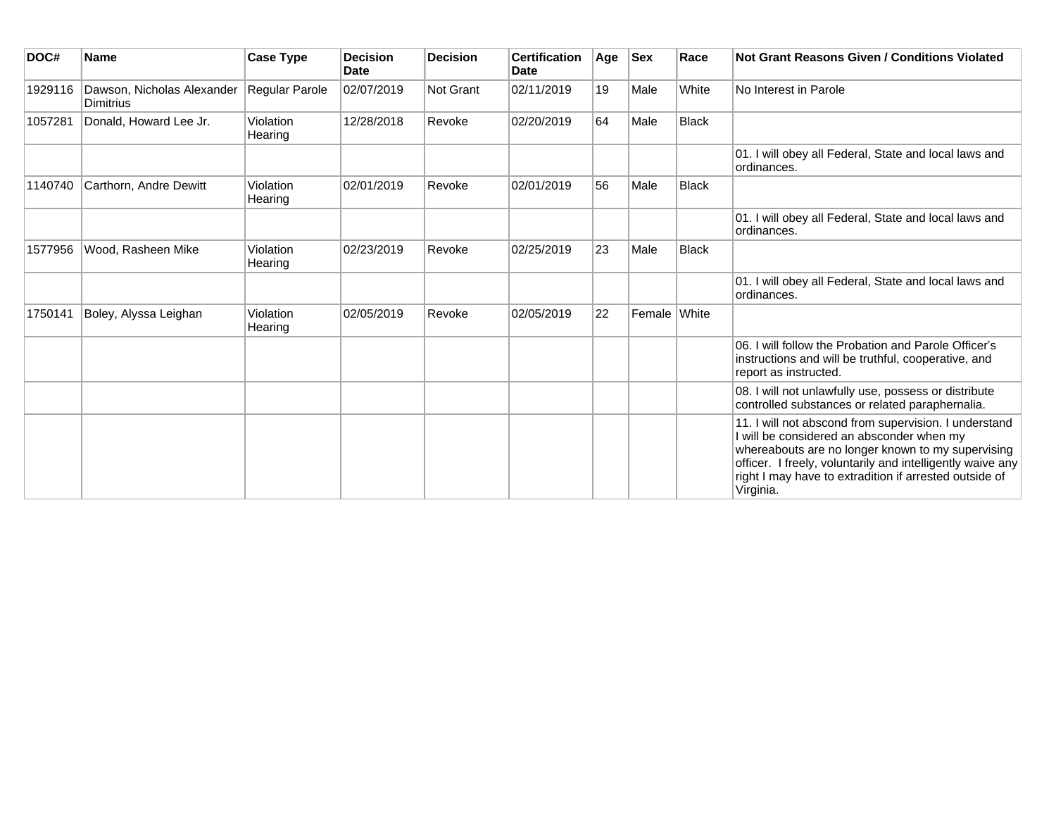| DOC# | Name | Case Type | Decision Date | Decision | Certification Date | Age | Sex | Race | Not Grant Reasons Given / Conditions Violated |
|---|---|---|---|---|---|---|---|---|---|
| 1929116 | Dawson, Nicholas Alexander Dimitrius | Regular Parole | 02/07/2019 | Not Grant | 02/11/2019 | 19 | Male | White | No Interest in Parole |
| 1057281 | Donald, Howard Lee Jr. | Violation Hearing | 12/28/2018 | Revoke | 02/20/2019 | 64 | Male | Black | |
| | | | | | | | | | 01. I will obey all Federal, State and local laws and ordinances. |
| 1140740 | Carthorn, Andre Dewitt | Violation Hearing | 02/01/2019 | Revoke | 02/01/2019 | 56 | Male | Black | |
| | | | | | | | | | 01. I will obey all Federal, State and local laws and ordinances. |
| 1577956 | Wood, Rasheen Mike | Violation Hearing | 02/23/2019 | Revoke | 02/25/2019 | 23 | Male | Black | |
| | | | | | | | | | 01. I will obey all Federal, State and local laws and ordinances. |
| 1750141 | Boley, Alyssa Leighan | Violation Hearing | 02/05/2019 | Revoke | 02/05/2019 | 22 | Female | White | |
| | | | | | | | | | 06. I will follow the Probation and Parole Officer's instructions and will be truthful, cooperative, and report as instructed. |
| | | | | | | | | | 08. I will not unlawfully use, possess or distribute controlled substances or related paraphernalia. |
| | | | | | | | | | 11. I will not abscond from supervision. I understand I will be considered an absconder when my whereabouts are no longer known to my supervising officer. I freely, voluntarily and intelligently waive any right I may have to extradition if arrested outside of Virginia. |